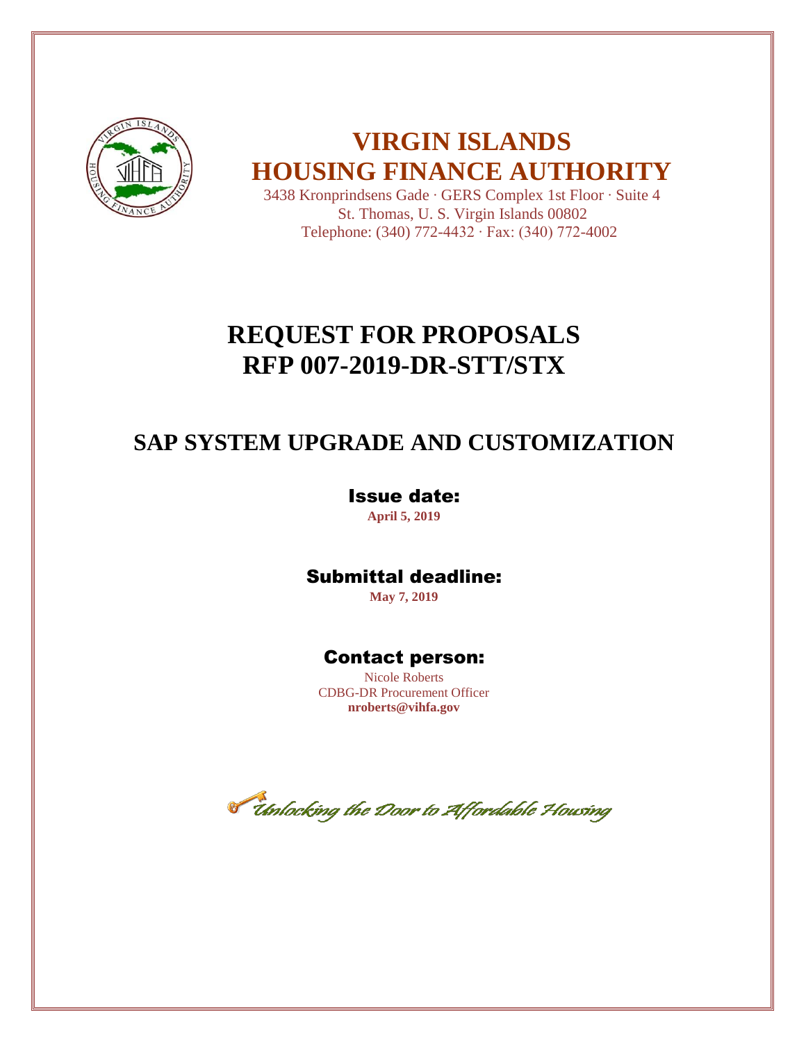# VIRGIN ISLANDS HOUSING FINANCE AUTHORITY

3438 Kronprindsens Gade · GERS Complex 1st Floor · Suite 4
St. Thomas, U. S. Virgin Islands 00802
Telephone: (340) 772-4432 · Fax: (340) 772-4002

# REQUEST FOR PROPOSALS
# RFP 007-2019-DR-STT/STX

## SAP SYSTEM UPGRADE AND CUSTOMIZATION

### Issue date:

**April 5, 2019**

### Submittal deadline:

**May 7, 2019**

### Contact person:

Nicole Roberts
CDBG-DR Procurement Officer
**nroberts@vihfa.gov**

*Unlocking the Door to Affordable Housing*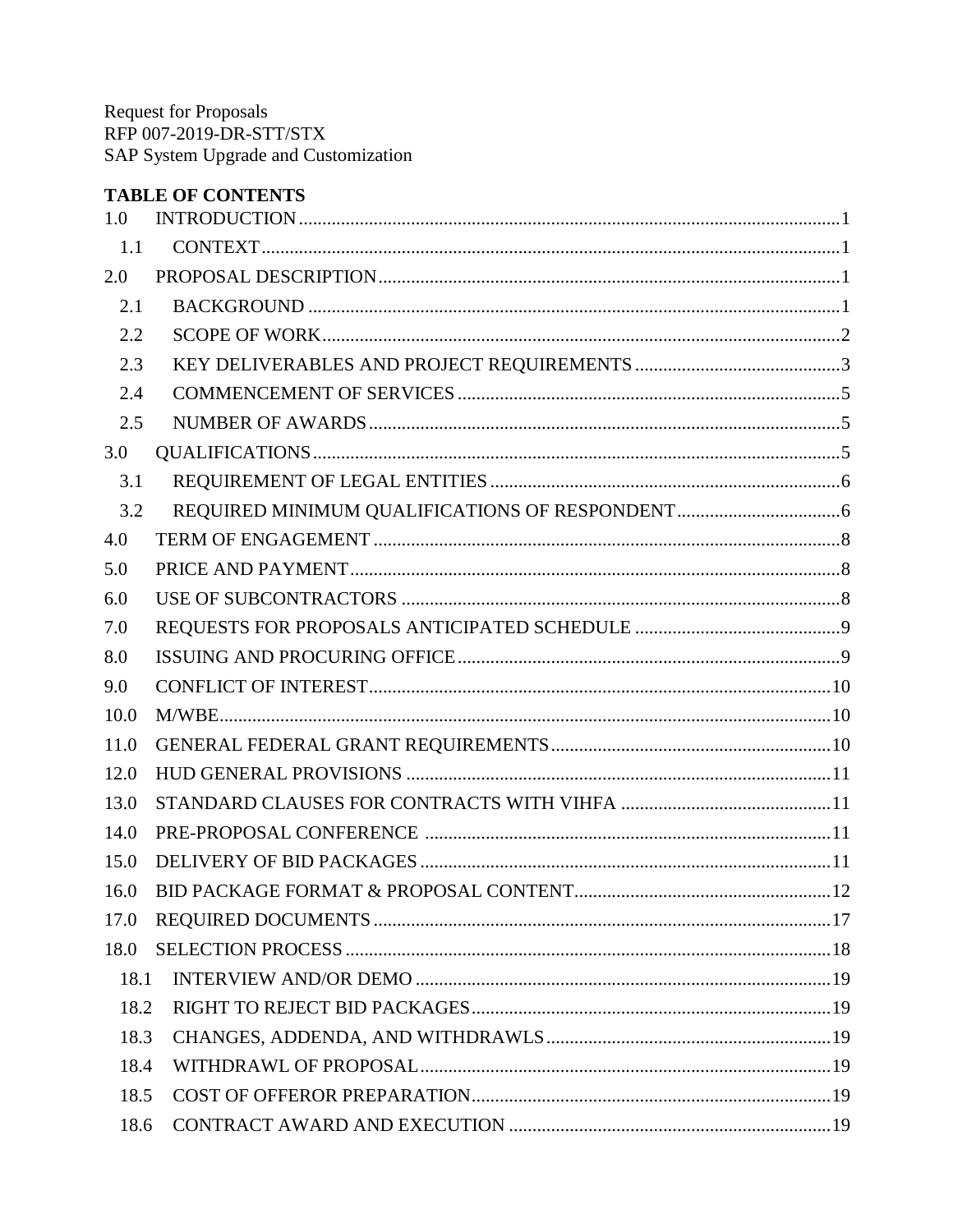Request for Proposals
RFP 007-2019-DR-STT/STX
SAP System Upgrade and Customization

**TABLE OF CONTENTS**

| | | |
|---|---|---|
| 1.0 | INTRODUCTION | 1 |
| 1.1 | CONTEXT | 1 |
| 2.0 | PROPOSAL DESCRIPTION | 1 |
| 2.1 | BACKGROUND | 1 |
| 2.2 | SCOPE OF WORK | 2 |
| 2.3 | KEY DELIVERABLES AND PROJECT REQUIREMENTS | 3 |
| 2.4 | COMMENCEMENT OF SERVICES | 5 |
| 2.5 | NUMBER OF AWARDS | 5 |
| 3.0 | QUALIFICATIONS | 5 |
| 3.1 | REQUIREMENT OF LEGAL ENTITIES | 6 |
| 3.2 | REQUIRED MINIMUM QUALIFICATIONS OF RESPONDENT | 6 |
| 4.0 | TERM OF ENGAGEMENT | 8 |
| 5.0 | PRICE AND PAYMENT | 8 |
| 6.0 | USE OF SUBCONTRACTORS | 8 |
| 7.0 | REQUESTS FOR PROPOSALS ANTICIPATED SCHEDULE | 9 |
| 8.0 | ISSUING AND PROCURING OFFICE | 9 |
| 9.0 | CONFLICT OF INTEREST | 10 |
| 10.0 | M/WBE | 10 |
| 11.0 | GENERAL FEDERAL GRANT REQUIREMENTS | 10 |
| 12.0 | HUD GENERAL PROVISIONS | 11 |
| 13.0 | STANDARD CLAUSES FOR CONTRACTS WITH VIHFA | 11 |
| 14.0 | PRE-PROPOSAL CONFERENCE | 11 |
| 15.0 | DELIVERY OF BID PACKAGES | 11 |
| 16.0 | BID PACKAGE FORMAT & PROPOSAL CONTENT | 12 |
| 17.0 | REQUIRED DOCUMENTS | 17 |
| 18.0 | SELECTION PROCESS | 18 |
| 18.1 | INTERVIEW AND/OR DEMO | 19 |
| 18.2 | RIGHT TO REJECT BID PACKAGES | 19 |
| 18.3 | CHANGES, ADDENDA, AND WITHDRAWLS | 19 |
| 18.4 | WITHDRAWL OF PROPOSAL | 19 |
| 18.5 | COST OF OFFEROR PREPARATION | 19 |
| 18.6 | CONTRACT AWARD AND EXECUTION | 19 |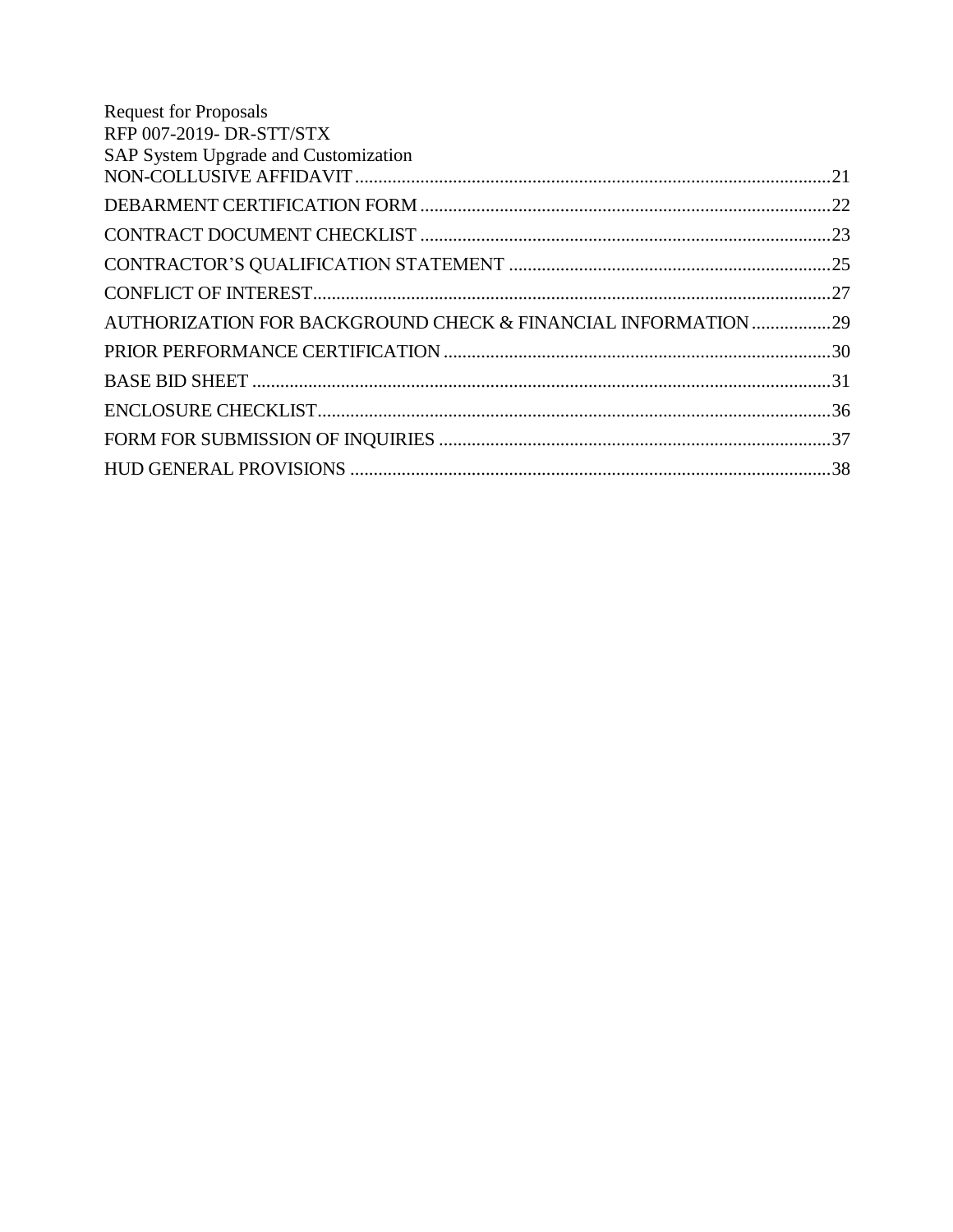NON-COLLUSIVE AFFIDAVIT ........................................................................................................21

DEBARMENT CERTIFICATION FORM ..........................................................................................22

CONTRACT DOCUMENT CHECKLIST ..........................................................................................23

CONTRACTOR'S QUALIFICATION STATEMENT ......................................................................25

CONFLICT OF INTEREST...............................................................................................................27

AUTHORIZATION FOR BACKGROUND CHECK & FINANCIAL INFORMATION .................29

PRIOR PERFORMANCE CERTIFICATION ...................................................................................30

BASE BID SHEET ..............................................................................................................................31

ENCLOSURE CHECKLIST...............................................................................................................36

FORM FOR SUBMISSION OF INQUIRIES .....................................................................................37

HUD GENERAL PROVISIONS .........................................................................................................38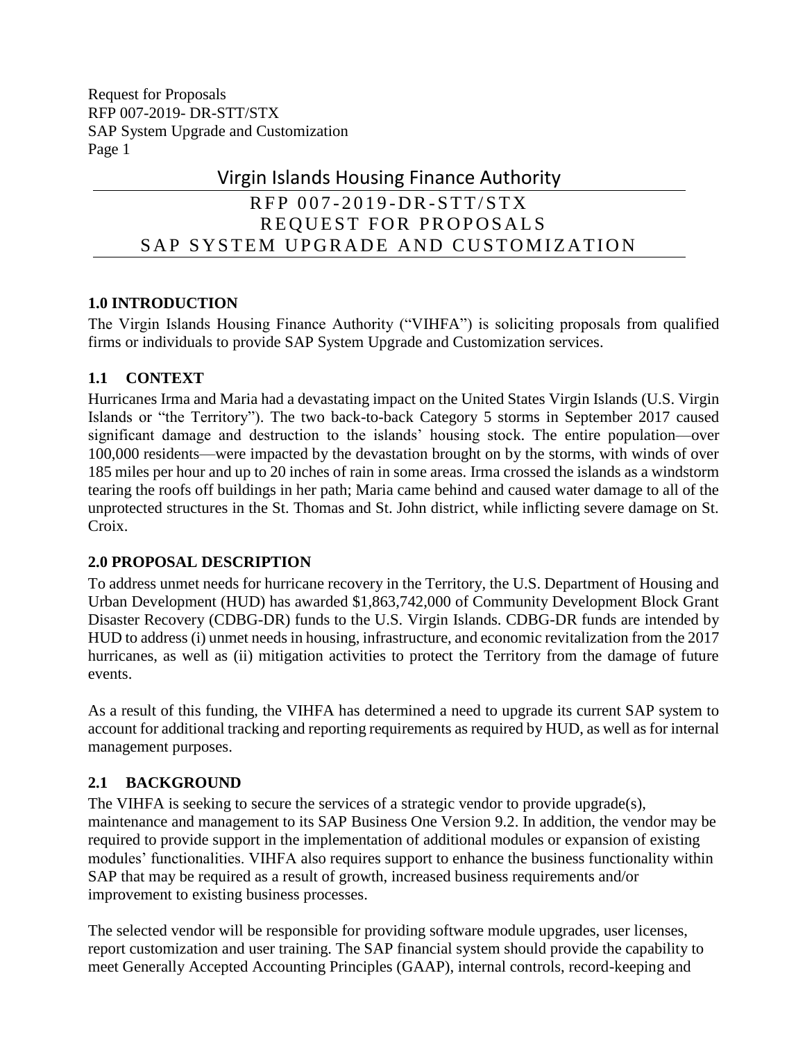# Virgin Islands Housing Finance Authority

## RFP 007-2019-DR-STT/STX REQUEST FOR PROPOSALS SAP SYSTEM UPGRADE AND CUSTOMIZATION

### 1.0 INTRODUCTION

The Virgin Islands Housing Finance Authority ("VIHFA") is soliciting proposals from qualified firms or individuals to provide SAP System Upgrade and Customization services.

### 1.1 CONTEXT

Hurricanes Irma and Maria had a devastating impact on the United States Virgin Islands (U.S. Virgin Islands or "the Territory"). The two back-to-back Category 5 storms in September 2017 caused significant damage and destruction to the islands' housing stock. The entire population—over 100,000 residents—were impacted by the devastation brought on by the storms, with winds of over 185 miles per hour and up to 20 inches of rain in some areas. Irma crossed the islands as a windstorm tearing the roofs off buildings in her path; Maria came behind and caused water damage to all of the unprotected structures in the St. Thomas and St. John district, while inflicting severe damage on St. Croix.

### 2.0 PROPOSAL DESCRIPTION

To address unmet needs for hurricane recovery in the Territory, the U.S. Department of Housing and Urban Development (HUD) has awarded $1,863,742,000 of Community Development Block Grant Disaster Recovery (CDBG-DR) funds to the U.S. Virgin Islands. CDBG-DR funds are intended by HUD to address (i) unmet needs in housing, infrastructure, and economic revitalization from the 2017 hurricanes, as well as (ii) mitigation activities to protect the Territory from the damage of future events.

As a result of this funding, the VIHFA has determined a need to upgrade its current SAP system to account for additional tracking and reporting requirements as required by HUD, as well as for internal management purposes.

### 2.1 BACKGROUND

The VIHFA is seeking to secure the services of a strategic vendor to provide upgrade(s), maintenance and management to its SAP Business One Version 9.2. In addition, the vendor may be required to provide support in the implementation of additional modules or expansion of existing modules' functionalities. VIHFA also requires support to enhance the business functionality within SAP that may be required as a result of growth, increased business requirements and/or improvement to existing business processes.

The selected vendor will be responsible for providing software module upgrades, user licenses, report customization and user training. The SAP financial system should provide the capability to meet Generally Accepted Accounting Principles (GAAP), internal controls, record-keeping and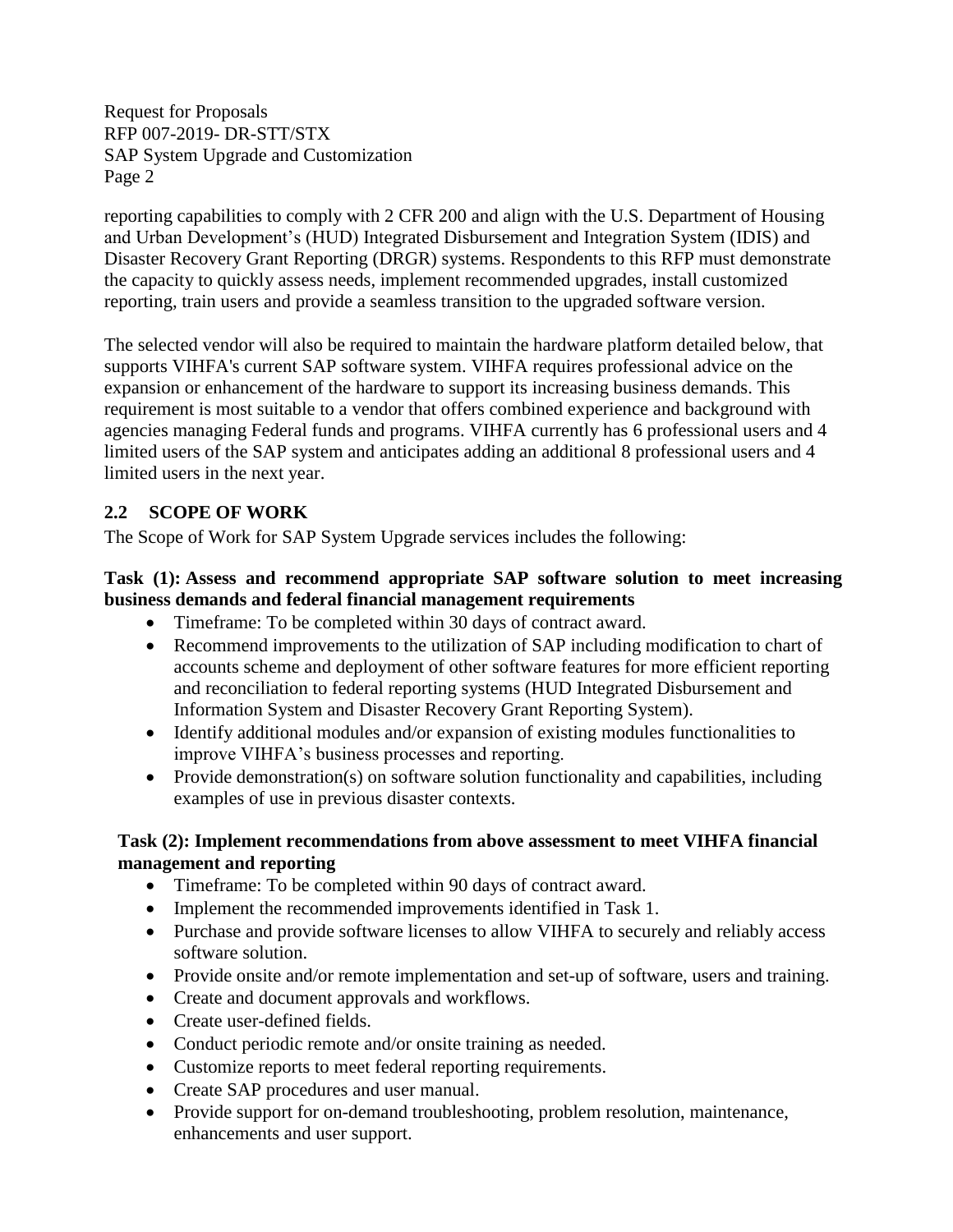reporting capabilities to comply with 2 CFR 200 and align with the U.S. Department of Housing and Urban Development's (HUD) Integrated Disbursement and Integration System (IDIS) and Disaster Recovery Grant Reporting (DRGR) systems. Respondents to this RFP must demonstrate the capacity to quickly assess needs, implement recommended upgrades, install customized reporting, train users and provide a seamless transition to the upgraded software version.

The selected vendor will also be required to maintain the hardware platform detailed below, that supports VIHFA's current SAP software system. VIHFA requires professional advice on the expansion or enhancement of the hardware to support its increasing business demands. This requirement is most suitable to a vendor that offers combined experience and background with agencies managing Federal funds and programs. VIHFA currently has 6 professional users and 4 limited users of the SAP system and anticipates adding an additional 8 professional users and 4 limited users in the next year.

## 2.2 SCOPE OF WORK

The Scope of Work for SAP System Upgrade services includes the following:

**Task (1): Assess and recommend appropriate SAP software solution to meet increasing business demands and federal financial management requirements**

- Timeframe: To be completed within 30 days of contract award.
- Recommend improvements to the utilization of SAP including modification to chart of accounts scheme and deployment of other software features for more efficient reporting and reconciliation to federal reporting systems (HUD Integrated Disbursement and Information System and Disaster Recovery Grant Reporting System).
- Identify additional modules and/or expansion of existing modules functionalities to improve VIHFA's business processes and reporting.
- Provide demonstration(s) on software solution functionality and capabilities, including examples of use in previous disaster contexts.

**Task (2): Implement recommendations from above assessment to meet VIHFA financial management and reporting**

- Timeframe: To be completed within 90 days of contract award.
- Implement the recommended improvements identified in Task 1.
- Purchase and provide software licenses to allow VIHFA to securely and reliably access software solution.
- Provide onsite and/or remote implementation and set-up of software, users and training.
- Create and document approvals and workflows.
- Create user-defined fields.
- Conduct periodic remote and/or onsite training as needed.
- Customize reports to meet federal reporting requirements.
- Create SAP procedures and user manual.
- Provide support for on-demand troubleshooting, problem resolution, maintenance, enhancements and user support.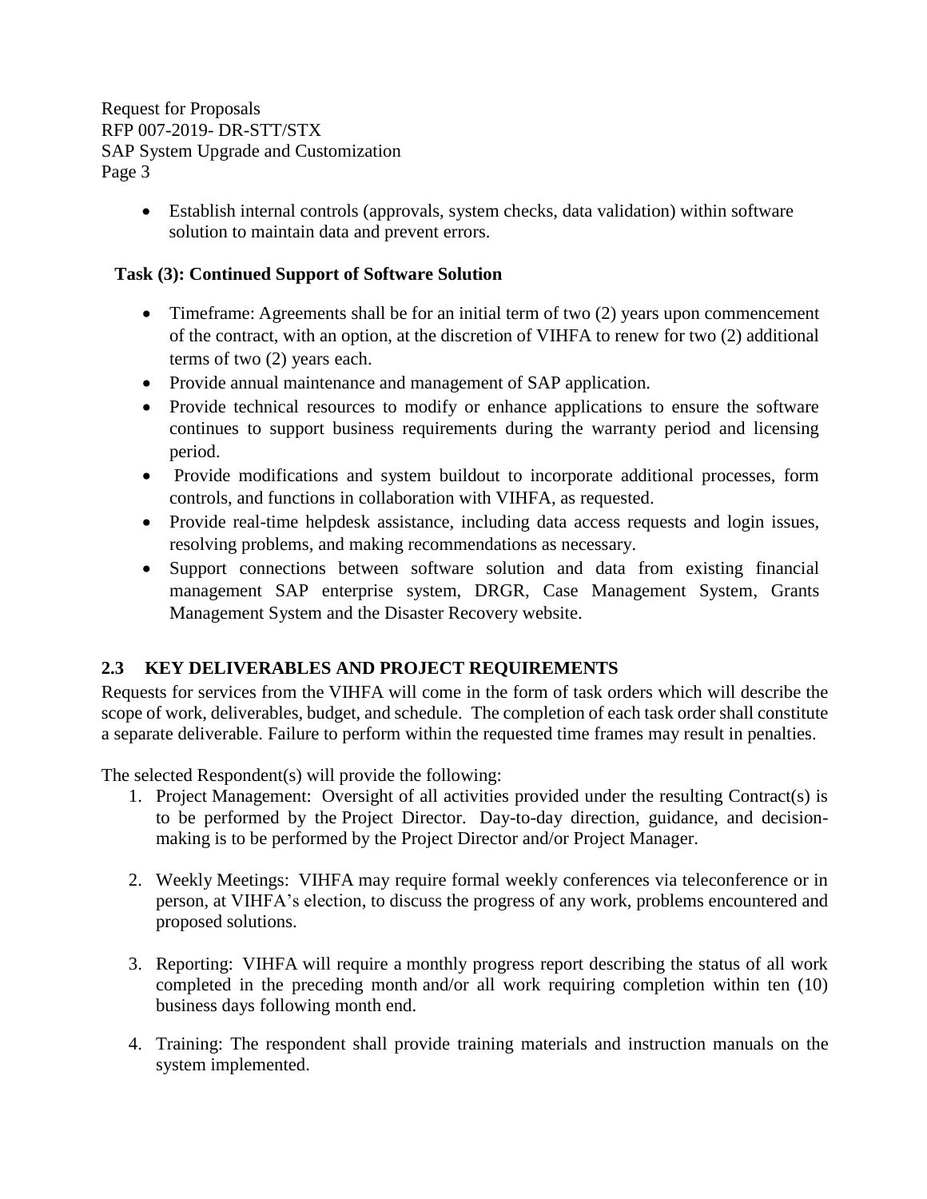- Establish internal controls (approvals, system checks, data validation) within software solution to maintain data and prevent errors.

**Task (3): Continued Support of Software Solution**

- Timeframe: Agreements shall be for an initial term of two (2) years upon commencement of the contract, with an option, at the discretion of VIHFA to renew for two (2) additional terms of two (2) years each.
- Provide annual maintenance and management of SAP application.
- Provide technical resources to modify or enhance applications to ensure the software continues to support business requirements during the warranty period and licensing period.
- Provide modifications and system buildout to incorporate additional processes, form controls, and functions in collaboration with VIHFA, as requested.
- Provide real-time helpdesk assistance, including data access requests and login issues, resolving problems, and making recommendations as necessary.
- Support connections between software solution and data from existing financial management SAP enterprise system, DRGR, Case Management System, Grants Management System and the Disaster Recovery website.

## 2.3 KEY DELIVERABLES AND PROJECT REQUIREMENTS

Requests for services from the VIHFA will come in the form of task orders which will describe the scope of work, deliverables, budget, and schedule. The completion of each task order shall constitute a separate deliverable. Failure to perform within the requested time frames may result in penalties.

The selected Respondent(s) will provide the following:

1. Project Management: Oversight of all activities provided under the resulting Contract(s) is to be performed by the Project Director. Day-to-day direction, guidance, and decision-making is to be performed by the Project Director and/or Project Manager.

2. Weekly Meetings: VIHFA may require formal weekly conferences via teleconference or in person, at VIHFA's election, to discuss the progress of any work, problems encountered and proposed solutions.

3. Reporting: VIHFA will require a monthly progress report describing the status of all work completed in the preceding month and/or all work requiring completion within ten (10) business days following month end.

4. Training: The respondent shall provide training materials and instruction manuals on the system implemented.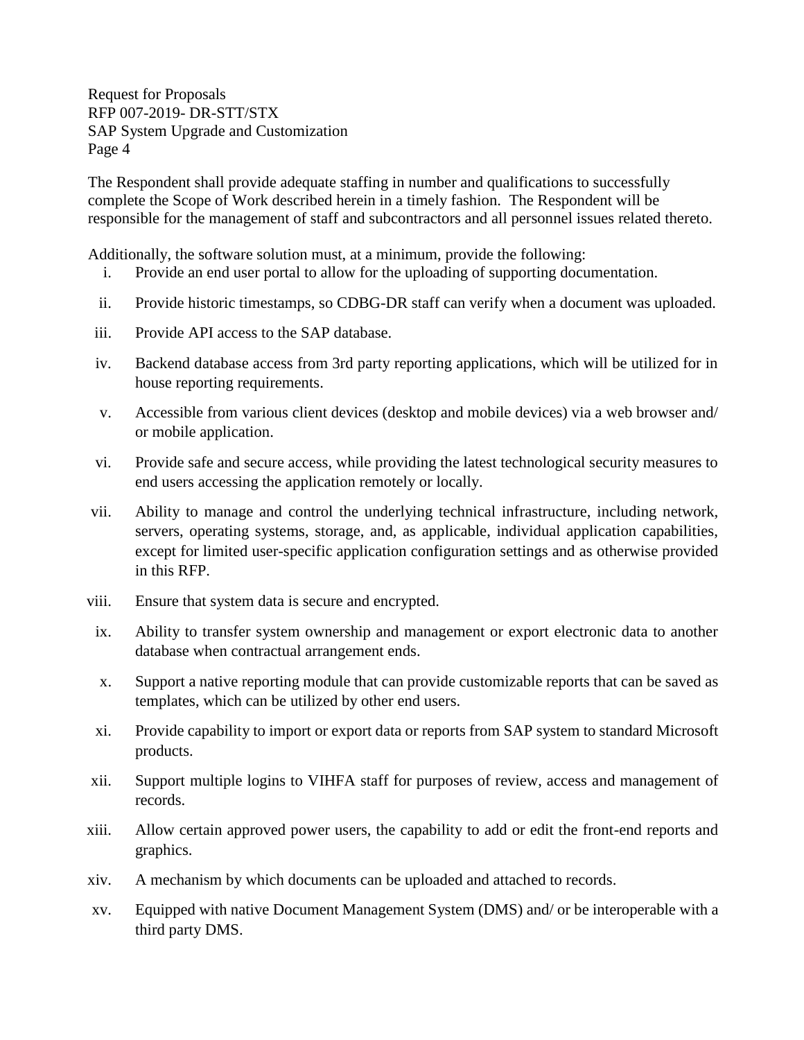The Respondent shall provide adequate staffing in number and qualifications to successfully complete the Scope of Work described herein in a timely fashion. The Respondent will be responsible for the management of staff and subcontractors and all personnel issues related thereto.

Additionally, the software solution must, at a minimum, provide the following:

i. Provide an end user portal to allow for the uploading of supporting documentation.

ii. Provide historic timestamps, so CDBG-DR staff can verify when a document was uploaded.

iii. Provide API access to the SAP database.

iv. Backend database access from 3rd party reporting applications, which will be utilized for in house reporting requirements.

v. Accessible from various client devices (desktop and mobile devices) via a web browser and/ or mobile application.

vi. Provide safe and secure access, while providing the latest technological security measures to end users accessing the application remotely or locally.

vii. Ability to manage and control the underlying technical infrastructure, including network, servers, operating systems, storage, and, as applicable, individual application capabilities, except for limited user-specific application configuration settings and as otherwise provided in this RFP.

viii. Ensure that system data is secure and encrypted.

ix. Ability to transfer system ownership and management or export electronic data to another database when contractual arrangement ends.

x. Support a native reporting module that can provide customizable reports that can be saved as templates, which can be utilized by other end users.

xi. Provide capability to import or export data or reports from SAP system to standard Microsoft products.

xii. Support multiple logins to VIHFA staff for purposes of review, access and management of records.

xiii. Allow certain approved power users, the capability to add or edit the front-end reports and graphics.

xiv. A mechanism by which documents can be uploaded and attached to records.

xv. Equipped with native Document Management System (DMS) and/ or be interoperable with a third party DMS.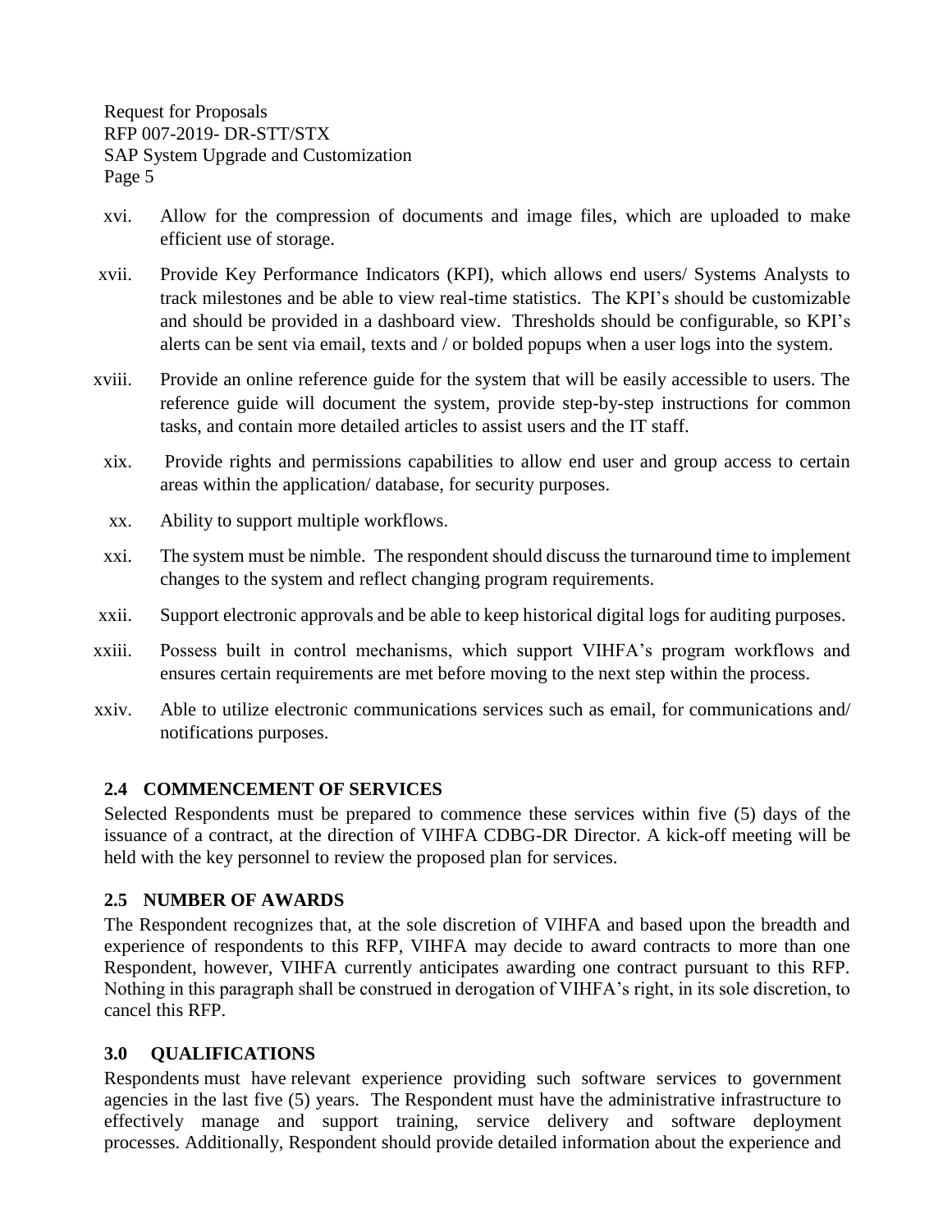xvi. Allow for the compression of documents and image files, which are uploaded to make efficient use of storage.

xvii. Provide Key Performance Indicators (KPI), which allows end users/ Systems Analysts to track milestones and be able to view real-time statistics. The KPI's should be customizable and should be provided in a dashboard view. Thresholds should be configurable, so KPI's alerts can be sent via email, texts and / or bolded popups when a user logs into the system.

xviii. Provide an online reference guide for the system that will be easily accessible to users. The reference guide will document the system, provide step-by-step instructions for common tasks, and contain more detailed articles to assist users and the IT staff.

xix. Provide rights and permissions capabilities to allow end user and group access to certain areas within the application/ database, for security purposes.

xx. Ability to support multiple workflows.

xxi. The system must be nimble. The respondent should discuss the turnaround time to implement changes to the system and reflect changing program requirements.

xxii. Support electronic approvals and be able to keep historical digital logs for auditing purposes.

xxiii. Possess built in control mechanisms, which support VIHFA's program workflows and ensures certain requirements are met before moving to the next step within the process.

xxiv. Able to utilize electronic communications services such as email, for communications and/ notifications purposes.

## 2.4 COMMENCEMENT OF SERVICES

Selected Respondents must be prepared to commence these services within five (5) days of the issuance of a contract, at the direction of VIHFA CDBG-DR Director. A kick-off meeting will be held with the key personnel to review the proposed plan for services.

## 2.5 NUMBER OF AWARDS

The Respondent recognizes that, at the sole discretion of VIHFA and based upon the breadth and experience of respondents to this RFP, VIHFA may decide to award contracts to more than one Respondent, however, VIHFA currently anticipates awarding one contract pursuant to this RFP. Nothing in this paragraph shall be construed in derogation of VIHFA's right, in its sole discretion, to cancel this RFP.

## 3.0 QUALIFICATIONS

Respondents must have relevant experience providing such software services to government agencies in the last five (5) years. The Respondent must have the administrative infrastructure to effectively manage and support training, service delivery and software deployment processes. Additionally, Respondent should provide detailed information about the experience and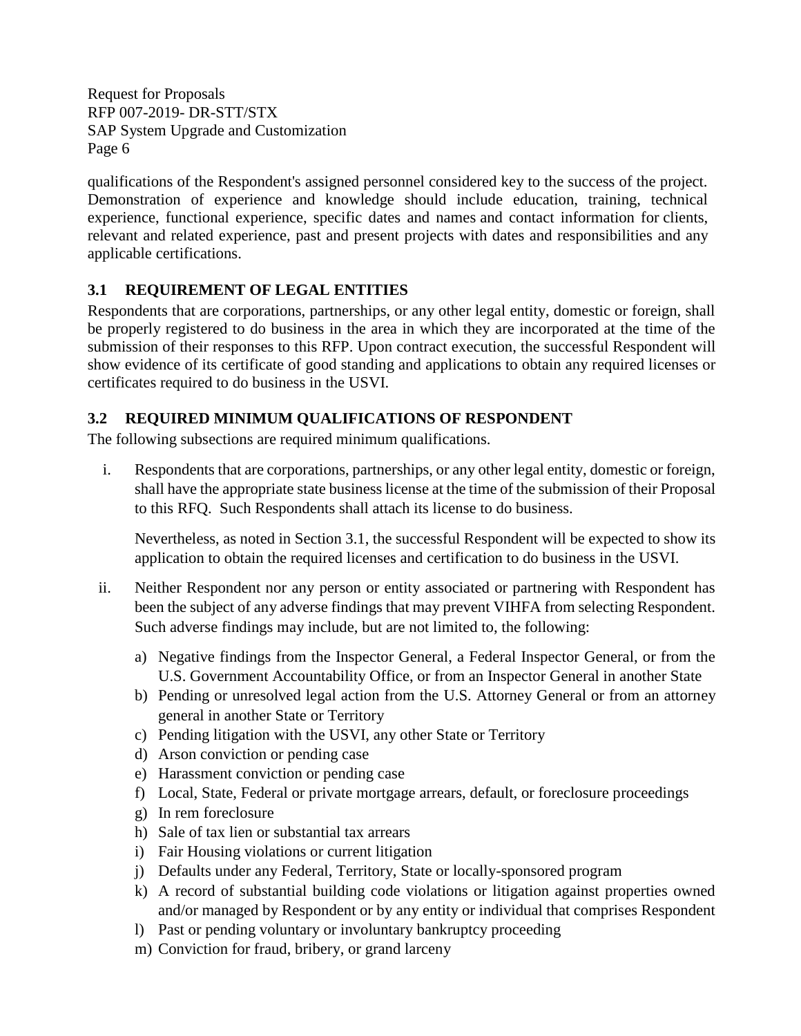qualifications of the Respondent's assigned personnel considered key to the success of the project. Demonstration of experience and knowledge should include education, training, technical experience, functional experience, specific dates and names and contact information for clients, relevant and related experience, past and present projects with dates and responsibilities and any applicable certifications.

### 3.1 REQUIREMENT OF LEGAL ENTITIES

Respondents that are corporations, partnerships, or any other legal entity, domestic or foreign, shall be properly registered to do business in the area in which they are incorporated at the time of the submission of their responses to this RFP. Upon contract execution, the successful Respondent will show evidence of its certificate of good standing and applications to obtain any required licenses or certificates required to do business in the USVI.

### 3.2 REQUIRED MINIMUM QUALIFICATIONS OF RESPONDENT

The following subsections are required minimum qualifications.

i. Respondents that are corporations, partnerships, or any other legal entity, domestic or foreign, shall have the appropriate state business license at the time of the submission of their Proposal to this RFQ. Such Respondents shall attach its license to do business.

   Nevertheless, as noted in Section 3.1, the successful Respondent will be expected to show its application to obtain the required licenses and certification to do business in the USVI.

ii. Neither Respondent nor any person or entity associated or partnering with Respondent has been the subject of any adverse findings that may prevent VIHFA from selecting Respondent. Such adverse findings may include, but are not limited to, the following:

   a) Negative findings from the Inspector General, a Federal Inspector General, or from the U.S. Government Accountability Office, or from an Inspector General in another State
   b) Pending or unresolved legal action from the U.S. Attorney General or from an attorney general in another State or Territory
   c) Pending litigation with the USVI, any other State or Territory
   d) Arson conviction or pending case
   e) Harassment conviction or pending case
   f) Local, State, Federal or private mortgage arrears, default, or foreclosure proceedings
   g) In rem foreclosure
   h) Sale of tax lien or substantial tax arrears
   i) Fair Housing violations or current litigation
   j) Defaults under any Federal, Territory, State or locally-sponsored program
   k) A record of substantial building code violations or litigation against properties owned and/or managed by Respondent or by any entity or individual that comprises Respondent
   l) Past or pending voluntary or involuntary bankruptcy proceeding
   m) Conviction for fraud, bribery, or grand larceny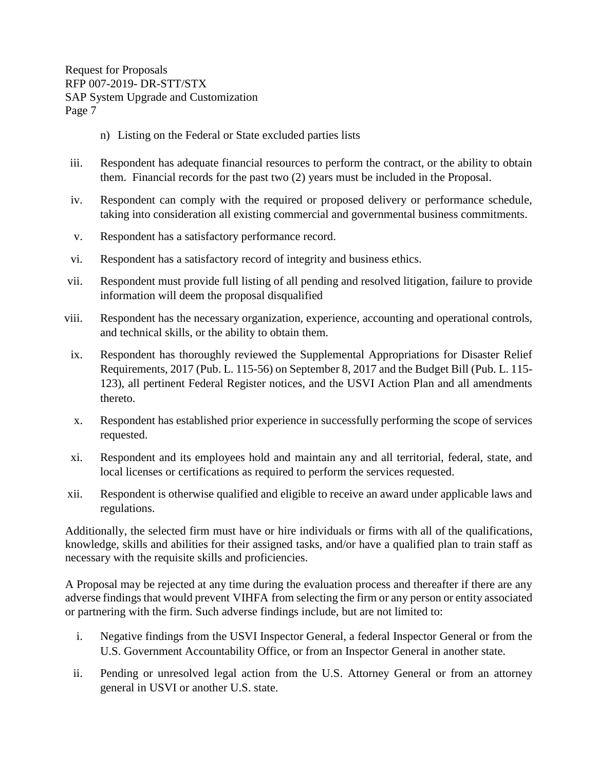n) Listing on the Federal or State excluded parties lists

iii. Respondent has adequate financial resources to perform the contract, or the ability to obtain them. Financial records for the past two (2) years must be included in the Proposal.

iv. Respondent can comply with the required or proposed delivery or performance schedule, taking into consideration all existing commercial and governmental business commitments.

v. Respondent has a satisfactory performance record.

vi. Respondent has a satisfactory record of integrity and business ethics.

vii. Respondent must provide full listing of all pending and resolved litigation, failure to provide information will deem the proposal disqualified

viii. Respondent has the necessary organization, experience, accounting and operational controls, and technical skills, or the ability to obtain them.

ix. Respondent has thoroughly reviewed the Supplemental Appropriations for Disaster Relief Requirements, 2017 (Pub. L. 115-56) on September 8, 2017 and the Budget Bill (Pub. L. 115-123), all pertinent Federal Register notices, and the USVI Action Plan and all amendments thereto.

x. Respondent has established prior experience in successfully performing the scope of services requested.

xi. Respondent and its employees hold and maintain any and all territorial, federal, state, and local licenses or certifications as required to perform the services requested.

xii. Respondent is otherwise qualified and eligible to receive an award under applicable laws and regulations.

Additionally, the selected firm must have or hire individuals or firms with all of the qualifications, knowledge, skills and abilities for their assigned tasks, and/or have a qualified plan to train staff as necessary with the requisite skills and proficiencies.

A Proposal may be rejected at any time during the evaluation process and thereafter if there are any adverse findings that would prevent VIHFA from selecting the firm or any person or entity associated or partnering with the firm. Such adverse findings include, but are not limited to:

i. Negative findings from the USVI Inspector General, a federal Inspector General or from the U.S. Government Accountability Office, or from an Inspector General in another state.

ii. Pending or unresolved legal action from the U.S. Attorney General or from an attorney general in USVI or another U.S. state.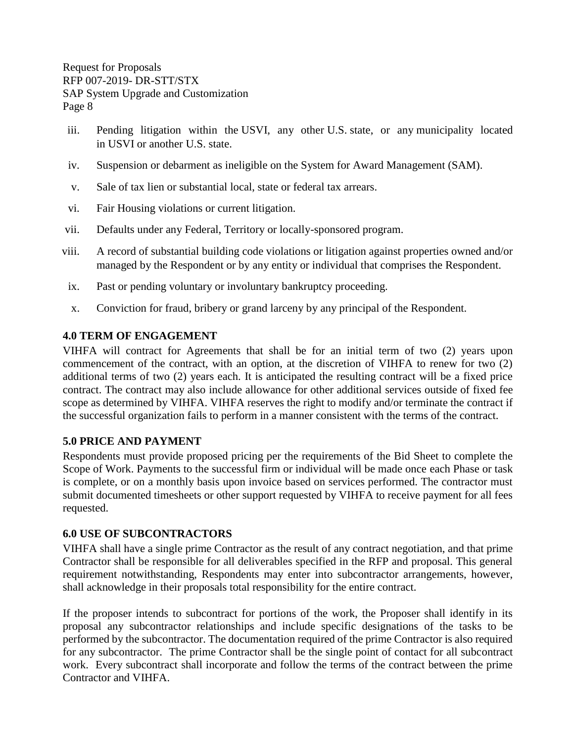iii. Pending litigation within the USVI, any other U.S. state, or any municipality located in USVI or another U.S. state.

iv. Suspension or debarment as ineligible on the System for Award Management (SAM).

v. Sale of tax lien or substantial local, state or federal tax arrears.

vi. Fair Housing violations or current litigation.

vii. Defaults under any Federal, Territory or locally-sponsored program.

viii. A record of substantial building code violations or litigation against properties owned and/or managed by the Respondent or by any entity or individual that comprises the Respondent.

ix. Past or pending voluntary or involuntary bankruptcy proceeding.

x. Conviction for fraud, bribery or grand larceny by any principal of the Respondent.

## 4.0 TERM OF ENGAGEMENT

VIHFA will contract for Agreements that shall be for an initial term of two (2) years upon commencement of the contract, with an option, at the discretion of VIHFA to renew for two (2) additional terms of two (2) years each. It is anticipated the resulting contract will be a fixed price contract. The contract may also include allowance for other additional services outside of fixed fee scope as determined by VIHFA. VIHFA reserves the right to modify and/or terminate the contract if the successful organization fails to perform in a manner consistent with the terms of the contract.

## 5.0 PRICE AND PAYMENT

Respondents must provide proposed pricing per the requirements of the Bid Sheet to complete the Scope of Work. Payments to the successful firm or individual will be made once each Phase or task is complete, or on a monthly basis upon invoice based on services performed. The contractor must submit documented timesheets or other support requested by VIHFA to receive payment for all fees requested.

## 6.0 USE OF SUBCONTRACTORS

VIHFA shall have a single prime Contractor as the result of any contract negotiation, and that prime Contractor shall be responsible for all deliverables specified in the RFP and proposal. This general requirement notwithstanding, Respondents may enter into subcontractor arrangements, however, shall acknowledge in their proposals total responsibility for the entire contract.

If the proposer intends to subcontract for portions of the work, the Proposer shall identify in its proposal any subcontractor relationships and include specific designations of the tasks to be performed by the subcontractor. The documentation required of the prime Contractor is also required for any subcontractor. The prime Contractor shall be the single point of contact for all subcontract work. Every subcontract shall incorporate and follow the terms of the contract between the prime Contractor and VIHFA.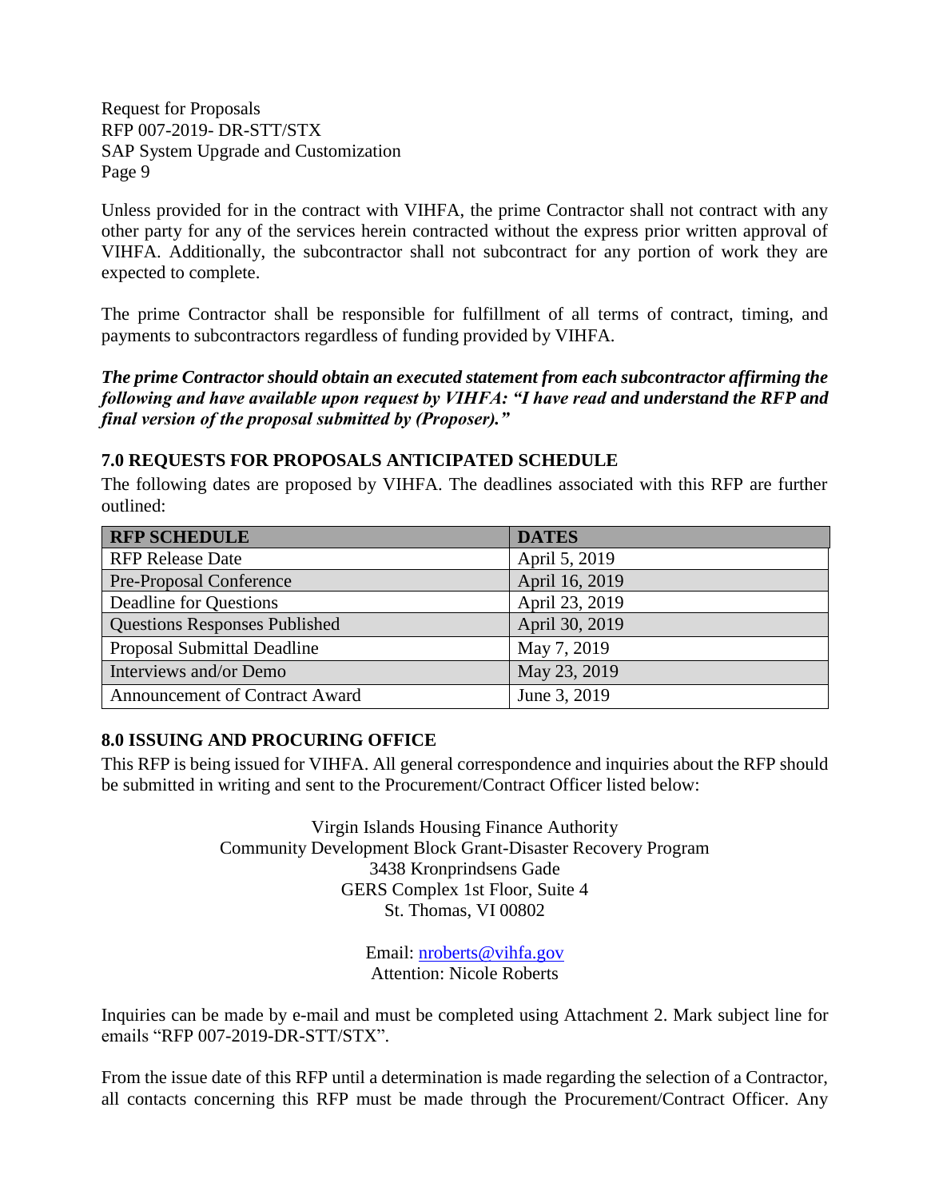Unless provided for in the contract with VIHFA, the prime Contractor shall not contract with any other party for any of the services herein contracted without the express prior written approval of VIHFA. Additionally, the subcontractor shall not subcontract for any portion of work they are expected to complete.

The prime Contractor shall be responsible for fulfillment of all terms of contract, timing, and payments to subcontractors regardless of funding provided by VIHFA.

***The prime Contractor should obtain an executed statement from each subcontractor affirming the following and have available upon request by VIHFA: "I have read and understand the RFP and final version of the proposal submitted by (Proposer)."***

## 7.0 REQUESTS FOR PROPOSALS ANTICIPATED SCHEDULE

The following dates are proposed by VIHFA. The deadlines associated with this RFP are further outlined:

| RFP SCHEDULE | DATES |
|---|---|
| RFP Release Date | April 5, 2019 |
| Pre-Proposal Conference | April 16, 2019 |
| Deadline for Questions | April 23, 2019 |
| Questions Responses Published | April 30, 2019 |
| Proposal Submittal Deadline | May 7, 2019 |
| Interviews and/or Demo | May 23, 2019 |
| Announcement of Contract Award | June 3, 2019 |

## 8.0 ISSUING AND PROCURING OFFICE

This RFP is being issued for VIHFA. All general correspondence and inquiries about the RFP should be submitted in writing and sent to the Procurement/Contract Officer listed below:

Virgin Islands Housing Finance Authority
Community Development Block Grant-Disaster Recovery Program
3438 Kronprindsens Gade
GERS Complex 1st Floor, Suite 4
St. Thomas, VI 00802

Email: nroberts@vihfa.gov
Attention: Nicole Roberts

Inquiries can be made by e-mail and must be completed using Attachment 2. Mark subject line for emails "RFP 007-2019-DR-STT/STX".

From the issue date of this RFP until a determination is made regarding the selection of a Contractor, all contacts concerning this RFP must be made through the Procurement/Contract Officer. Any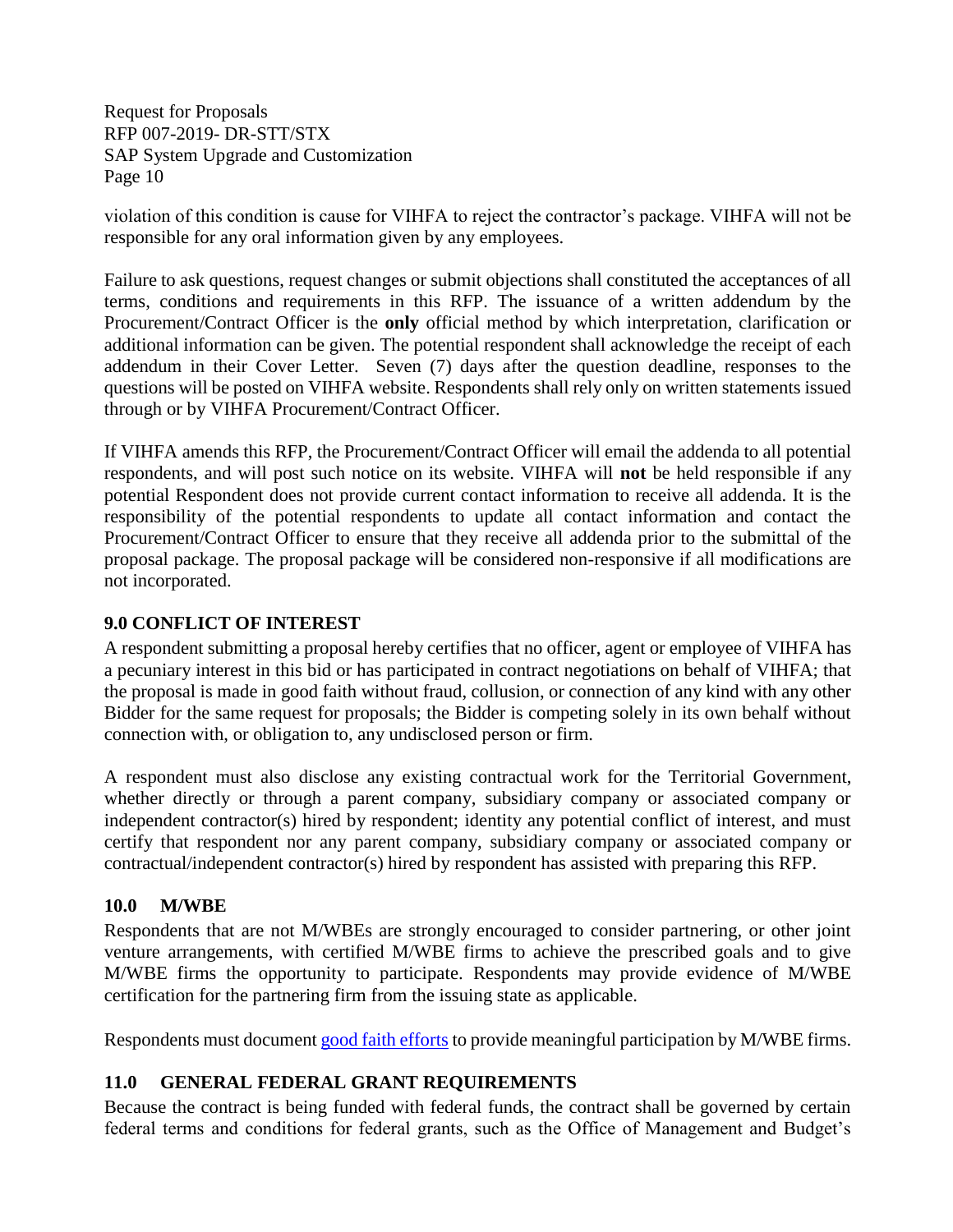violation of this condition is cause for VIHFA to reject the contractor's package. VIHFA will not be responsible for any oral information given by any employees.

Failure to ask questions, request changes or submit objections shall constituted the acceptances of all terms, conditions and requirements in this RFP. The issuance of a written addendum by the Procurement/Contract Officer is the **only** official method by which interpretation, clarification or additional information can be given. The potential respondent shall acknowledge the receipt of each addendum in their Cover Letter. Seven (7) days after the question deadline, responses to the questions will be posted on VIHFA website. Respondents shall rely only on written statements issued through or by VIHFA Procurement/Contract Officer.

If VIHFA amends this RFP, the Procurement/Contract Officer will email the addenda to all potential respondents, and will post such notice on its website. VIHFA will **not** be held responsible if any potential Respondent does not provide current contact information to receive all addenda. It is the responsibility of the potential respondents to update all contact information and contact the Procurement/Contract Officer to ensure that they receive all addenda prior to the submittal of the proposal package. The proposal package will be considered non-responsive if all modifications are not incorporated.

## 9.0 CONFLICT OF INTEREST

A respondent submitting a proposal hereby certifies that no officer, agent or employee of VIHFA has a pecuniary interest in this bid or has participated in contract negotiations on behalf of VIHFA; that the proposal is made in good faith without fraud, collusion, or connection of any kind with any other Bidder for the same request for proposals; the Bidder is competing solely in its own behalf without connection with, or obligation to, any undisclosed person or firm.

A respondent must also disclose any existing contractual work for the Territorial Government, whether directly or through a parent company, subsidiary company or associated company or independent contractor(s) hired by respondent; identity any potential conflict of interest, and must certify that respondent nor any parent company, subsidiary company or associated company or contractual/independent contractor(s) hired by respondent has assisted with preparing this RFP.

## 10.0 M/WBE

Respondents that are not M/WBEs are strongly encouraged to consider partnering, or other joint venture arrangements, with certified M/WBE firms to achieve the prescribed goals and to give M/WBE firms the opportunity to participate. Respondents may provide evidence of M/WBE certification for the partnering firm from the issuing state as applicable.

Respondents must document good faith efforts to provide meaningful participation by M/WBE firms.

## 11.0 GENERAL FEDERAL GRANT REQUIREMENTS

Because the contract is being funded with federal funds, the contract shall be governed by certain federal terms and conditions for federal grants, such as the Office of Management and Budget's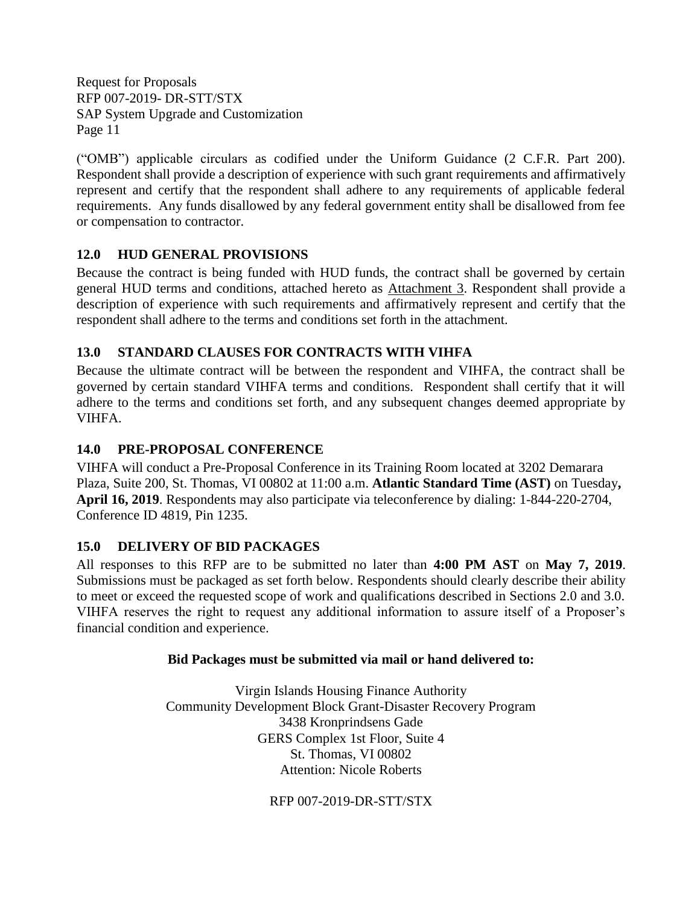("OMB") applicable circulars as codified under the Uniform Guidance (2 C.F.R. Part 200). Respondent shall provide a description of experience with such grant requirements and affirmatively represent and certify that the respondent shall adhere to any requirements of applicable federal requirements. Any funds disallowed by any federal government entity shall be disallowed from fee or compensation to contractor.

## 12.0 HUD GENERAL PROVISIONS

Because the contract is being funded with HUD funds, the contract shall be governed by certain general HUD terms and conditions, attached hereto as Attachment 3. Respondent shall provide a description of experience with such requirements and affirmatively represent and certify that the respondent shall adhere to the terms and conditions set forth in the attachment.

## 13.0 STANDARD CLAUSES FOR CONTRACTS WITH VIHFA

Because the ultimate contract will be between the respondent and VIHFA, the contract shall be governed by certain standard VIHFA terms and conditions. Respondent shall certify that it will adhere to the terms and conditions set forth, and any subsequent changes deemed appropriate by VIHFA.

## 14.0 PRE-PROPOSAL CONFERENCE

VIHFA will conduct a Pre-Proposal Conference in its Training Room located at 3202 Demarara Plaza, Suite 200, St. Thomas, VI 00802 at 11:00 a.m. **Atlantic Standard Time (AST)** on Tuesday**, April 16, 2019**. Respondents may also participate via teleconference by dialing: 1-844-220-2704, Conference ID 4819, Pin 1235.

## 15.0 DELIVERY OF BID PACKAGES

All responses to this RFP are to be submitted no later than **4:00 PM AST** on **May 7, 2019**. Submissions must be packaged as set forth below. Respondents should clearly describe their ability to meet or exceed the requested scope of work and qualifications described in Sections 2.0 and 3.0. VIHFA reserves the right to request any additional information to assure itself of a Proposer's financial condition and experience.

**Bid Packages must be submitted via mail or hand delivered to:**

Virgin Islands Housing Finance Authority
Community Development Block Grant-Disaster Recovery Program
3438 Kronprindsens Gade
GERS Complex 1st Floor, Suite 4
St. Thomas, VI 00802
Attention: Nicole Roberts

RFP 007-2019-DR-STT/STX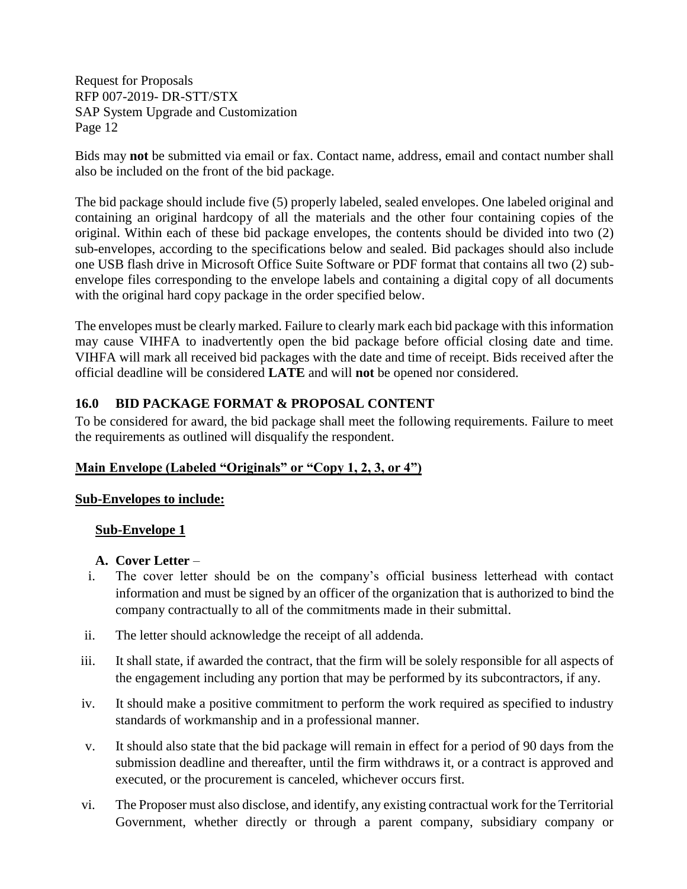Bids may **not** be submitted via email or fax. Contact name, address, email and contact number shall also be included on the front of the bid package.

The bid package should include five (5) properly labeled, sealed envelopes. One labeled original and containing an original hardcopy of all the materials and the other four containing copies of the original. Within each of these bid package envelopes, the contents should be divided into two (2) sub-envelopes, according to the specifications below and sealed. Bid packages should also include one USB flash drive in Microsoft Office Suite Software or PDF format that contains all two (2) sub-envelope files corresponding to the envelope labels and containing a digital copy of all documents with the original hard copy package in the order specified below.

The envelopes must be clearly marked. Failure to clearly mark each bid package with this information may cause VIHFA to inadvertently open the bid package before official closing date and time. VIHFA will mark all received bid packages with the date and time of receipt. Bids received after the official deadline will be considered **LATE** and will **not** be opened nor considered.

## 16.0 BID PACKAGE FORMAT & PROPOSAL CONTENT

To be considered for award, the bid package shall meet the following requirements. Failure to meet the requirements as outlined will disqualify the respondent.

**Main Envelope (Labeled "Originals" or "Copy 1, 2, 3, or 4")**

**Sub-Envelopes to include:**

**Sub-Envelope 1**

**A. Cover Letter** –

i. The cover letter should be on the company's official business letterhead with contact information and must be signed by an officer of the organization that is authorized to bind the company contractually to all of the commitments made in their submittal.

ii. The letter should acknowledge the receipt of all addenda.

iii. It shall state, if awarded the contract, that the firm will be solely responsible for all aspects of the engagement including any portion that may be performed by its subcontractors, if any.

iv. It should make a positive commitment to perform the work required as specified to industry standards of workmanship and in a professional manner.

v. It should also state that the bid package will remain in effect for a period of 90 days from the submission deadline and thereafter, until the firm withdraws it, or a contract is approved and executed, or the procurement is canceled, whichever occurs first.

vi. The Proposer must also disclose, and identify, any existing contractual work for the Territorial Government, whether directly or through a parent company, subsidiary company or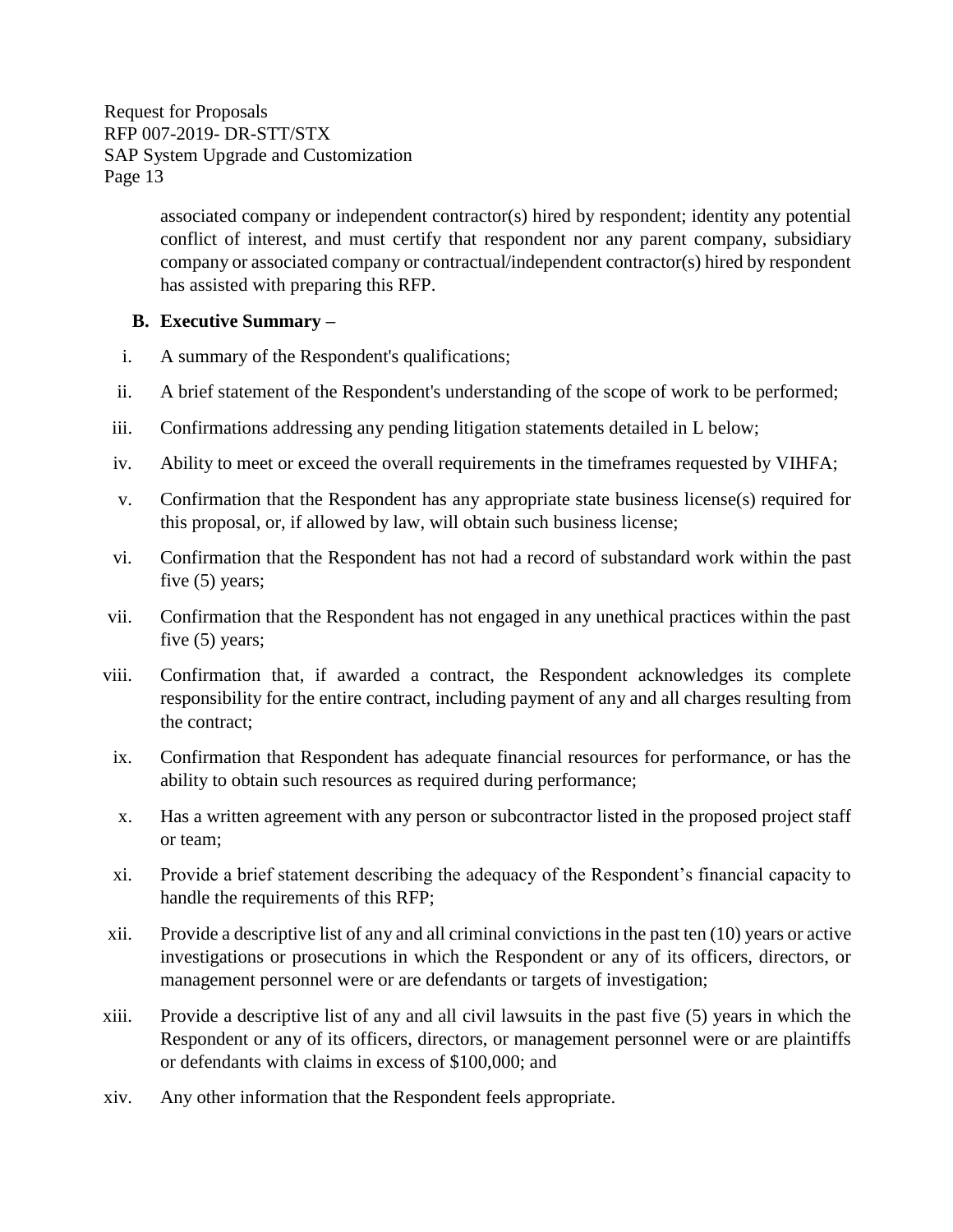associated company or independent contractor(s) hired by respondent; identity any potential conflict of interest, and must certify that respondent nor any parent company, subsidiary company or associated company or contractual/independent contractor(s) hired by respondent has assisted with preparing this RFP.

**B. Executive Summary –**

i. A summary of the Respondent's qualifications;

ii. A brief statement of the Respondent's understanding of the scope of work to be performed;

iii. Confirmations addressing any pending litigation statements detailed in L below;

iv. Ability to meet or exceed the overall requirements in the timeframes requested by VIHFA;

v. Confirmation that the Respondent has any appropriate state business license(s) required for this proposal, or, if allowed by law, will obtain such business license;

vi. Confirmation that the Respondent has not had a record of substandard work within the past five (5) years;

vii. Confirmation that the Respondent has not engaged in any unethical practices within the past five (5) years;

viii. Confirmation that, if awarded a contract, the Respondent acknowledges its complete responsibility for the entire contract, including payment of any and all charges resulting from the contract;

ix. Confirmation that Respondent has adequate financial resources for performance, or has the ability to obtain such resources as required during performance;

x. Has a written agreement with any person or subcontractor listed in the proposed project staff or team;

xi. Provide a brief statement describing the adequacy of the Respondent's financial capacity to handle the requirements of this RFP;

xii. Provide a descriptive list of any and all criminal convictions in the past ten (10) years or active investigations or prosecutions in which the Respondent or any of its officers, directors, or management personnel were or are defendants or targets of investigation;

xiii. Provide a descriptive list of any and all civil lawsuits in the past five (5) years in which the Respondent or any of its officers, directors, or management personnel were or are plaintiffs or defendants with claims in excess of $100,000; and

xiv. Any other information that the Respondent feels appropriate.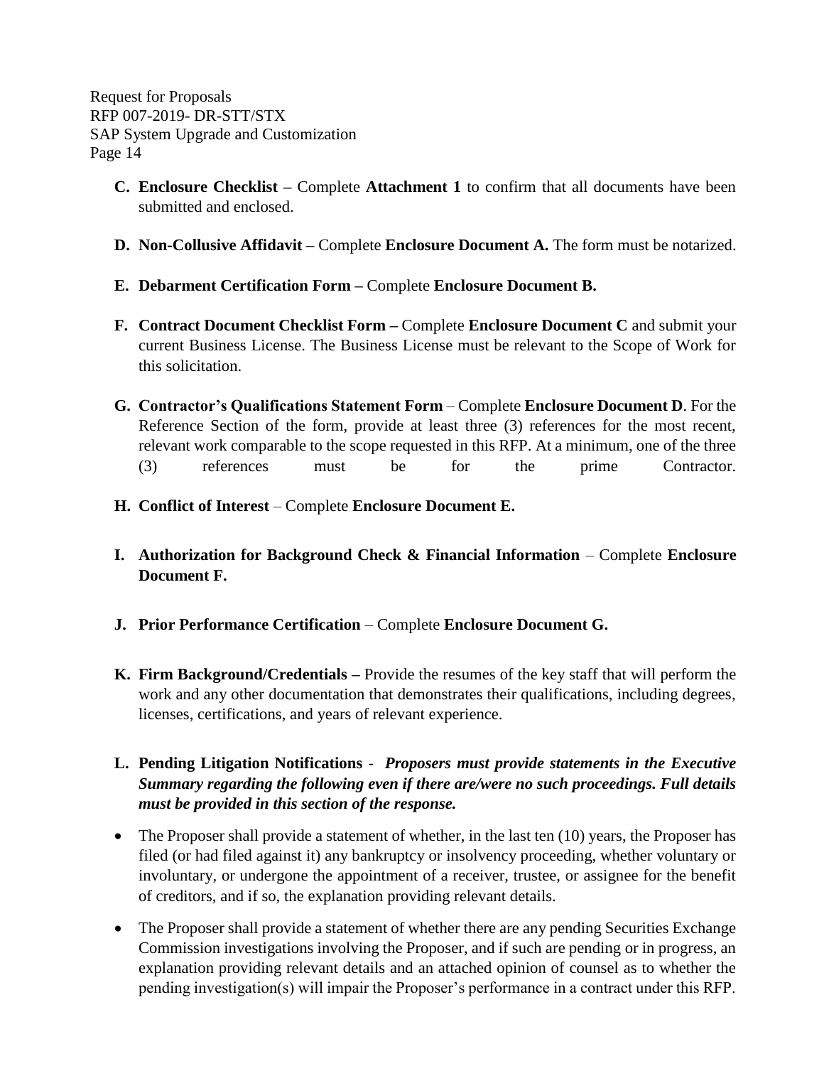- **C. Enclosure Checklist –** Complete **Attachment 1** to confirm that all documents have been submitted and enclosed.

- **D. Non-Collusive Affidavit –** Complete **Enclosure Document A.** The form must be notarized.

- **E. Debarment Certification Form –** Complete **Enclosure Document B.**

- **F. Contract Document Checklist Form –** Complete **Enclosure Document C** and submit your current Business License. The Business License must be relevant to the Scope of Work for this solicitation.

- **G. Contractor's Qualifications Statement Form** – Complete **Enclosure Document D**. For the Reference Section of the form, provide at least three (3) references for the most recent, relevant work comparable to the scope requested in this RFP. At a minimum, one of the three (3) references must be for the prime Contractor.

- **H. Conflict of Interest** – Complete **Enclosure Document E.**

- **I. Authorization for Background Check & Financial Information** – Complete **Enclosure Document F.**

- **J. Prior Performance Certification** – Complete **Enclosure Document G.**

- **K. Firm Background/Credentials –** Provide the resumes of the key staff that will perform the work and any other documentation that demonstrates their qualifications, including degrees, licenses, certifications, and years of relevant experience.

- **L. Pending Litigation Notifications** - ***Proposers must provide statements in the Executive Summary regarding the following even if there are/were no such proceedings. Full details must be provided in this section of the response.***

- The Proposer shall provide a statement of whether, in the last ten (10) years, the Proposer has filed (or had filed against it) any bankruptcy or insolvency proceeding, whether voluntary or involuntary, or undergone the appointment of a receiver, trustee, or assignee for the benefit of creditors, and if so, the explanation providing relevant details.

- The Proposer shall provide a statement of whether there are any pending Securities Exchange Commission investigations involving the Proposer, and if such are pending or in progress, an explanation providing relevant details and an attached opinion of counsel as to whether the pending investigation(s) will impair the Proposer's performance in a contract under this RFP.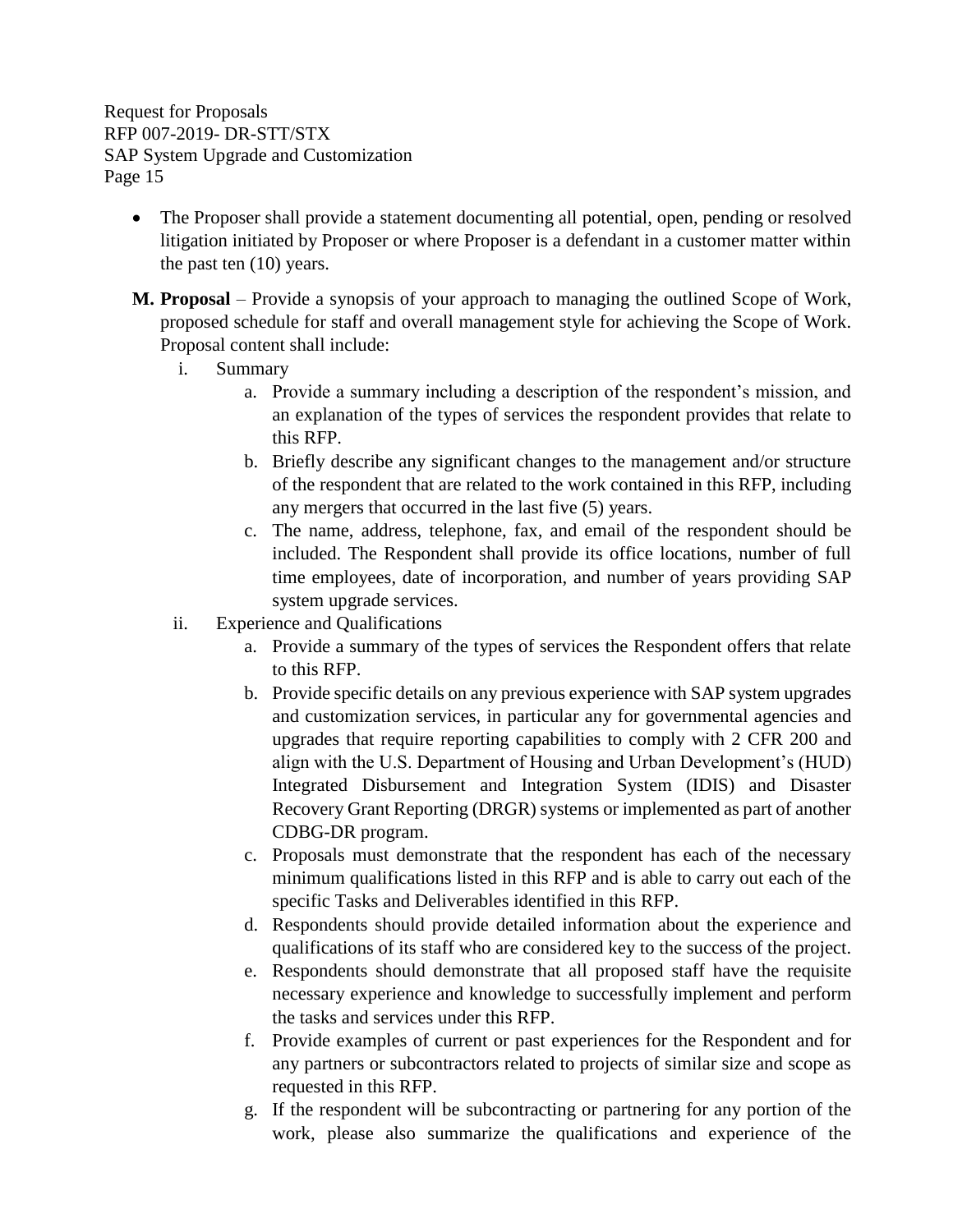- The Proposer shall provide a statement documenting all potential, open, pending or resolved litigation initiated by Proposer or where Proposer is a defendant in a customer matter within the past ten (10) years.

**M. Proposal** – Provide a synopsis of your approach to managing the outlined Scope of Work, proposed schedule for staff and overall management style for achieving the Scope of Work. Proposal content shall include:

i. Summary

   a. Provide a summary including a description of the respondent's mission, and an explanation of the types of services the respondent provides that relate to this RFP.

   b. Briefly describe any significant changes to the management and/or structure of the respondent that are related to the work contained in this RFP, including any mergers that occurred in the last five (5) years.

   c. The name, address, telephone, fax, and email of the respondent should be included. The Respondent shall provide its office locations, number of full time employees, date of incorporation, and number of years providing SAP system upgrade services.

ii. Experience and Qualifications

   a. Provide a summary of the types of services the Respondent offers that relate to this RFP.

   b. Provide specific details on any previous experience with SAP system upgrades and customization services, in particular any for governmental agencies and upgrades that require reporting capabilities to comply with 2 CFR 200 and align with the U.S. Department of Housing and Urban Development's (HUD) Integrated Disbursement and Integration System (IDIS) and Disaster Recovery Grant Reporting (DRGR) systems or implemented as part of another CDBG-DR program.

   c. Proposals must demonstrate that the respondent has each of the necessary minimum qualifications listed in this RFP and is able to carry out each of the specific Tasks and Deliverables identified in this RFP.

   d. Respondents should provide detailed information about the experience and qualifications of its staff who are considered key to the success of the project.

   e. Respondents should demonstrate that all proposed staff have the requisite necessary experience and knowledge to successfully implement and perform the tasks and services under this RFP.

   f. Provide examples of current or past experiences for the Respondent and for any partners or subcontractors related to projects of similar size and scope as requested in this RFP.

   g. If the respondent will be subcontracting or partnering for any portion of the work, please also summarize the qualifications and experience of the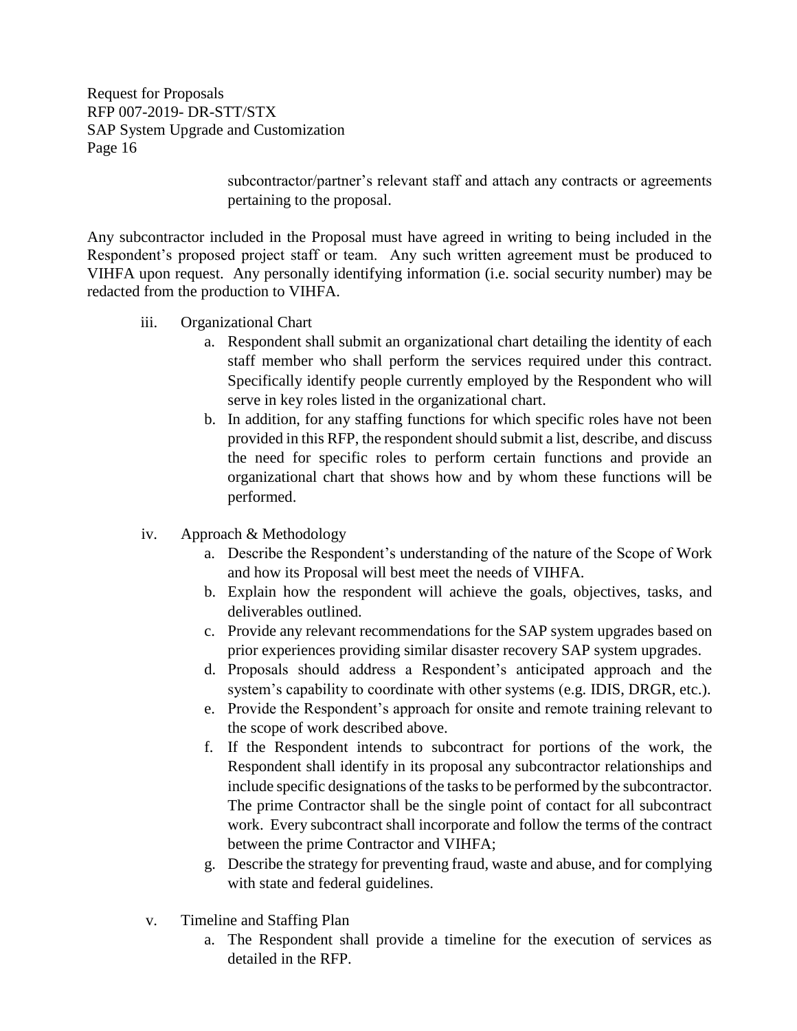subcontractor/partner's relevant staff and attach any contracts or agreements pertaining to the proposal.

Any subcontractor included in the Proposal must have agreed in writing to being included in the Respondent's proposed project staff or team. Any such written agreement must be produced to VIHFA upon request. Any personally identifying information (i.e. social security number) may be redacted from the production to VIHFA.

iii. Organizational Chart

   a. Respondent shall submit an organizational chart detailing the identity of each staff member who shall perform the services required under this contract. Specifically identify people currently employed by the Respondent who will serve in key roles listed in the organizational chart.
   b. In addition, for any staffing functions for which specific roles have not been provided in this RFP, the respondent should submit a list, describe, and discuss the need for specific roles to perform certain functions and provide an organizational chart that shows how and by whom these functions will be performed.

iv. Approach & Methodology

   a. Describe the Respondent's understanding of the nature of the Scope of Work and how its Proposal will best meet the needs of VIHFA.
   b. Explain how the respondent will achieve the goals, objectives, tasks, and deliverables outlined.
   c. Provide any relevant recommendations for the SAP system upgrades based on prior experiences providing similar disaster recovery SAP system upgrades.
   d. Proposals should address a Respondent's anticipated approach and the system's capability to coordinate with other systems (e.g. IDIS, DRGR, etc.).
   e. Provide the Respondent's approach for onsite and remote training relevant to the scope of work described above.
   f. If the Respondent intends to subcontract for portions of the work, the Respondent shall identify in its proposal any subcontractor relationships and include specific designations of the tasks to be performed by the subcontractor. The prime Contractor shall be the single point of contact for all subcontract work. Every subcontract shall incorporate and follow the terms of the contract between the prime Contractor and VIHFA;
   g. Describe the strategy for preventing fraud, waste and abuse, and for complying with state and federal guidelines.

v. Timeline and Staffing Plan

   a. The Respondent shall provide a timeline for the execution of services as detailed in the RFP.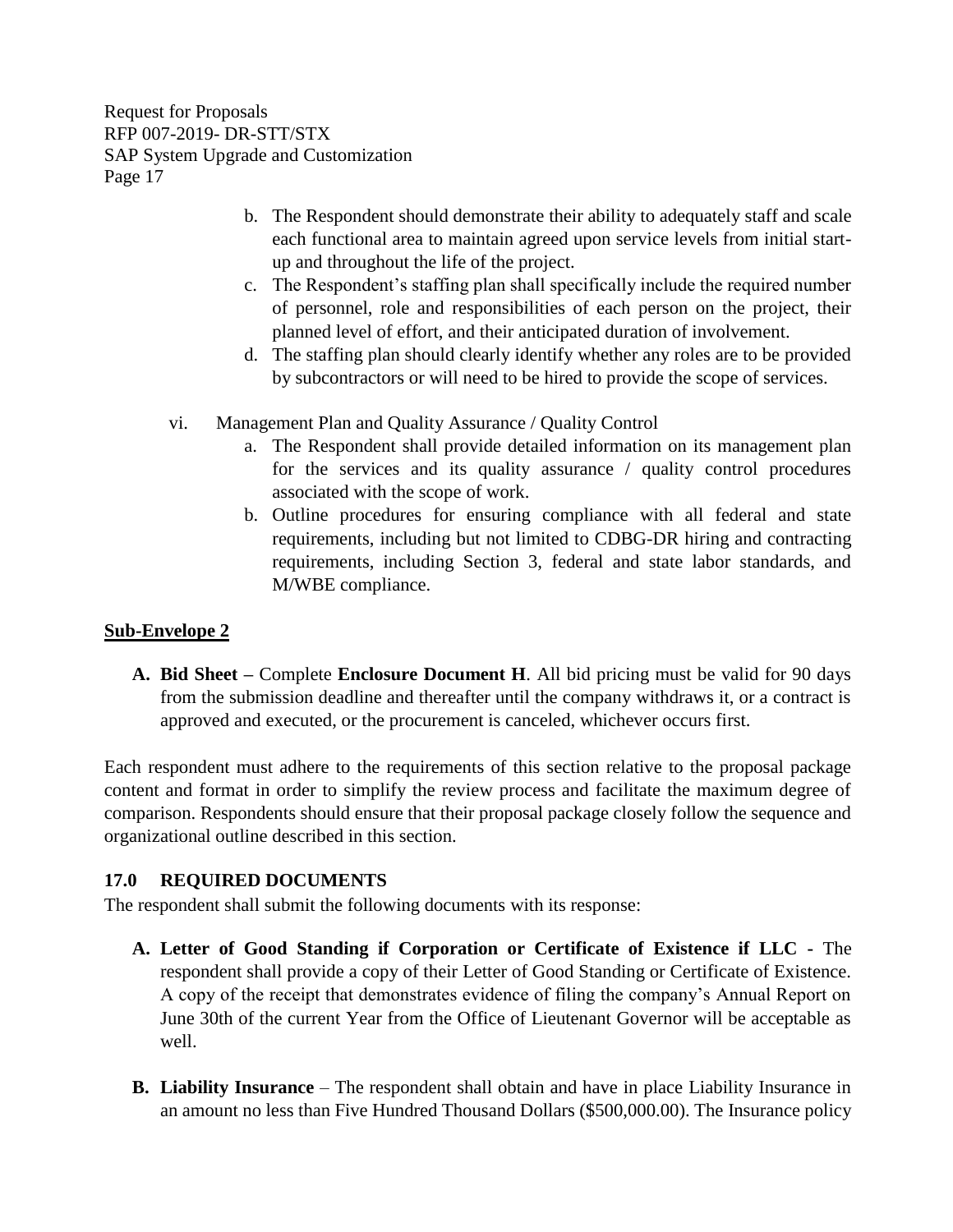b. The Respondent should demonstrate their ability to adequately staff and scale each functional area to maintain agreed upon service levels from initial start-up and throughout the life of the project.

c. The Respondent's staffing plan shall specifically include the required number of personnel, role and responsibilities of each person on the project, their planned level of effort, and their anticipated duration of involvement.

d. The staffing plan should clearly identify whether any roles are to be provided by subcontractors or will need to be hired to provide the scope of services.

vi. Management Plan and Quality Assurance / Quality Control

a. The Respondent shall provide detailed information on its management plan for the services and its quality assurance / quality control procedures associated with the scope of work.

b. Outline procedures for ensuring compliance with all federal and state requirements, including but not limited to CDBG-DR hiring and contracting requirements, including Section 3, federal and state labor standards, and M/WBE compliance.

**Sub-Envelope 2**

**A. Bid Sheet –** Complete **Enclosure Document H**. All bid pricing must be valid for 90 days from the submission deadline and thereafter until the company withdraws it, or a contract is approved and executed, or the procurement is canceled, whichever occurs first.

Each respondent must adhere to the requirements of this section relative to the proposal package content and format in order to simplify the review process and facilitate the maximum degree of comparison. Respondents should ensure that their proposal package closely follow the sequence and organizational outline described in this section.

## 17.0 REQUIRED DOCUMENTS

The respondent shall submit the following documents with its response:

**A. Letter of Good Standing if Corporation or Certificate of Existence if LLC -** The respondent shall provide a copy of their Letter of Good Standing or Certificate of Existence. A copy of the receipt that demonstrates evidence of filing the company's Annual Report on June 30th of the current Year from the Office of Lieutenant Governor will be acceptable as well.

**B. Liability Insurance** – The respondent shall obtain and have in place Liability Insurance in an amount no less than Five Hundred Thousand Dollars ($500,000.00). The Insurance policy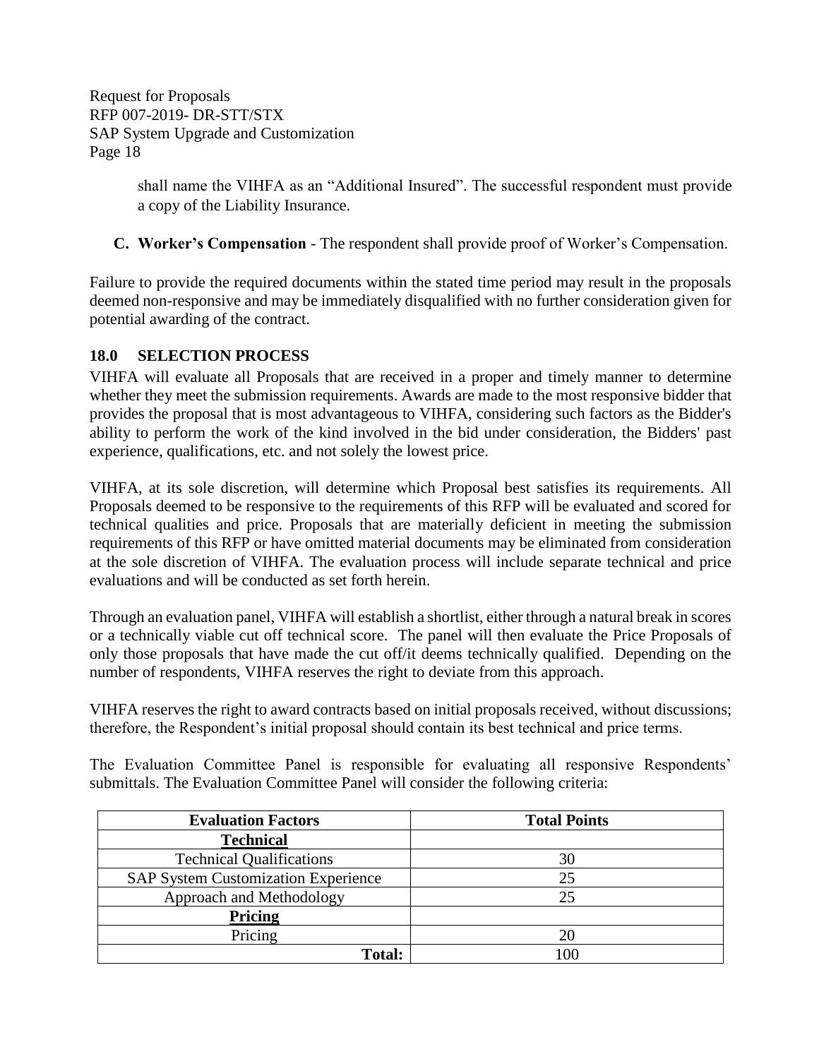shall name the VIHFA as an "Additional Insured". The successful respondent must provide a copy of the Liability Insurance.

**C. Worker's Compensation** - The respondent shall provide proof of Worker's Compensation.

Failure to provide the required documents within the stated time period may result in the proposals deemed non-responsive and may be immediately disqualified with no further consideration given for potential awarding of the contract.

## 18.0 SELECTION PROCESS

VIHFA will evaluate all Proposals that are received in a proper and timely manner to determine whether they meet the submission requirements. Awards are made to the most responsive bidder that provides the proposal that is most advantageous to VIHFA, considering such factors as the Bidder's ability to perform the work of the kind involved in the bid under consideration, the Bidders' past experience, qualifications, etc. and not solely the lowest price.

VIHFA, at its sole discretion, will determine which Proposal best satisfies its requirements. All Proposals deemed to be responsive to the requirements of this RFP will be evaluated and scored for technical qualities and price. Proposals that are materially deficient in meeting the submission requirements of this RFP or have omitted material documents may be eliminated from consideration at the sole discretion of VIHFA. The evaluation process will include separate technical and price evaluations and will be conducted as set forth herein.

Through an evaluation panel, VIHFA will establish a shortlist, either through a natural break in scores or a technically viable cut off technical score. The panel will then evaluate the Price Proposals of only those proposals that have made the cut off/it deems technically qualified. Depending on the number of respondents, VIHFA reserves the right to deviate from this approach.

VIHFA reserves the right to award contracts based on initial proposals received, without discussions; therefore, the Respondent's initial proposal should contain its best technical and price terms.

The Evaluation Committee Panel is responsible for evaluating all responsive Respondents' submittals. The Evaluation Committee Panel will consider the following criteria:

| Evaluation Factors | Total Points |
|---|---|
| **Technical** | |
| Technical Qualifications | 30 |
| SAP System Customization Experience | 25 |
| Approach and Methodology | 25 |
| **Pricing** | |
| Pricing | 20 |
| **Total:** | 100 |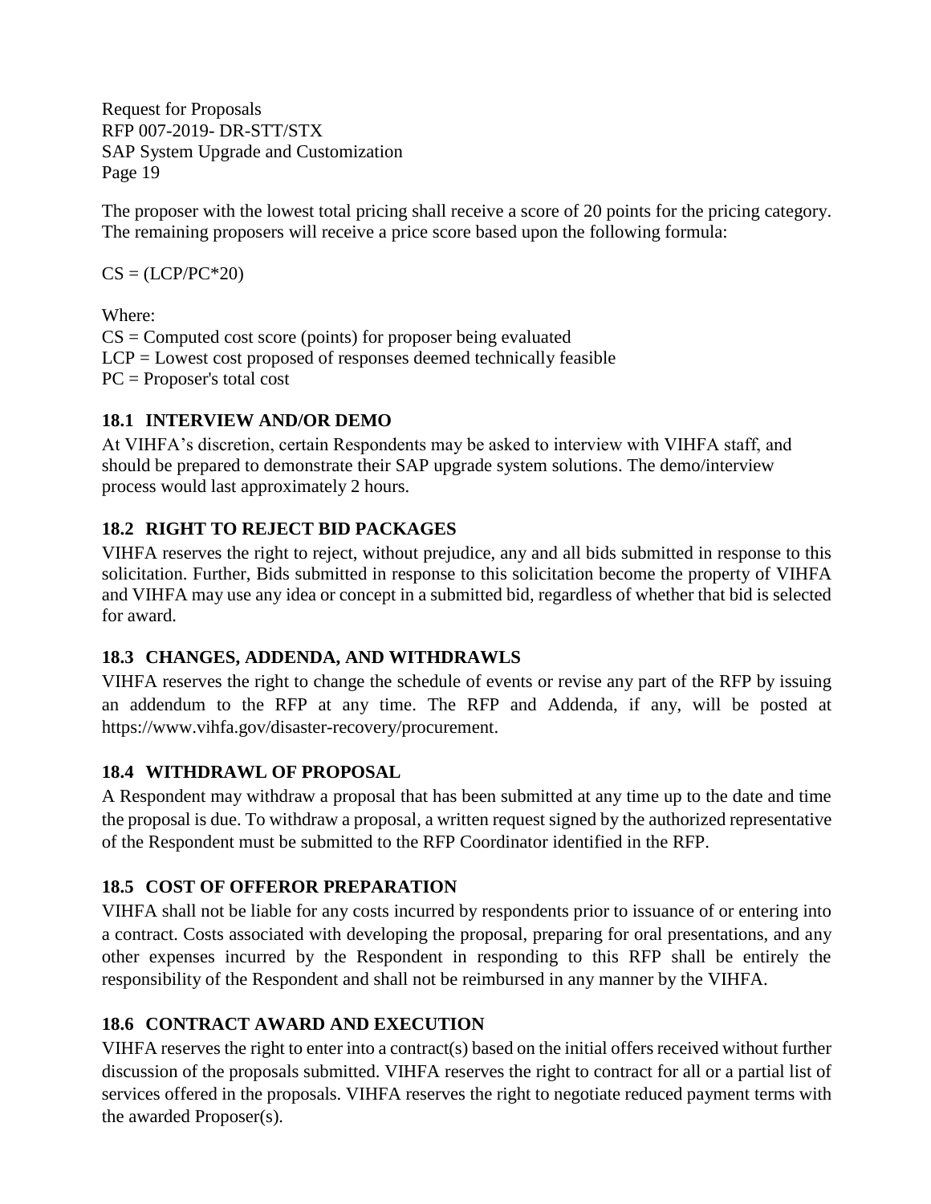The proposer with the lowest total pricing shall receive a score of 20 points for the pricing category. The remaining proposers will receive a price score based upon the following formula:

$$CS = (LCP/PC*20)$$

Where:
CS = Computed cost score (points) for proposer being evaluated
LCP = Lowest cost proposed of responses deemed technically feasible
PC = Proposer's total cost

### 18.1 INTERVIEW AND/OR DEMO

At VIHFA's discretion, certain Respondents may be asked to interview with VIHFA staff, and should be prepared to demonstrate their SAP upgrade system solutions. The demo/interview process would last approximately 2 hours.

### 18.2 RIGHT TO REJECT BID PACKAGES

VIHFA reserves the right to reject, without prejudice, any and all bids submitted in response to this solicitation. Further, Bids submitted in response to this solicitation become the property of VIHFA and VIHFA may use any idea or concept in a submitted bid, regardless of whether that bid is selected for award.

### 18.3 CHANGES, ADDENDA, AND WITHDRAWLS

VIHFA reserves the right to change the schedule of events or revise any part of the RFP by issuing an addendum to the RFP at any time. The RFP and Addenda, if any, will be posted at https://www.vihfa.gov/disaster-recovery/procurement.

### 18.4 WITHDRAWL OF PROPOSAL

A Respondent may withdraw a proposal that has been submitted at any time up to the date and time the proposal is due. To withdraw a proposal, a written request signed by the authorized representative of the Respondent must be submitted to the RFP Coordinator identified in the RFP.

### 18.5 COST OF OFFEROR PREPARATION

VIHFA shall not be liable for any costs incurred by respondents prior to issuance of or entering into a contract. Costs associated with developing the proposal, preparing for oral presentations, and any other expenses incurred by the Respondent in responding to this RFP shall be entirely the responsibility of the Respondent and shall not be reimbursed in any manner by the VIHFA.

### 18.6 CONTRACT AWARD AND EXECUTION

VIHFA reserves the right to enter into a contract(s) based on the initial offers received without further discussion of the proposals submitted. VIHFA reserves the right to contract for all or a partial list of services offered in the proposals. VIHFA reserves the right to negotiate reduced payment terms with the awarded Proposer(s).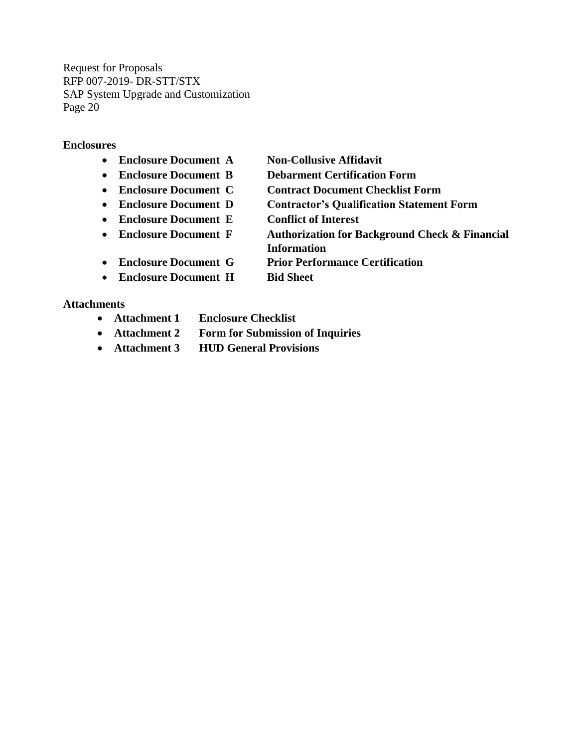**Enclosures**

- **Enclosure Document A** **Non-Collusive Affidavit**
- **Enclosure Document B** **Debarment Certification Form**
- **Enclosure Document C** **Contract Document Checklist Form**
- **Enclosure Document D** **Contractor's Qualification Statement Form**
- **Enclosure Document E** **Conflict of Interest**
- **Enclosure Document F** **Authorization for Background Check & Financial Information**
- **Enclosure Document G** **Prior Performance Certification**
- **Enclosure Document H** **Bid Sheet**

**Attachments**

- **Attachment 1** **Enclosure Checklist**
- **Attachment 2** **Form for Submission of Inquiries**
- **Attachment 3** **HUD General Provisions**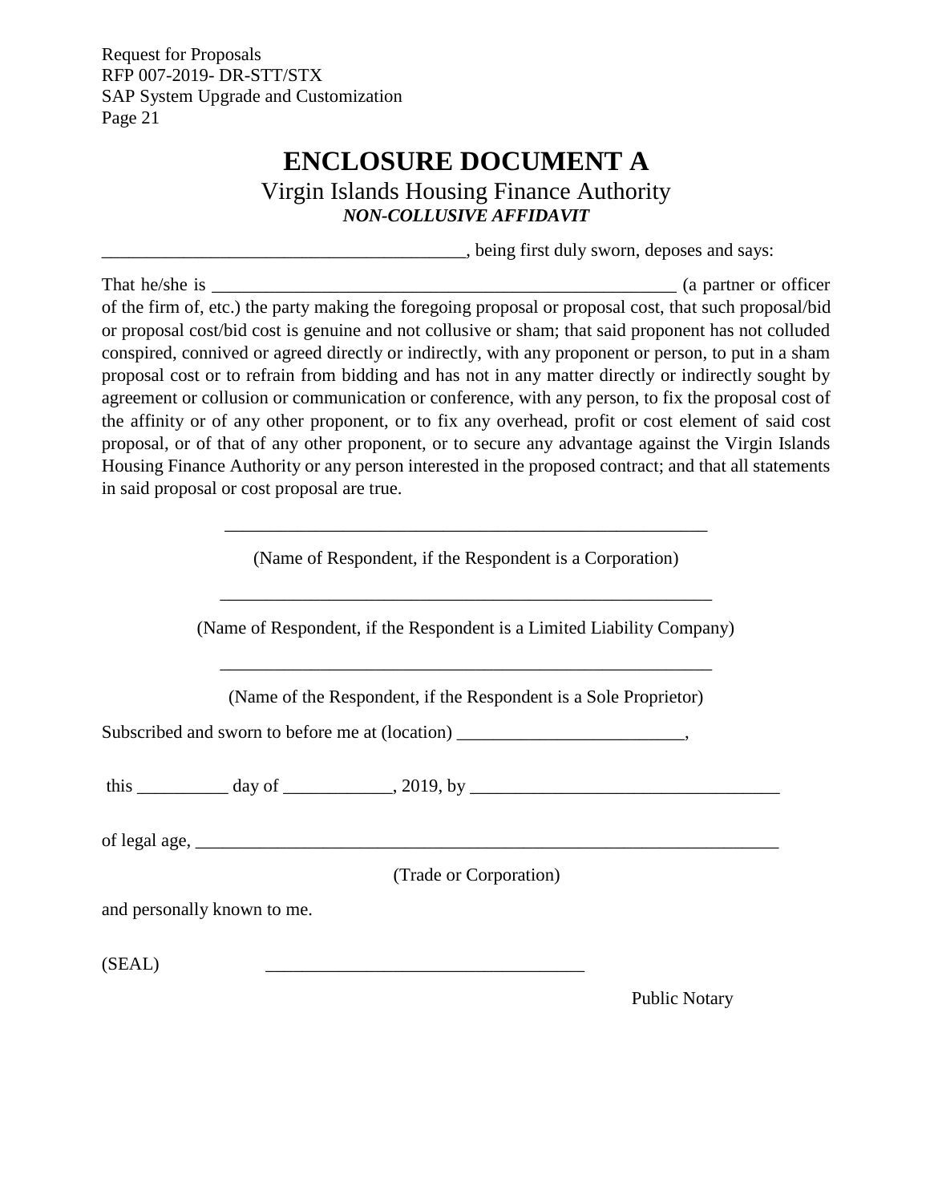# ENCLOSURE DOCUMENT A

## Virgin Islands Housing Finance Authority

***NON-COLLUSIVE AFFIDAVIT***

_______________________________________, being first duly sworn, deposes and says:

That he/she is ____________________________________________________ (a partner or officer of the firm of, etc.) the party making the foregoing proposal or proposal cost, that such proposal/bid or proposal cost/bid cost is genuine and not collusive or sham; that said proponent has not colluded conspired, connived or agreed directly or indirectly, with any proponent or person, to put in a sham proposal cost or to refrain from bidding and has not in any matter directly or indirectly sought by agreement or collusion or communication or conference, with any person, to fix the proposal cost of the affinity or of any other proponent, or to fix any overhead, profit or cost element of said cost proposal, or of that of any other proponent, or to secure any advantage against the Virgin Islands Housing Finance Authority or any person interested in the proposed contract; and that all statements in said proposal or cost proposal are true.

_______________________________________________________

(Name of Respondent, if the Respondent is a Corporation)

_______________________________________________________

(Name of Respondent, if the Respondent is a Limited Liability Company)

_______________________________________________________

(Name of the Respondent, if the Respondent is a Sole Proprietor)

Subscribed and sworn to before me at (location) _________________________,

this __________ day of ____________, 2019, by __________________________________

of legal age, _____________________________________________________________

(Trade or Corporation)

and personally known to me.

(SEAL) ___________________________________

Public Notary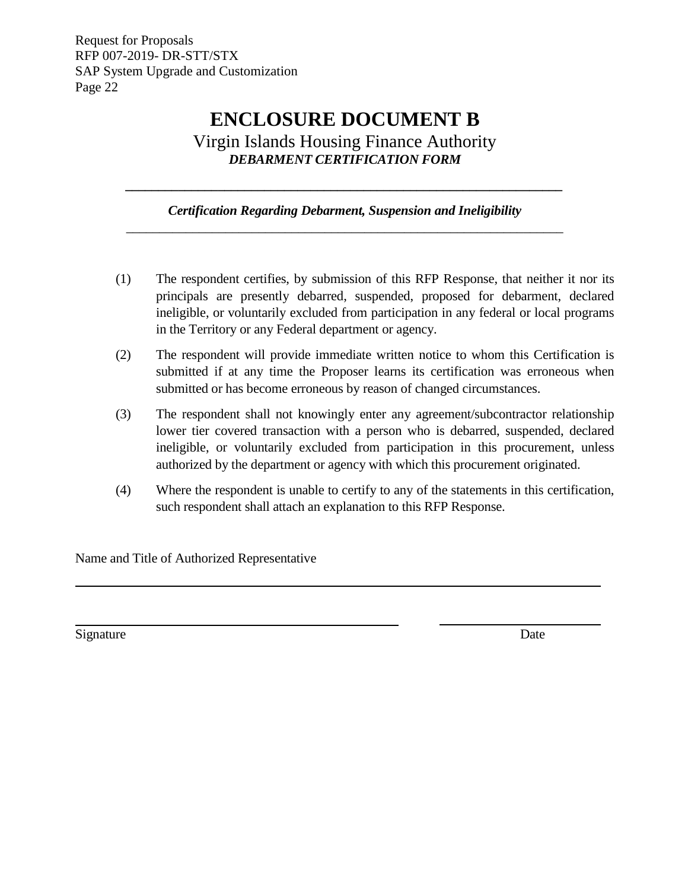# ENCLOSURE DOCUMENT B

Virgin Islands Housing Finance Authority

***DEBARMENT CERTIFICATION FORM***

---

***Certification Regarding Debarment, Suspension and Ineligibility***

---

(1) The respondent certifies, by submission of this RFP Response, that neither it nor its principals are presently debarred, suspended, proposed for debarment, declared ineligible, or voluntarily excluded from participation in any federal or local programs in the Territory or any Federal department or agency.

(2) The respondent will provide immediate written notice to whom this Certification is submitted if at any time the Proposer learns its certification was erroneous when submitted or has become erroneous by reason of changed circumstances.

(3) The respondent shall not knowingly enter any agreement/subcontractor relationship lower tier covered transaction with a person who is debarred, suspended, declared ineligible, or voluntarily excluded from participation in this procurement, unless authorized by the department or agency with which this procurement originated.

(4) Where the respondent is unable to certify to any of the statements in this certification, such respondent shall attach an explanation to this RFP Response.

Name and Title of Authorized Representative

______________________________________________________________

______________________________________ ____________________

Signature Date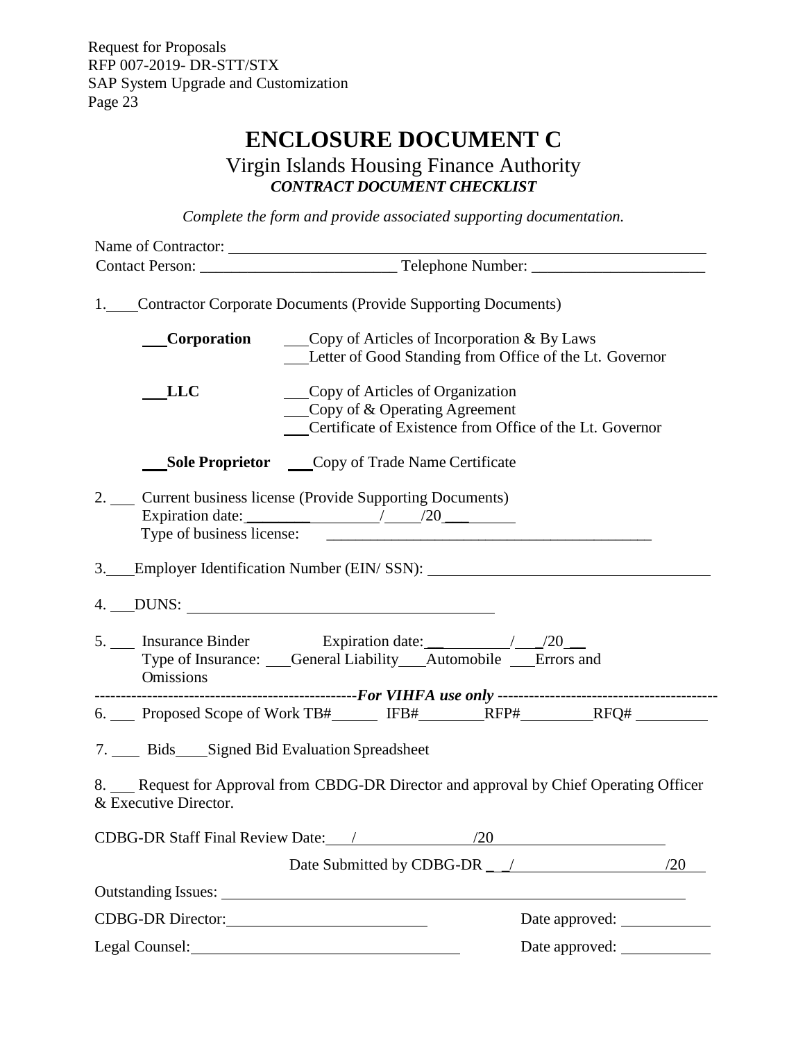# ENCLOSURE DOCUMENT C

## Virgin Islands Housing Finance Authority

### *CONTRACT DOCUMENT CHECKLIST*

*Complete the form and provide associated supporting documentation.*

Name of Contractor: ______________________________________________

Contact Person: ________________________ Telephone Number: ______________________

1.____Contractor Corporate Documents (Provide Supporting Documents)

___**Corporation** ___Copy of Articles of Incorporation & By Laws
___Letter of Good Standing from Office of the Lt. Governor

___**LLC** ___Copy of Articles of Organization
___Copy of & Operating Agreement
___Certificate of Existence from Office of the Lt. Governor

___**Sole Proprietor** ___Copy of Trade Name Certificate

2. ___ Current business license (Provide Supporting Documents)
Expiration date: ________________/____/20________
Type of business license: ________________________________________

3.___Employer Identification Number (EIN/ SSN): ________________________________

4. ___DUNS: ________________________________________

5. ___ Insurance Binder Expiration date: __________/___/20 __
Type of Insurance: ___General Liability___Automobile ___Errors and Omissions

--------------------------------------------------*For VIHFA use only* ------------------------------------------

6. ___ Proposed Scope of Work TB#______ IFB#________RFP#_________RFQ# _________

7. ____ Bids____Signed Bid Evaluation Spreadsheet

8. ___ Request for Approval from CBDG-DR Director and approval by Chief Operating Officer & Executive Director.

CDBG-DR Staff Final Review Date:___/_______________/20______________________

Date Submitted by CDBG-DR __/____________________/20___

Outstanding Issues: ________________________________________________________

CDBG-DR Director:__________________________ Date approved: ___________

Legal Counsel:________________________________ Date approved: ___________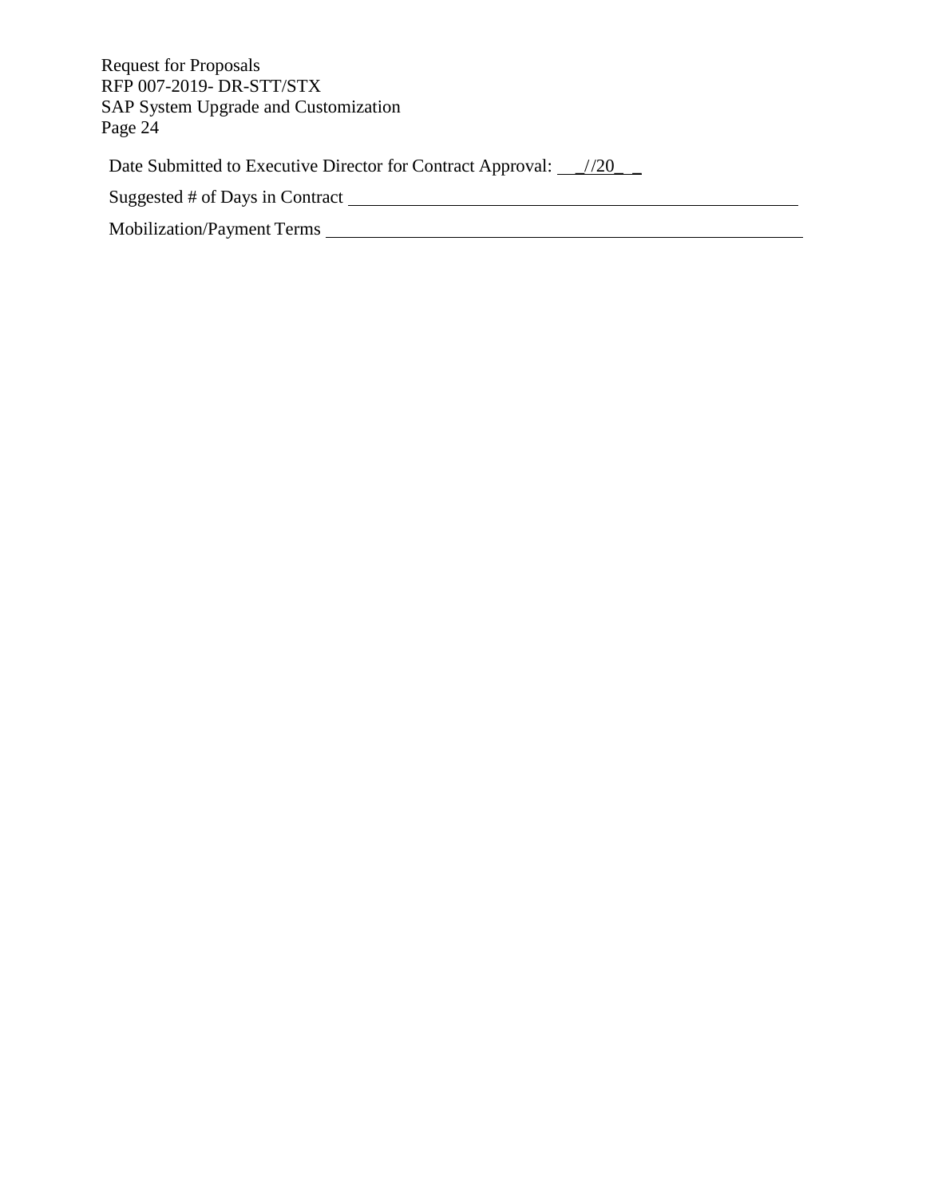Date Submitted to Executive Director for Contract Approval: ___/_/20_ _

Suggested # of Days in Contract ____________________________________________

Mobilization/Payment Terms ______________________________________________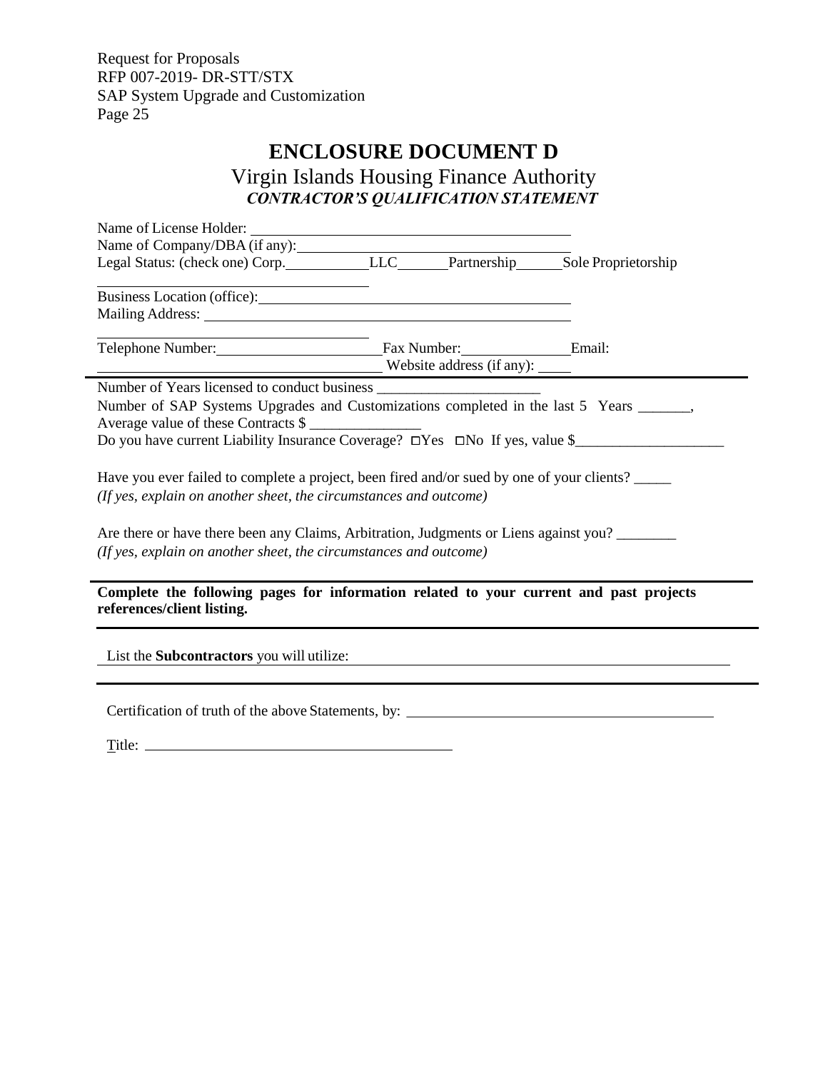## ENCLOSURE DOCUMENT D

Virgin Islands Housing Finance Authority

***CONTRACTOR'S QUALIFICATION STATEMENT***

Name of License Holder: ____________________________________________

Name of Company/DBA (if any): ____________________________________________

Legal Status: (check one) Corp.__________ LLC_______ Partnership_______ Sole Proprietorship

____________________________________________

Business Location (office): ____________________________________________

Mailing Address: ____________________________________________

____________________________________________

Telephone Number: ____________________ Fax Number: ______________ Email:

____________________________________________ Website address (if any): _____

---

Number of Years licensed to conduct business ______________________

Number of SAP Systems Upgrades and Customizations completed in the last 5 Years _______,

Average value of these Contracts $ _______________

Do you have current Liability Insurance Coverage? ☐Yes ☐No If yes, value $____________________

Have you ever failed to complete a project, been fired and/or sued by one of your clients? _____

*(If yes, explain on another sheet, the circumstances and outcome)*

Are there or have there been any Claims, Arbitration, Judgments or Liens against you? ________

*(If yes, explain on another sheet, the circumstances and outcome)*

---

**Complete the following pages for information related to your current and past projects references/client listing.**

---

List the **Subcontractors** you will utilize: ____________________________________________

---

Certification of truth of the above Statements, by: ____________________________________________

Title: ____________________________________________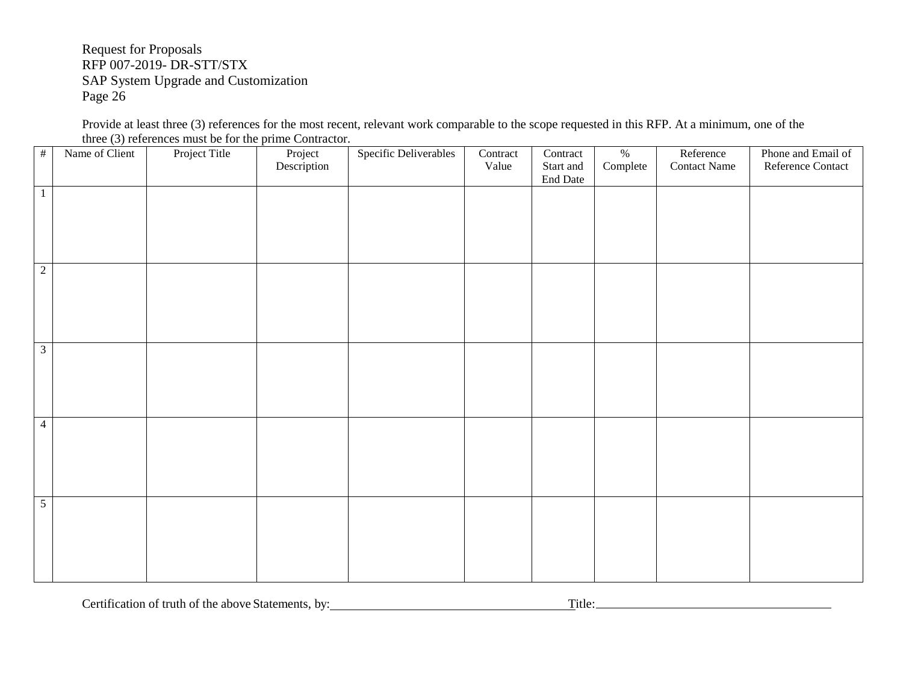Provide at least three (3) references for the most recent, relevant work comparable to the scope requested in this RFP. At a minimum, one of the three (3) references must be for the prime Contractor.

| # | Name of Client | Project Title | Project Description | Specific Deliverables | Contract Value | Contract Start and End Date | % Complete | Reference Contact Name | Phone and Email of Reference Contact |
|---|---|---|---|---|---|---|---|---|---|
| 1 | | | | | | | | | |
| 2 | | | | | | | | | |
| 3 | | | | | | | | | |
| 4 | | | | | | | | | |
| 5 | | | | | | | | | |

Certification of truth of the above Statements, by:______________________________________Title:____________________________________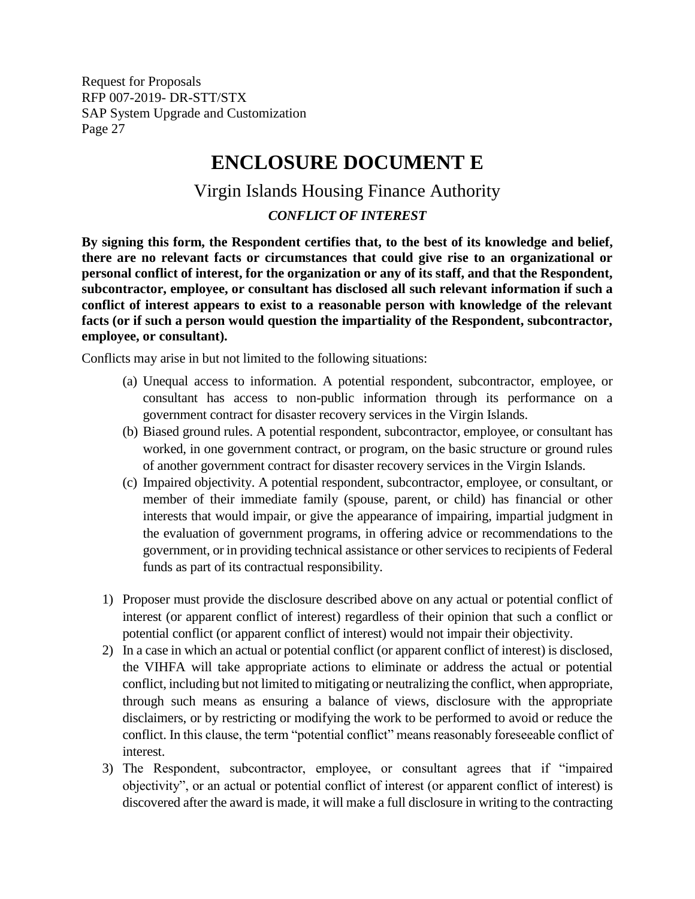# ENCLOSURE DOCUMENT E

## Virgin Islands Housing Finance Authority

### *CONFLICT OF INTEREST*

**By signing this form, the Respondent certifies that, to the best of its knowledge and belief, there are no relevant facts or circumstances that could give rise to an organizational or personal conflict of interest, for the organization or any of its staff, and that the Respondent, subcontractor, employee, or consultant has disclosed all such relevant information if such a conflict of interest appears to exist to a reasonable person with knowledge of the relevant facts (or if such a person would question the impartiality of the Respondent, subcontractor, employee, or consultant).**

Conflicts may arise in but not limited to the following situations:

(a) Unequal access to information. A potential respondent, subcontractor, employee, or consultant has access to non-public information through its performance on a government contract for disaster recovery services in the Virgin Islands.

(b) Biased ground rules. A potential respondent, subcontractor, employee, or consultant has worked, in one government contract, or program, on the basic structure or ground rules of another government contract for disaster recovery services in the Virgin Islands.

(c) Impaired objectivity. A potential respondent, subcontractor, employee, or consultant, or member of their immediate family (spouse, parent, or child) has financial or other interests that would impair, or give the appearance of impairing, impartial judgment in the evaluation of government programs, in offering advice or recommendations to the government, or in providing technical assistance or other services to recipients of Federal funds as part of its contractual responsibility.

1) Proposer must provide the disclosure described above on any actual or potential conflict of interest (or apparent conflict of interest) regardless of their opinion that such a conflict or potential conflict (or apparent conflict of interest) would not impair their objectivity.
2) In a case in which an actual or potential conflict (or apparent conflict of interest) is disclosed, the VIHFA will take appropriate actions to eliminate or address the actual or potential conflict, including but not limited to mitigating or neutralizing the conflict, when appropriate, through such means as ensuring a balance of views, disclosure with the appropriate disclaimers, or by restricting or modifying the work to be performed to avoid or reduce the conflict. In this clause, the term "potential conflict" means reasonably foreseeable conflict of interest.
3) The Respondent, subcontractor, employee, or consultant agrees that if "impaired objectivity", or an actual or potential conflict of interest (or apparent conflict of interest) is discovered after the award is made, it will make a full disclosure in writing to the contracting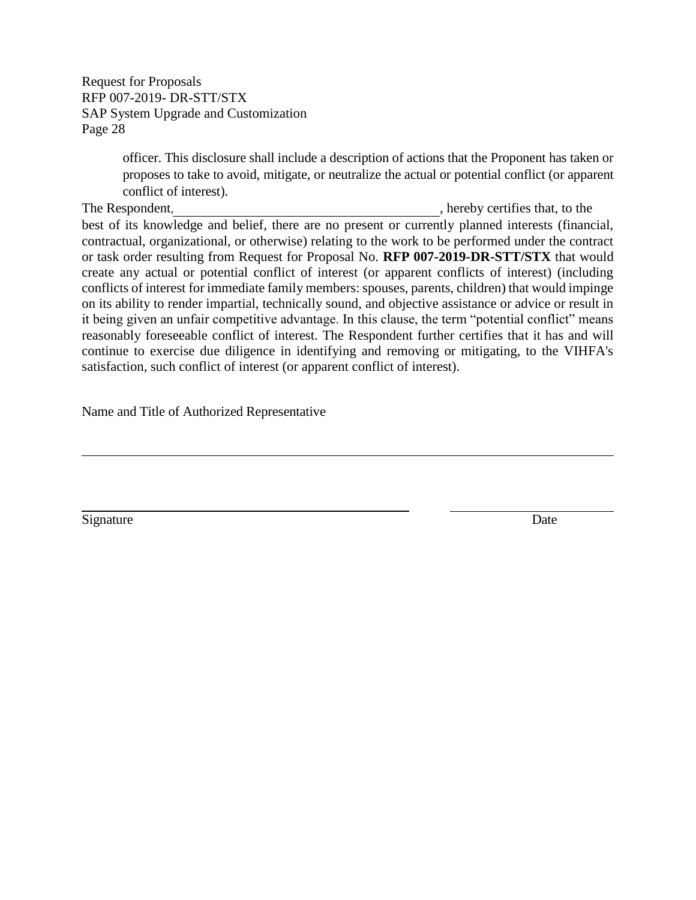officer. This disclosure shall include a description of actions that the Proponent has taken or proposes to take to avoid, mitigate, or neutralize the actual or potential conflict (or apparent conflict of interest).

The Respondent, ______________________________________, hereby certifies that, to the best of its knowledge and belief, there are no present or currently planned interests (financial, contractual, organizational, or otherwise) relating to the work to be performed under the contract or task order resulting from Request for Proposal No. **RFP 007-2019-DR-STT/STX** that would create any actual or potential conflict of interest (or apparent conflicts of interest) (including conflicts of interest for immediate family members: spouses, parents, children) that would impinge on its ability to render impartial, technically sound, and objective assistance or advice or result in it being given an unfair competitive advantage. In this clause, the term "potential conflict" means reasonably foreseeable conflict of interest. The Respondent further certifies that it has and will continue to exercise due diligence in identifying and removing or mitigating, to the VIHFA's satisfaction, such conflict of interest (or apparent conflict of interest).

Name and Title of Authorized Representative

______________________________________________________________________

______________________________________________ ______________________

Signature Date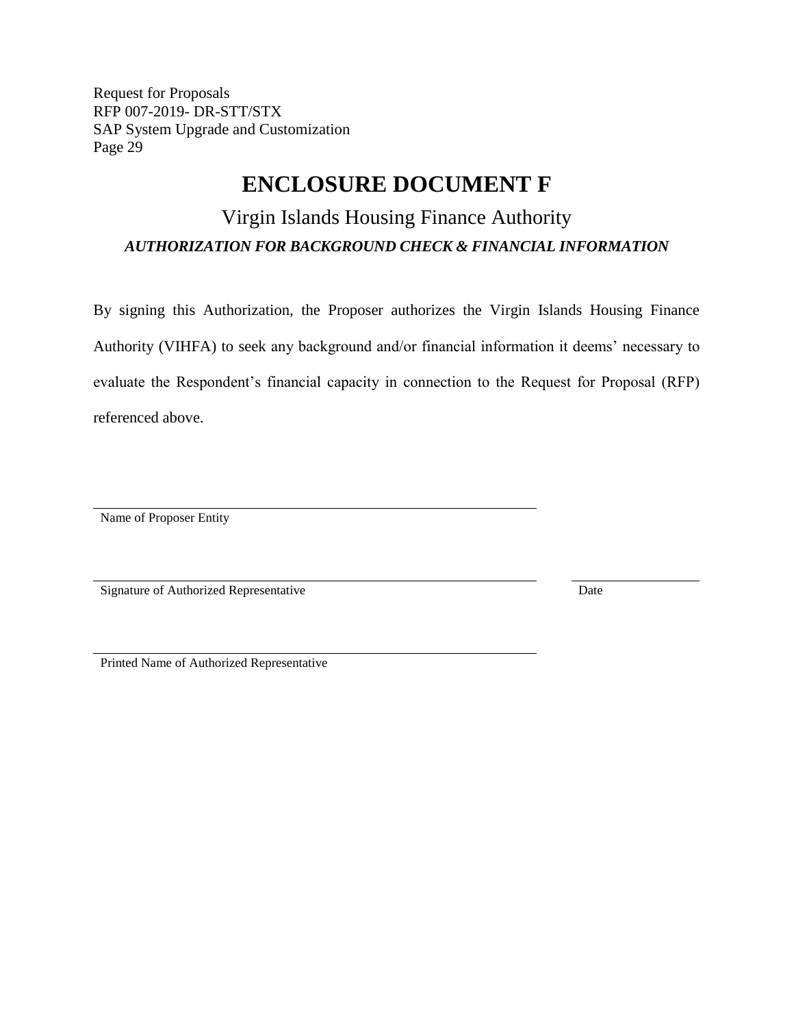# ENCLOSURE DOCUMENT F

## Virgin Islands Housing Finance Authority

***AUTHORIZATION FOR BACKGROUND CHECK & FINANCIAL INFORMATION***

By signing this Authorization, the Proposer authorizes the Virgin Islands Housing Finance Authority (VIHFA) to seek any background and/or financial information it deems' necessary to evaluate the Respondent's financial capacity in connection to the Request for Proposal (RFP) referenced above.

\_\_\_\_\_\_\_\_\_\_\_\_\_\_\_\_\_\_\_\_\_\_\_\_\_\_\_\_\_\_\_\_\_\_\_\_\_\_\_\_\_\_\_\_\_\_\_\_
Name of Proposer Entity

\_\_\_\_\_\_\_\_\_\_\_\_\_\_\_\_\_\_\_\_\_\_\_\_\_\_\_\_\_\_\_\_\_\_\_\_\_\_\_\_\_\_\_\_\_\_\_\_ \_\_\_\_\_\_\_\_\_\_\_\_\_\_
Signature of Authorized Representative Date

\_\_\_\_\_\_\_\_\_\_\_\_\_\_\_\_\_\_\_\_\_\_\_\_\_\_\_\_\_\_\_\_\_\_\_\_\_\_\_\_\_\_\_\_\_\_\_\_
Printed Name of Authorized Representative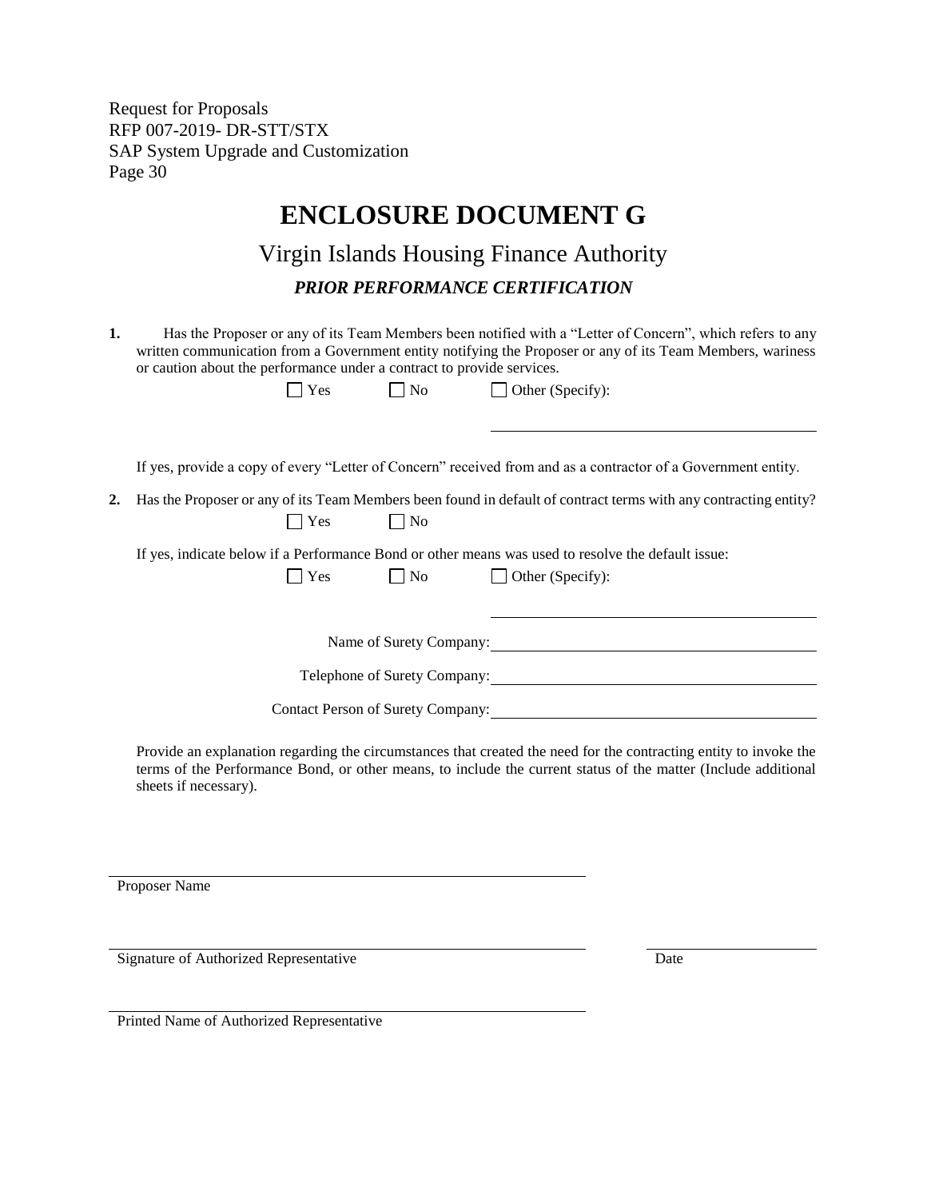# ENCLOSURE DOCUMENT G

## Virgin Islands Housing Finance Authority

### *PRIOR PERFORMANCE CERTIFICATION*

**1.** Has the Proposer or any of its Team Members been notified with a "Letter of Concern", which refers to any written communication from a Government entity notifying the Proposer or any of its Team Members, wariness or caution about the performance under a contract to provide services.

☐ Yes ☐ No ☐ Other (Specify): ____________________

If yes, provide a copy of every "Letter of Concern" received from and as a contractor of a Government entity.

**2.** Has the Proposer or any of its Team Members been found in default of contract terms with any contracting entity?

☐ Yes ☐ No

If yes, indicate below if a Performance Bond or other means was used to resolve the default issue:

☐ Yes ☐ No ☐ Other (Specify): ____________________

Name of Surety Company: ____________________

Telephone of Surety Company: ____________________

Contact Person of Surety Company: ____________________

Provide an explanation regarding the circumstances that created the need for the contracting entity to invoke the terms of the Performance Bond, or other means, to include the current status of the matter (Include additional sheets if necessary).

____________________
Proposer Name

____________________ ____________________
Signature of Authorized Representative Date

____________________
Printed Name of Authorized Representative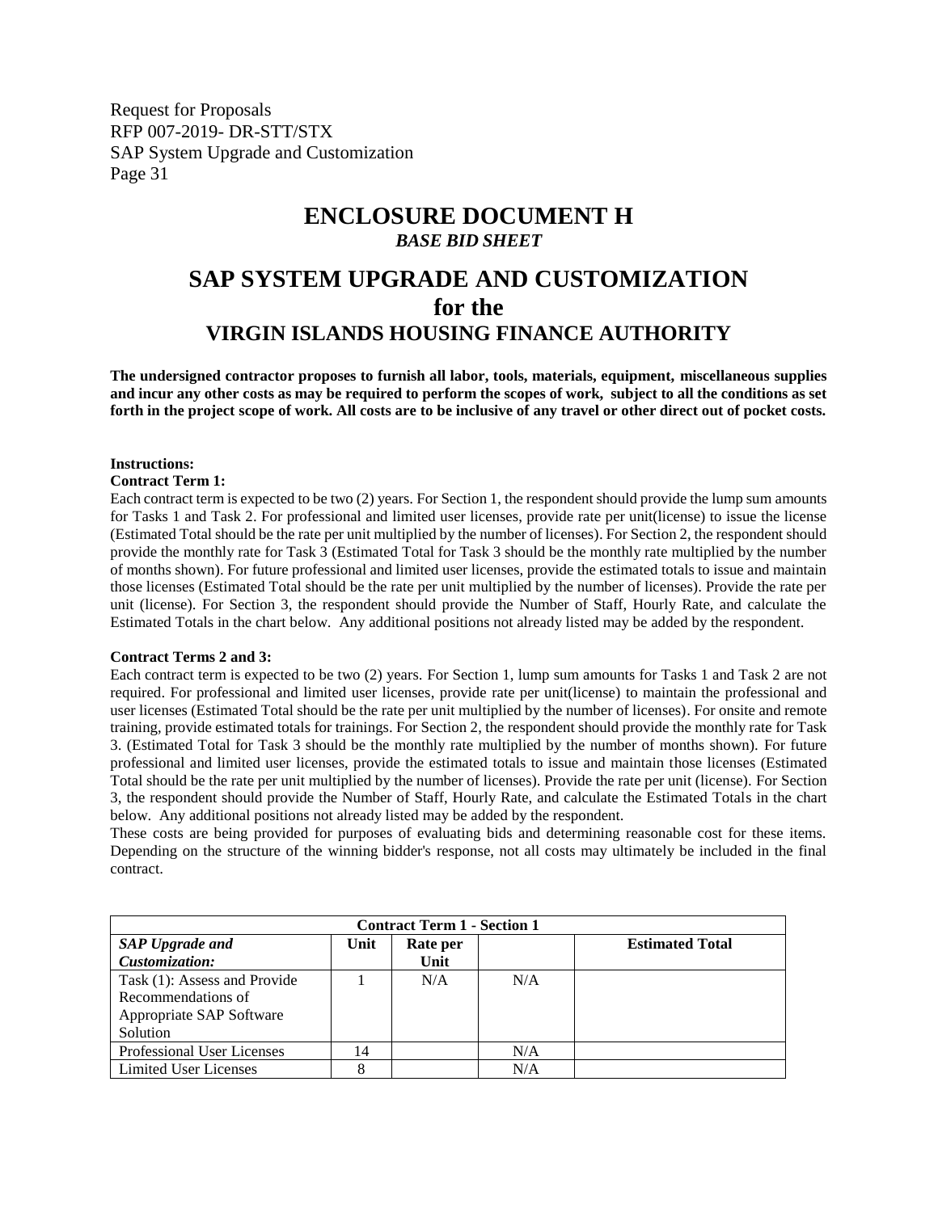# ENCLOSURE DOCUMENT H

***BASE BID SHEET***

# SAP SYSTEM UPGRADE AND CUSTOMIZATION for the VIRGIN ISLANDS HOUSING FINANCE AUTHORITY

**The undersigned contractor proposes to furnish all labor, tools, materials, equipment, miscellaneous supplies and incur any other costs as may be required to perform the scopes of work, subject to all the conditions as set forth in the project scope of work. All costs are to be inclusive of any travel or other direct out of pocket costs.**

**Instructions:**

**Contract Term 1:**

Each contract term is expected to be two (2) years. For Section 1, the respondent should provide the lump sum amounts for Tasks 1 and Task 2. For professional and limited user licenses, provide rate per unit(license) to issue the license (Estimated Total should be the rate per unit multiplied by the number of licenses). For Section 2, the respondent should provide the monthly rate for Task 3 (Estimated Total for Task 3 should be the monthly rate multiplied by the number of months shown). For future professional and limited user licenses, provide the estimated totals to issue and maintain those licenses (Estimated Total should be the rate per unit multiplied by the number of licenses). Provide the rate per unit (license). For Section 3, the respondent should provide the Number of Staff, Hourly Rate, and calculate the Estimated Totals in the chart below. Any additional positions not already listed may be added by the respondent.

**Contract Terms 2 and 3:**

Each contract term is expected to be two (2) years. For Section 1, lump sum amounts for Tasks 1 and Task 2 are not required. For professional and limited user licenses, provide rate per unit(license) to maintain the professional and user licenses (Estimated Total should be the rate per unit multiplied by the number of licenses). For onsite and remote training, provide estimated totals for trainings. For Section 2, the respondent should provide the monthly rate for Task 3. (Estimated Total for Task 3 should be the monthly rate multiplied by the number of months shown). For future professional and limited user licenses, provide the estimated totals to issue and maintain those licenses (Estimated Total should be the rate per unit multiplied by the number of licenses). Provide the rate per unit (license). For Section 3, the respondent should provide the Number of Staff, Hourly Rate, and calculate the Estimated Totals in the chart below. Any additional positions not already listed may be added by the respondent.

These costs are being provided for purposes of evaluating bids and determining reasonable cost for these items. Depending on the structure of the winning bidder's response, not all costs may ultimately be included in the final contract.

| **Contract Term 1 - Section 1** | | | | |
|---|---|---|---|---|
| ***SAP Upgrade and Customization:*** | **Unit** | **Rate per Unit** | | **Estimated Total** |
| Task (1): Assess and Provide Recommendations of Appropriate SAP Software Solution | 1 | N/A | N/A | |
| Professional User Licenses | 14 | | N/A | |
| Limited User Licenses | 8 | | N/A | |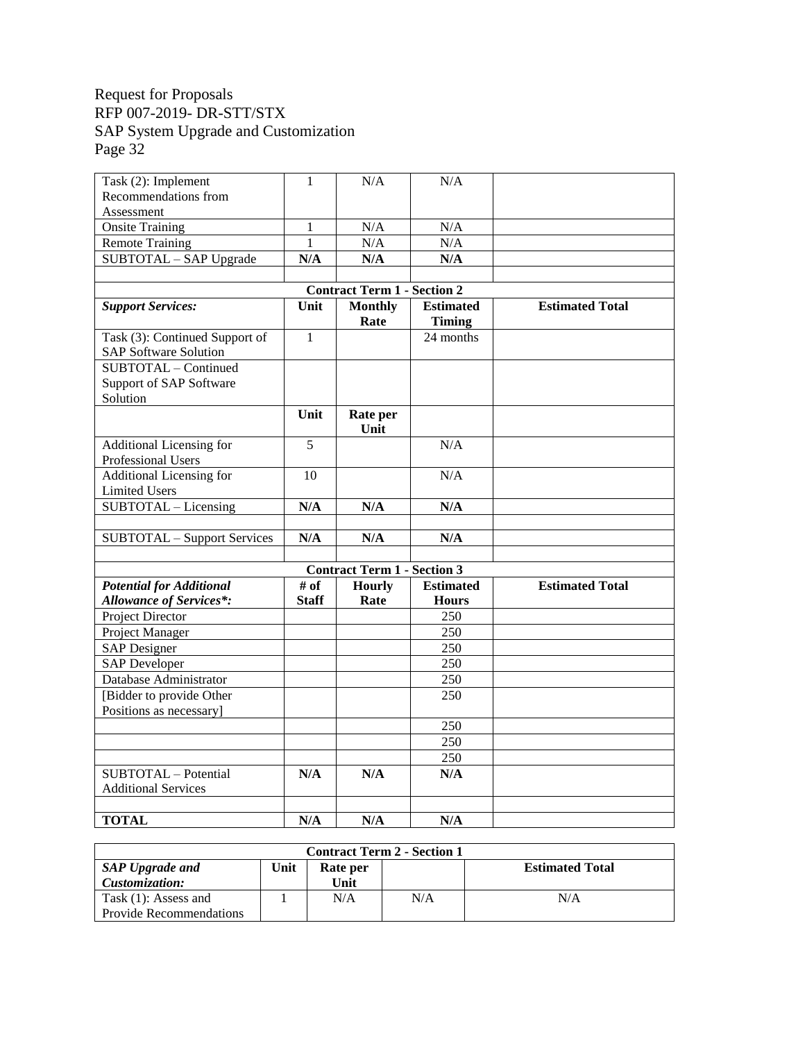| | | | | |
|---|---|---|---|---|
| Task (2): Implement Recommendations from Assessment | 1 | N/A | N/A | |
| Onsite Training | 1 | N/A | N/A | |
| Remote Training | 1 | N/A | N/A | |
| SUBTOTAL – SAP Upgrade | **N/A** | **N/A** | **N/A** | |
| | | | | |
| **Contract Term 1 - Section 2** | | | | |
| ***Support Services:*** | **Unit** | **Monthly Rate** | **Estimated Timing** | **Estimated Total** |
| Task (3): Continued Support of SAP Software Solution | 1 | | 24 months | |
| SUBTOTAL – Continued Support of SAP Software Solution | | | | |
| | **Unit** | **Rate per Unit** | | |
| Additional Licensing for Professional Users | 5 | | N/A | |
| Additional Licensing for Limited Users | 10 | | N/A | |
| SUBTOTAL – Licensing | **N/A** | **N/A** | **N/A** | |
| | | | | |
| SUBTOTAL – Support Services | **N/A** | **N/A** | **N/A** | |
| | | | | |
| **Contract Term 1 - Section 3** | | | | |
| ***Potential for Additional Allowance of Services*:*** | **# of Staff** | **Hourly Rate** | **Estimated Hours** | **Estimated Total** |
| Project Director | | | 250 | |
| Project Manager | | | 250 | |
| SAP Designer | | | 250 | |
| SAP Developer | | | 250 | |
| Database Administrator | | | 250 | |
| [Bidder to provide Other Positions as necessary] | | | 250 | |
| | | | 250 | |
| | | | 250 | |
| | | | 250 | |
| SUBTOTAL – Potential Additional Services | **N/A** | **N/A** | **N/A** | |
| | | | | |
| **TOTAL** | **N/A** | **N/A** | **N/A** | |

| **Contract Term 2 - Section 1** | | | | |
|---|---|---|---|---|
| ***SAP Upgrade and Customization:*** | **Unit** | **Rate per Unit** | | **Estimated Total** |
| Task (1): Assess and Provide Recommendations | 1 | N/A | N/A | N/A |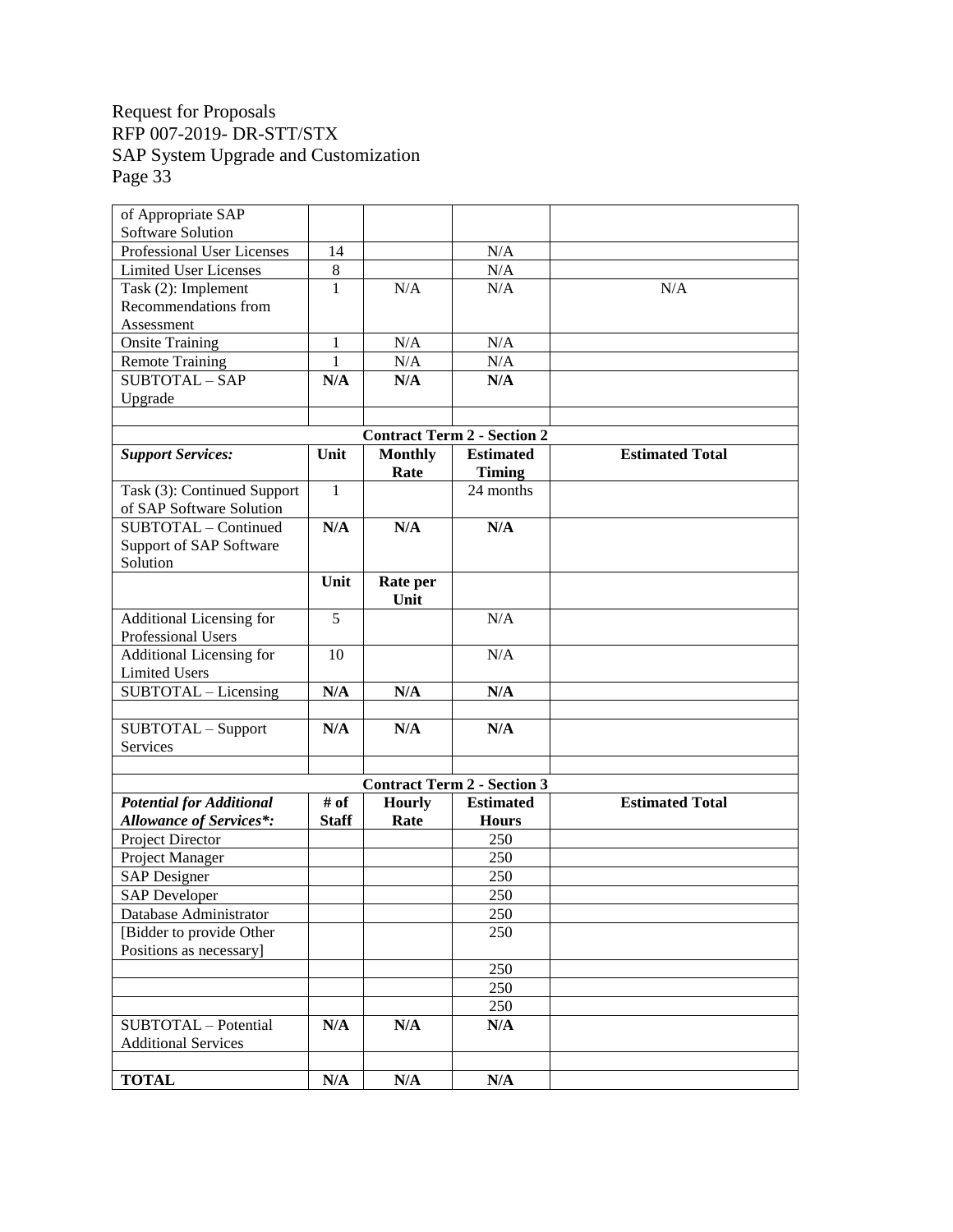| of Appropriate SAP Software Solution | | | | |
|---|---|---|---|---|
| Professional User Licenses | 14 | | N/A | |
| Limited User Licenses | 8 | | N/A | |
| Task (2): Implement Recommendations from Assessment | 1 | N/A | N/A | N/A |
| Onsite Training | 1 | N/A | N/A | |
| Remote Training | 1 | N/A | N/A | |
| SUBTOTAL – SAP Upgrade | **N/A** | **N/A** | **N/A** | |
| | | | | |
| **Contract Term 2 - Section 2** | | | | |
| ***Support Services:*** | **Unit** | **Monthly Rate** | **Estimated Timing** | **Estimated Total** |
| Task (3): Continued Support of SAP Software Solution | 1 | | 24 months | |
| SUBTOTAL – Continued Support of SAP Software Solution | **N/A** | **N/A** | **N/A** | |
| | **Unit** | **Rate per Unit** | | |
| Additional Licensing for Professional Users | 5 | | N/A | |
| Additional Licensing for Limited Users | 10 | | N/A | |
| SUBTOTAL – Licensing | **N/A** | **N/A** | **N/A** | |
| | | | | |
| SUBTOTAL – Support Services | **N/A** | **N/A** | **N/A** | |
| | | | | |
| **Contract Term 2 - Section 3** | | | | |
| ***Potential for Additional Allowance of Services*:*** | **# of Staff** | **Hourly Rate** | **Estimated Hours** | **Estimated Total** |
| Project Director | | | 250 | |
| Project Manager | | | 250 | |
| SAP Designer | | | 250 | |
| SAP Developer | | | 250 | |
| Database Administrator | | | 250 | |
| [Bidder to provide Other Positions as necessary] | | | 250 | |
| | | | 250 | |
| | | | 250 | |
| | | | 250 | |
| SUBTOTAL – Potential Additional Services | **N/A** | **N/A** | **N/A** | |
| | | | | |
| **TOTAL** | **N/A** | **N/A** | **N/A** | |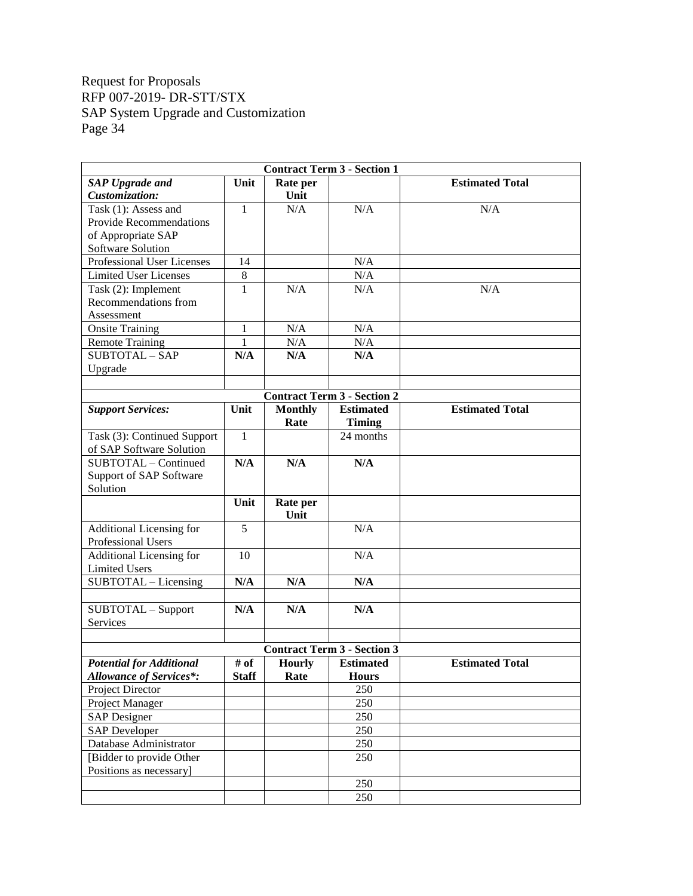| Contract Term 3 - Section 1 | | | | |
|---|---|---|---|---|
| ***SAP Upgrade and Customization:*** | **Unit** | **Rate per Unit** | | **Estimated Total** |
| Task (1): Assess and Provide Recommendations of Appropriate SAP Software Solution | 1 | N/A | N/A | N/A |
| Professional User Licenses | 14 | | N/A | |
| Limited User Licenses | 8 | | N/A | |
| Task (2): Implement Recommendations from Assessment | 1 | N/A | N/A | N/A |
| Onsite Training | 1 | N/A | N/A | |
| Remote Training | 1 | N/A | N/A | |
| SUBTOTAL – SAP Upgrade | **N/A** | **N/A** | **N/A** | |
| | | | | |
| **Contract Term 3 - Section 2** | | | | |
| ***Support Services:*** | **Unit** | **Monthly Rate** | **Estimated Timing** | **Estimated Total** |
| Task (3): Continued Support of SAP Software Solution | 1 | | 24 months | |
| SUBTOTAL – Continued Support of SAP Software Solution | **N/A** | **N/A** | **N/A** | |
| | **Unit** | **Rate per Unit** | | |
| Additional Licensing for Professional Users | 5 | | N/A | |
| Additional Licensing for Limited Users | 10 | | N/A | |
| SUBTOTAL – Licensing | **N/A** | **N/A** | **N/A** | |
| | | | | |
| SUBTOTAL – Support Services | **N/A** | **N/A** | **N/A** | |
| | | | | |
| **Contract Term 3 - Section 3** | | | | |
| ***Potential for Additional Allowance of Services*:*** | **# of Staff** | **Hourly Rate** | **Estimated Hours** | **Estimated Total** |
| Project Director | | | 250 | |
| Project Manager | | | 250 | |
| SAP Designer | | | 250 | |
| SAP Developer | | | 250 | |
| Database Administrator | | | 250 | |
| [Bidder to provide Other Positions as necessary] | | | 250 | |
| | | | 250 | |
| | | | 250 | |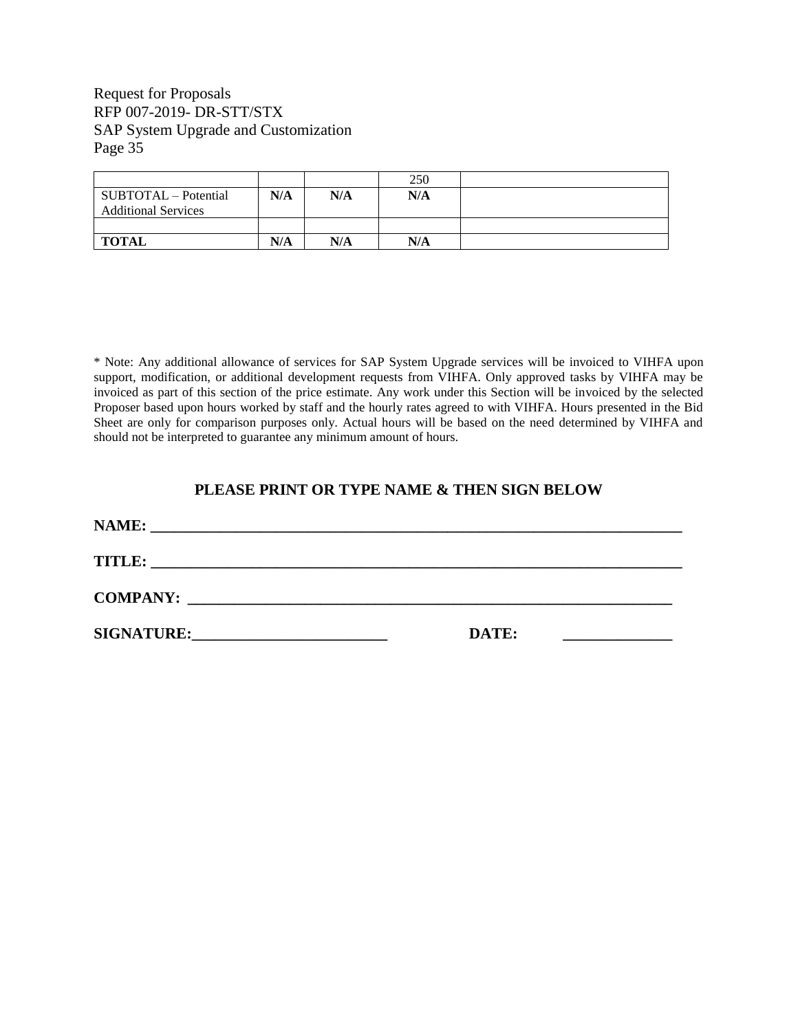| | | | | |
|---|---|---|---|---|
| | | | 250 | |
| SUBTOTAL – Potential Additional Services | **N/A** | **N/A** | **N/A** | |
| | | | | |
| **TOTAL** | **N/A** | **N/A** | **N/A** | |

* Note: Any additional allowance of services for SAP System Upgrade services will be invoiced to VIHFA upon support, modification, or additional development requests from VIHFA. Only approved tasks by VIHFA may be invoiced as part of this section of the price estimate. Any work under this Section will be invoiced by the selected Proposer based upon hours worked by staff and the hourly rates agreed to with VIHFA. Hours presented in the Bid Sheet are only for comparison purposes only. Actual hours will be based on the need determined by VIHFA and should not be interpreted to guarantee any minimum amount of hours.

**PLEASE PRINT OR TYPE NAME & THEN SIGN BELOW**

**NAME:** ________________________________________________________________________

**TITLE:** ________________________________________________________________________

**COMPANY:** ______________________________________________________________

**SIGNATURE:**__________________________ **DATE:** ______________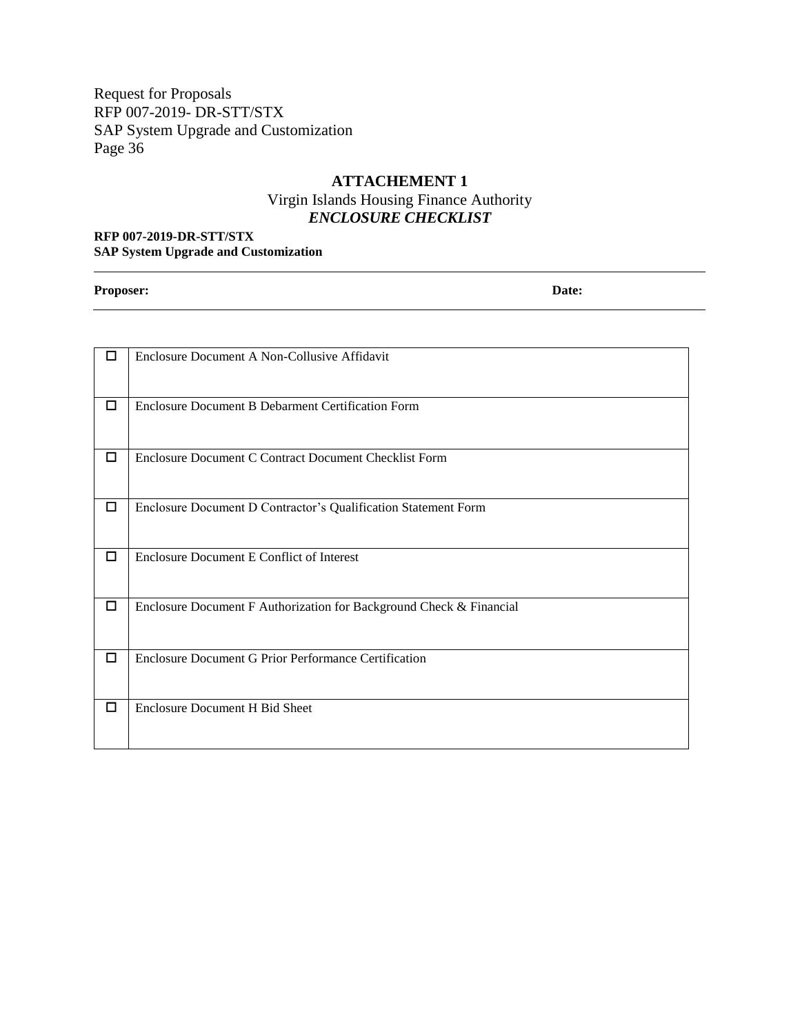## ATTACHEMENT 1

Virgin Islands Housing Finance Authority

***ENCLOSURE CHECKLIST***

**RFP 007-2019-DR-STT/STX**
**SAP System Upgrade and Customization**

---

**Proposer:** **Date:**

---

| | |
|---|---|
| ☐ | Enclosure Document A Non-Collusive Affidavit |
| ☐ | Enclosure Document B Debarment Certification Form |
| ☐ | Enclosure Document C Contract Document Checklist Form |
| ☐ | Enclosure Document D Contractor's Qualification Statement Form |
| ☐ | Enclosure Document E Conflict of Interest |
| ☐ | Enclosure Document F Authorization for Background Check & Financial |
| ☐ | Enclosure Document G Prior Performance Certification |
| ☐ | Enclosure Document H Bid Sheet |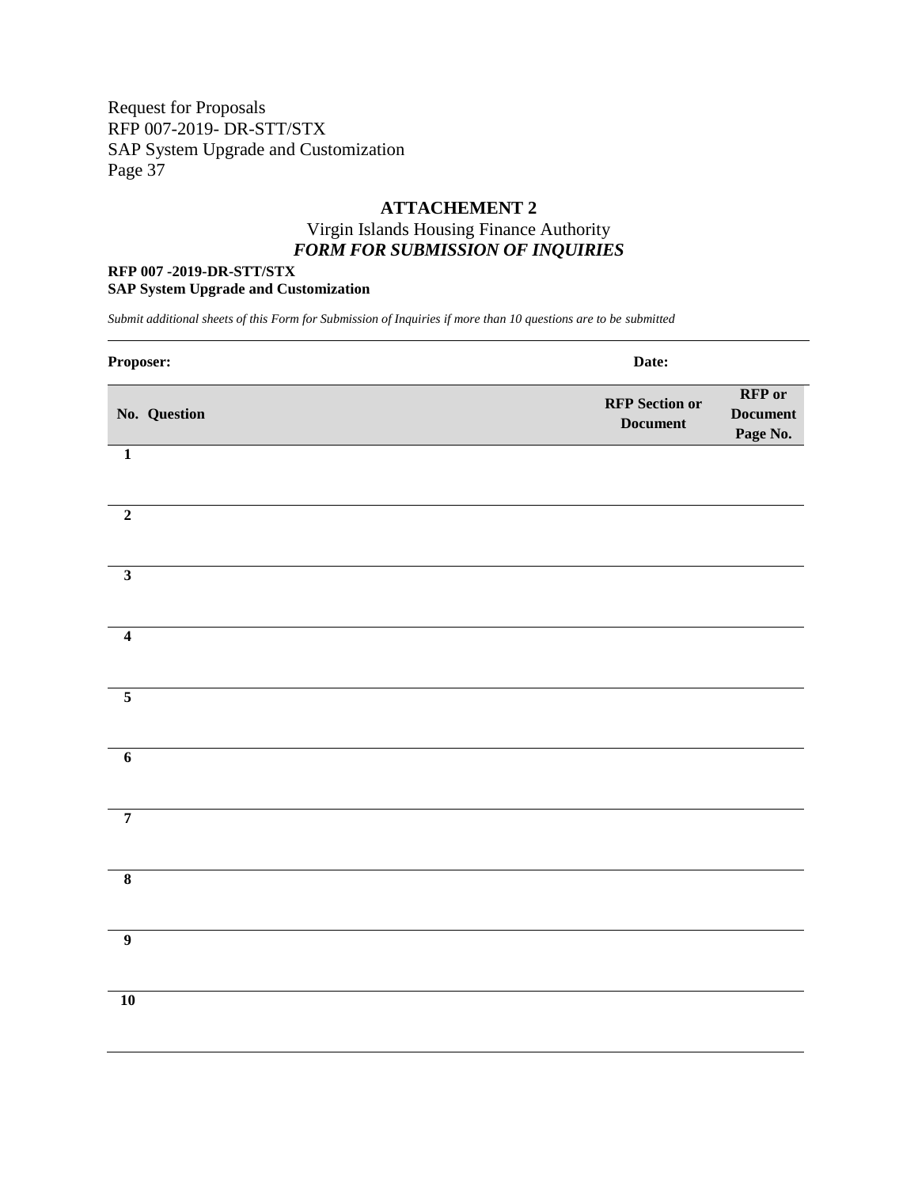## ATTACHEMENT 2

Virgin Islands Housing Finance Authority

***FORM FOR SUBMISSION OF INQUIRIES***

**RFP 007 -2019-DR-STT/STX**
**SAP System Upgrade and Customization**

*Submit additional sheets of this Form for Submission of Inquiries if more than 10 questions are to be submitted*

**Proposer:** **Date:**

| No. | Question | RFP Section or Document | RFP or Document Page No. |
|---|---|---|---|
| 1 | | | |
| 2 | | | |
| 3 | | | |
| 4 | | | |
| 5 | | | |
| 6 | | | |
| 7 | | | |
| 8 | | | |
| 9 | | | |
| 10 | | | |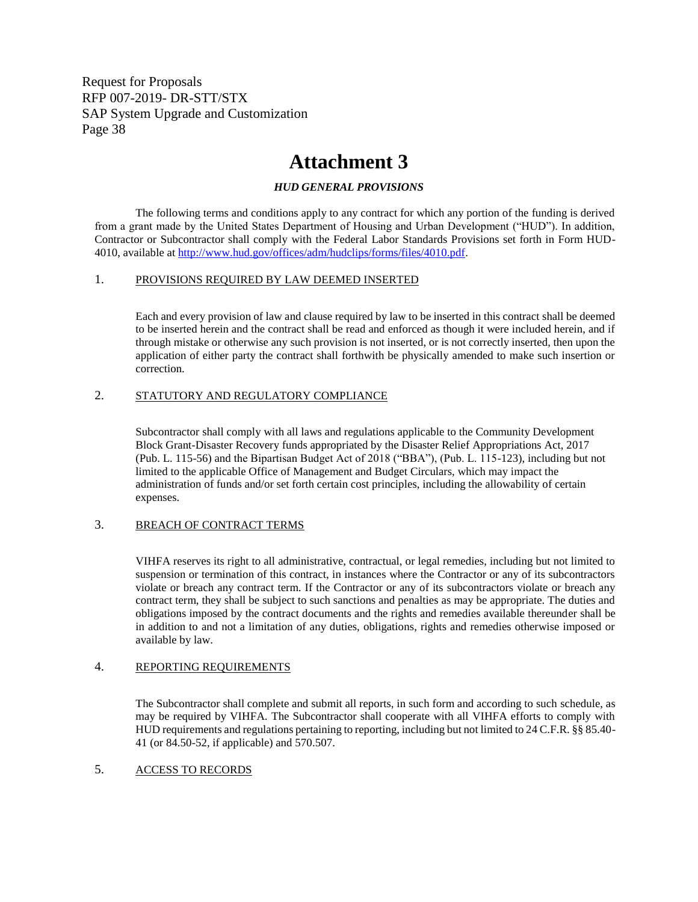# Attachment 3

***HUD GENERAL PROVISIONS***

The following terms and conditions apply to any contract for which any portion of the funding is derived from a grant made by the United States Department of Housing and Urban Development ("HUD"). In addition, Contractor or Subcontractor shall comply with the Federal Labor Standards Provisions set forth in Form HUD-4010, available at http://www.hud.gov/offices/adm/hudclips/forms/files/4010.pdf.

1. PROVISIONS REQUIRED BY LAW DEEMED INSERTED

Each and every provision of law and clause required by law to be inserted in this contract shall be deemed to be inserted herein and the contract shall be read and enforced as though it were included herein, and if through mistake or otherwise any such provision is not inserted, or is not correctly inserted, then upon the application of either party the contract shall forthwith be physically amended to make such insertion or correction.

2. STATUTORY AND REGULATORY COMPLIANCE

Subcontractor shall comply with all laws and regulations applicable to the Community Development Block Grant-Disaster Recovery funds appropriated by the Disaster Relief Appropriations Act, 2017 (Pub. L. 115-56) and the Bipartisan Budget Act of 2018 ("BBA"), (Pub. L. 115-123), including but not limited to the applicable Office of Management and Budget Circulars, which may impact the administration of funds and/or set forth certain cost principles, including the allowability of certain expenses.

3. BREACH OF CONTRACT TERMS

VIHFA reserves its right to all administrative, contractual, or legal remedies, including but not limited to suspension or termination of this contract, in instances where the Contractor or any of its subcontractors violate or breach any contract term. If the Contractor or any of its subcontractors violate or breach any contract term, they shall be subject to such sanctions and penalties as may be appropriate. The duties and obligations imposed by the contract documents and the rights and remedies available thereunder shall be in addition to and not a limitation of any duties, obligations, rights and remedies otherwise imposed or available by law.

4. REPORTING REQUIREMENTS

The Subcontractor shall complete and submit all reports, in such form and according to such schedule, as may be required by VIHFA. The Subcontractor shall cooperate with all VIHFA efforts to comply with HUD requirements and regulations pertaining to reporting, including but not limited to 24 C.F.R. §§ 85.40-41 (or 84.50-52, if applicable) and 570.507.

5. ACCESS TO RECORDS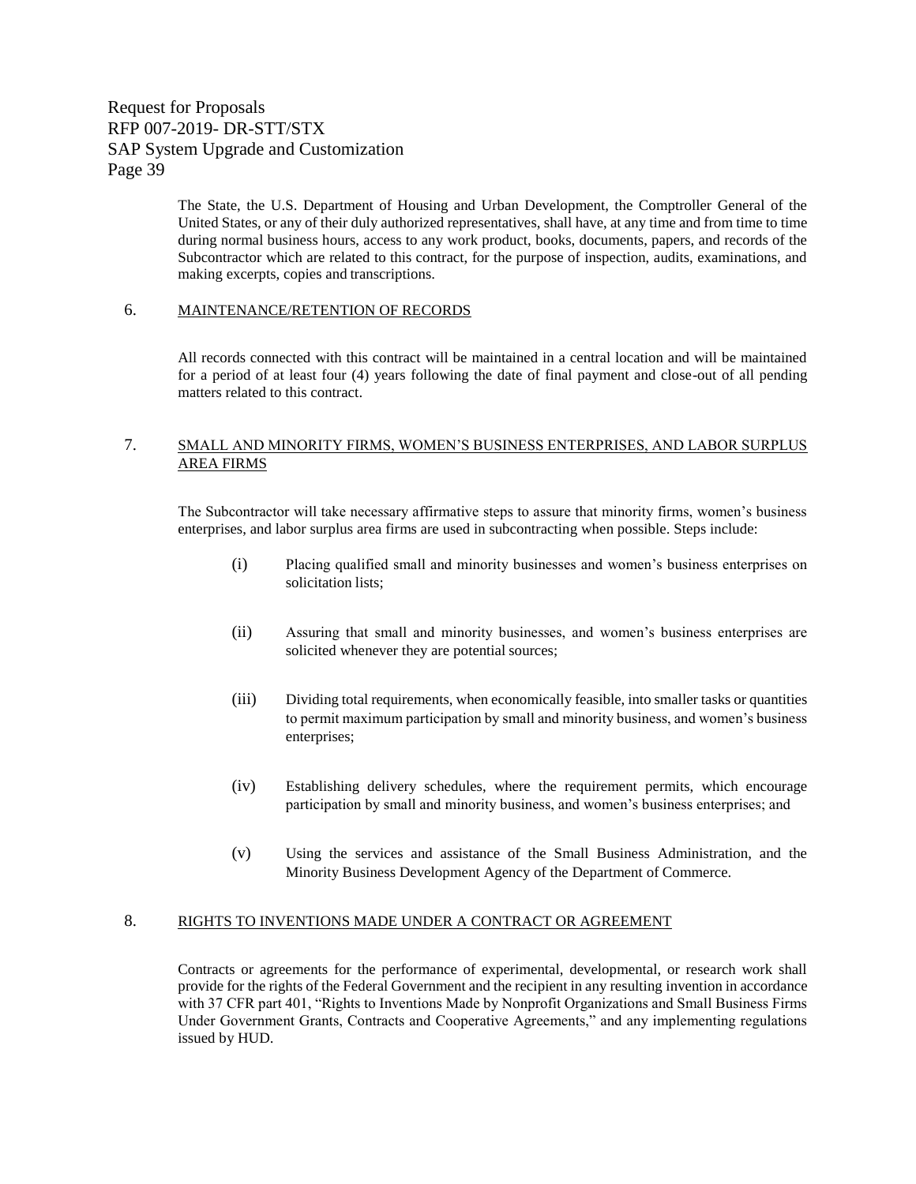The State, the U.S. Department of Housing and Urban Development, the Comptroller General of the United States, or any of their duly authorized representatives, shall have, at any time and from time to time during normal business hours, access to any work product, books, documents, papers, and records of the Subcontractor which are related to this contract, for the purpose of inspection, audits, examinations, and making excerpts, copies and transcriptions.

6. MAINTENANCE/RETENTION OF RECORDS

All records connected with this contract will be maintained in a central location and will be maintained for a period of at least four (4) years following the date of final payment and close-out of all pending matters related to this contract.

7. SMALL AND MINORITY FIRMS, WOMEN'S BUSINESS ENTERPRISES, AND LABOR SURPLUS AREA FIRMS

The Subcontractor will take necessary affirmative steps to assure that minority firms, women's business enterprises, and labor surplus area firms are used in subcontracting when possible. Steps include:

(i) Placing qualified small and minority businesses and women's business enterprises on solicitation lists;

(ii) Assuring that small and minority businesses, and women's business enterprises are solicited whenever they are potential sources;

(iii) Dividing total requirements, when economically feasible, into smaller tasks or quantities to permit maximum participation by small and minority business, and women's business enterprises;

(iv) Establishing delivery schedules, where the requirement permits, which encourage participation by small and minority business, and women's business enterprises; and

(v) Using the services and assistance of the Small Business Administration, and the Minority Business Development Agency of the Department of Commerce.

8. RIGHTS TO INVENTIONS MADE UNDER A CONTRACT OR AGREEMENT

Contracts or agreements for the performance of experimental, developmental, or research work shall provide for the rights of the Federal Government and the recipient in any resulting invention in accordance with 37 CFR part 401, "Rights to Inventions Made by Nonprofit Organizations and Small Business Firms Under Government Grants, Contracts and Cooperative Agreements," and any implementing regulations issued by HUD.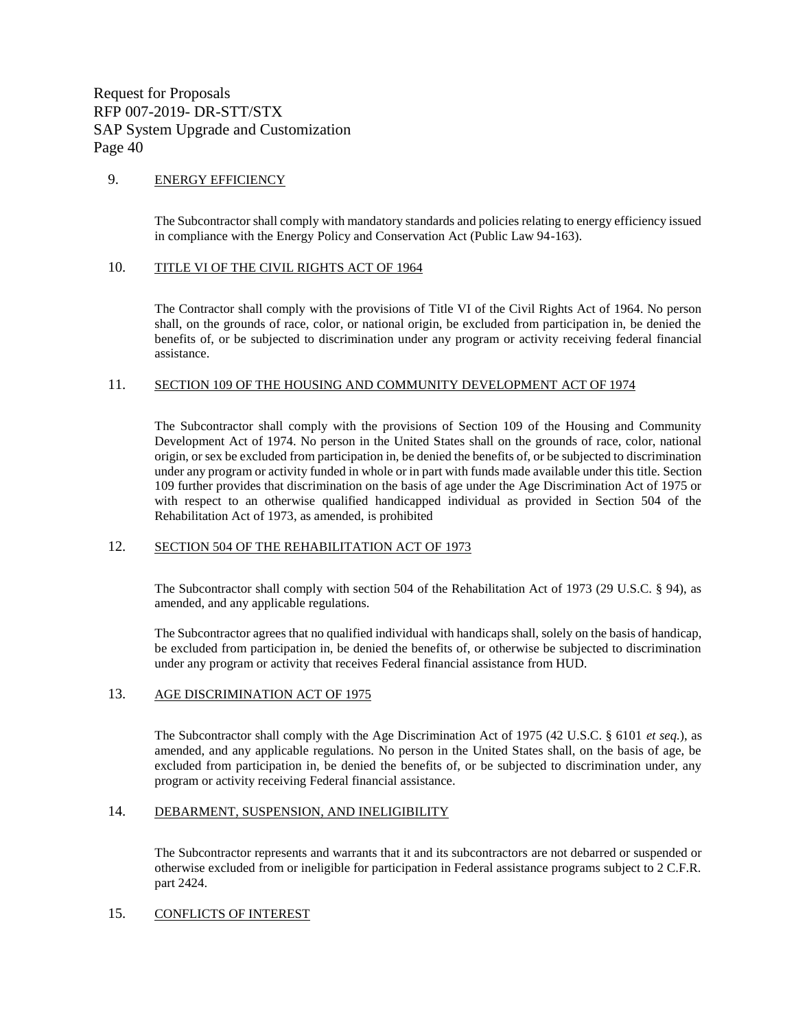## 9. ENERGY EFFICIENCY

The Subcontractor shall comply with mandatory standards and policies relating to energy efficiency issued in compliance with the Energy Policy and Conservation Act (Public Law 94-163).

## 10. TITLE VI OF THE CIVIL RIGHTS ACT OF 1964

The Contractor shall comply with the provisions of Title VI of the Civil Rights Act of 1964. No person shall, on the grounds of race, color, or national origin, be excluded from participation in, be denied the benefits of, or be subjected to discrimination under any program or activity receiving federal financial assistance.

## 11. SECTION 109 OF THE HOUSING AND COMMUNITY DEVELOPMENT ACT OF 1974

The Subcontractor shall comply with the provisions of Section 109 of the Housing and Community Development Act of 1974. No person in the United States shall on the grounds of race, color, national origin, or sex be excluded from participation in, be denied the benefits of, or be subjected to discrimination under any program or activity funded in whole or in part with funds made available under this title. Section 109 further provides that discrimination on the basis of age under the Age Discrimination Act of 1975 or with respect to an otherwise qualified handicapped individual as provided in Section 504 of the Rehabilitation Act of 1973, as amended, is prohibited

## 12. SECTION 504 OF THE REHABILITATION ACT OF 1973

The Subcontractor shall comply with section 504 of the Rehabilitation Act of 1973 (29 U.S.C. § 94), as amended, and any applicable regulations.

The Subcontractor agrees that no qualified individual with handicaps shall, solely on the basis of handicap, be excluded from participation in, be denied the benefits of, or otherwise be subjected to discrimination under any program or activity that receives Federal financial assistance from HUD.

## 13. AGE DISCRIMINATION ACT OF 1975

The Subcontractor shall comply with the Age Discrimination Act of 1975 (42 U.S.C. § 6101 *et seq.*), as amended, and any applicable regulations. No person in the United States shall, on the basis of age, be excluded from participation in, be denied the benefits of, or be subjected to discrimination under, any program or activity receiving Federal financial assistance.

## 14. DEBARMENT, SUSPENSION, AND INELIGIBILITY

The Subcontractor represents and warrants that it and its subcontractors are not debarred or suspended or otherwise excluded from or ineligible for participation in Federal assistance programs subject to 2 C.F.R. part 2424.

## 15. CONFLICTS OF INTEREST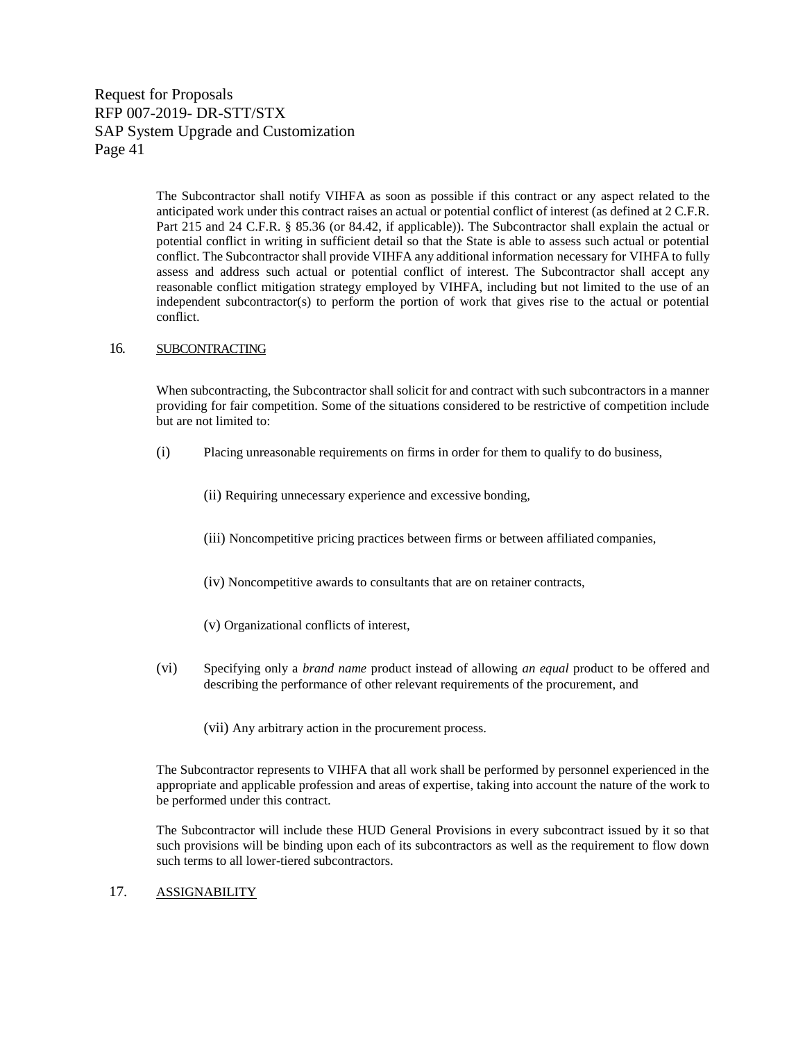The Subcontractor shall notify VIHFA as soon as possible if this contract or any aspect related to the anticipated work under this contract raises an actual or potential conflict of interest (as defined at 2 C.F.R. Part 215 and 24 C.F.R. § 85.36 (or 84.42, if applicable)). The Subcontractor shall explain the actual or potential conflict in writing in sufficient detail so that the State is able to assess such actual or potential conflict. The Subcontractor shall provide VIHFA any additional information necessary for VIHFA to fully assess and address such actual or potential conflict of interest. The Subcontractor shall accept any reasonable conflict mitigation strategy employed by VIHFA, including but not limited to the use of an independent subcontractor(s) to perform the portion of work that gives rise to the actual or potential conflict.

16. SUBCONTRACTING

When subcontracting, the Subcontractor shall solicit for and contract with such subcontractors in a manner providing for fair competition. Some of the situations considered to be restrictive of competition include but are not limited to:

(i) Placing unreasonable requirements on firms in order for them to qualify to do business,

(ii) Requiring unnecessary experience and excessive bonding,

(iii) Noncompetitive pricing practices between firms or between affiliated companies,

(iv) Noncompetitive awards to consultants that are on retainer contracts,

(v) Organizational conflicts of interest,

(vi) Specifying only a *brand name* product instead of allowing *an equal* product to be offered and describing the performance of other relevant requirements of the procurement, and

(vii) Any arbitrary action in the procurement process.

The Subcontractor represents to VIHFA that all work shall be performed by personnel experienced in the appropriate and applicable profession and areas of expertise, taking into account the nature of the work to be performed under this contract.

The Subcontractor will include these HUD General Provisions in every subcontract issued by it so that such provisions will be binding upon each of its subcontractors as well as the requirement to flow down such terms to all lower-tiered subcontractors.

17. ASSIGNABILITY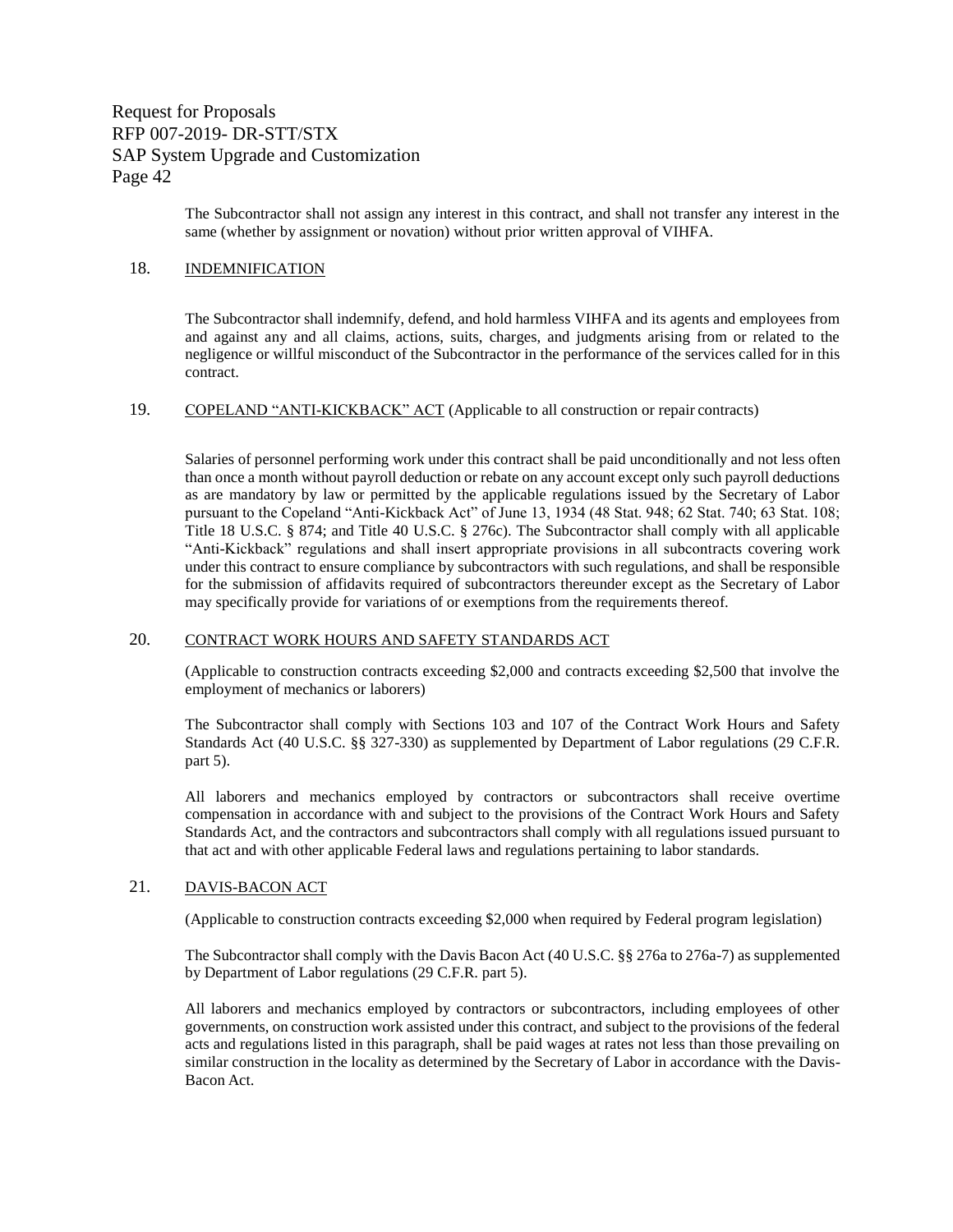The Subcontractor shall not assign any interest in this contract, and shall not transfer any interest in the same (whether by assignment or novation) without prior written approval of VIHFA.

## 18. INDEMNIFICATION

The Subcontractor shall indemnify, defend, and hold harmless VIHFA and its agents and employees from and against any and all claims, actions, suits, charges, and judgments arising from or related to the negligence or willful misconduct of the Subcontractor in the performance of the services called for in this contract.

## 19. COPELAND "ANTI-KICKBACK" ACT (Applicable to all construction or repair contracts)

Salaries of personnel performing work under this contract shall be paid unconditionally and not less often than once a month without payroll deduction or rebate on any account except only such payroll deductions as are mandatory by law or permitted by the applicable regulations issued by the Secretary of Labor pursuant to the Copeland "Anti-Kickback Act" of June 13, 1934 (48 Stat. 948; 62 Stat. 740; 63 Stat. 108; Title 18 U.S.C. § 874; and Title 40 U.S.C. § 276c). The Subcontractor shall comply with all applicable "Anti-Kickback" regulations and shall insert appropriate provisions in all subcontracts covering work under this contract to ensure compliance by subcontractors with such regulations, and shall be responsible for the submission of affidavits required of subcontractors thereunder except as the Secretary of Labor may specifically provide for variations of or exemptions from the requirements thereof.

## 20. CONTRACT WORK HOURS AND SAFETY STANDARDS ACT

(Applicable to construction contracts exceeding $2,000 and contracts exceeding $2,500 that involve the employment of mechanics or laborers)

The Subcontractor shall comply with Sections 103 and 107 of the Contract Work Hours and Safety Standards Act (40 U.S.C. §§ 327-330) as supplemented by Department of Labor regulations (29 C.F.R. part 5).

All laborers and mechanics employed by contractors or subcontractors shall receive overtime compensation in accordance with and subject to the provisions of the Contract Work Hours and Safety Standards Act, and the contractors and subcontractors shall comply with all regulations issued pursuant to that act and with other applicable Federal laws and regulations pertaining to labor standards.

## 21. DAVIS-BACON ACT

(Applicable to construction contracts exceeding $2,000 when required by Federal program legislation)

The Subcontractor shall comply with the Davis Bacon Act (40 U.S.C. §§ 276a to 276a-7) as supplemented by Department of Labor regulations (29 C.F.R. part 5).

All laborers and mechanics employed by contractors or subcontractors, including employees of other governments, on construction work assisted under this contract, and subject to the provisions of the federal acts and regulations listed in this paragraph, shall be paid wages at rates not less than those prevailing on similar construction in the locality as determined by the Secretary of Labor in accordance with the Davis-Bacon Act.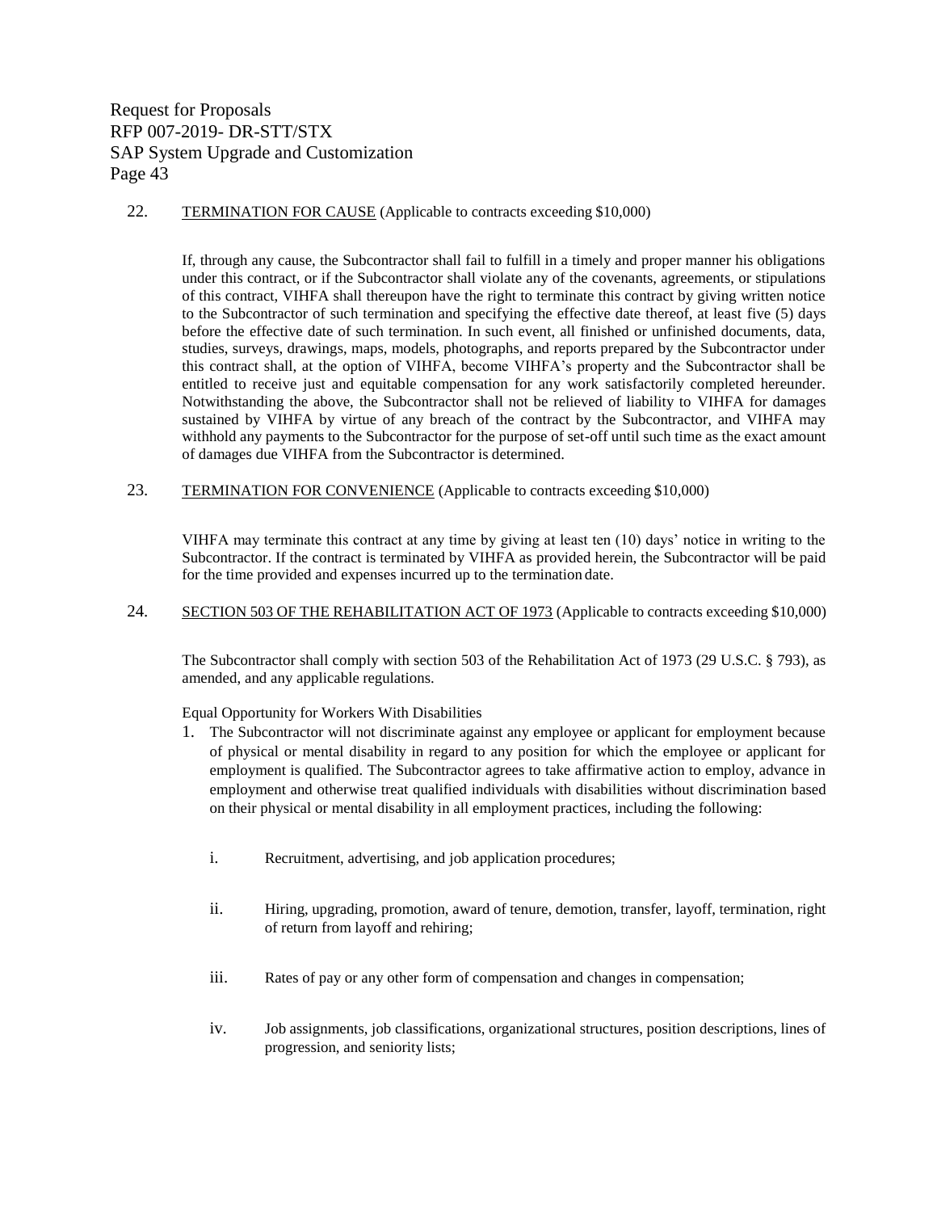22. TERMINATION FOR CAUSE (Applicable to contracts exceeding $10,000)

If, through any cause, the Subcontractor shall fail to fulfill in a timely and proper manner his obligations under this contract, or if the Subcontractor shall violate any of the covenants, agreements, or stipulations of this contract, VIHFA shall thereupon have the right to terminate this contract by giving written notice to the Subcontractor of such termination and specifying the effective date thereof, at least five (5) days before the effective date of such termination. In such event, all finished or unfinished documents, data, studies, surveys, drawings, maps, models, photographs, and reports prepared by the Subcontractor under this contract shall, at the option of VIHFA, become VIHFA's property and the Subcontractor shall be entitled to receive just and equitable compensation for any work satisfactorily completed hereunder. Notwithstanding the above, the Subcontractor shall not be relieved of liability to VIHFA for damages sustained by VIHFA by virtue of any breach of the contract by the Subcontractor, and VIHFA may withhold any payments to the Subcontractor for the purpose of set-off until such time as the exact amount of damages due VIHFA from the Subcontractor is determined.

23. TERMINATION FOR CONVENIENCE (Applicable to contracts exceeding $10,000)

VIHFA may terminate this contract at any time by giving at least ten (10) days' notice in writing to the Subcontractor. If the contract is terminated by VIHFA as provided herein, the Subcontractor will be paid for the time provided and expenses incurred up to the termination date.

24. SECTION 503 OF THE REHABILITATION ACT OF 1973 (Applicable to contracts exceeding $10,000)

The Subcontractor shall comply with section 503 of the Rehabilitation Act of 1973 (29 U.S.C. § 793), as amended, and any applicable regulations.

Equal Opportunity for Workers With Disabilities

1. The Subcontractor will not discriminate against any employee or applicant for employment because of physical or mental disability in regard to any position for which the employee or applicant for employment is qualified. The Subcontractor agrees to take affirmative action to employ, advance in employment and otherwise treat qualified individuals with disabilities without discrimination based on their physical or mental disability in all employment practices, including the following:

   i. Recruitment, advertising, and job application procedures;

   ii. Hiring, upgrading, promotion, award of tenure, demotion, transfer, layoff, termination, right of return from layoff and rehiring;

   iii. Rates of pay or any other form of compensation and changes in compensation;

   iv. Job assignments, job classifications, organizational structures, position descriptions, lines of progression, and seniority lists;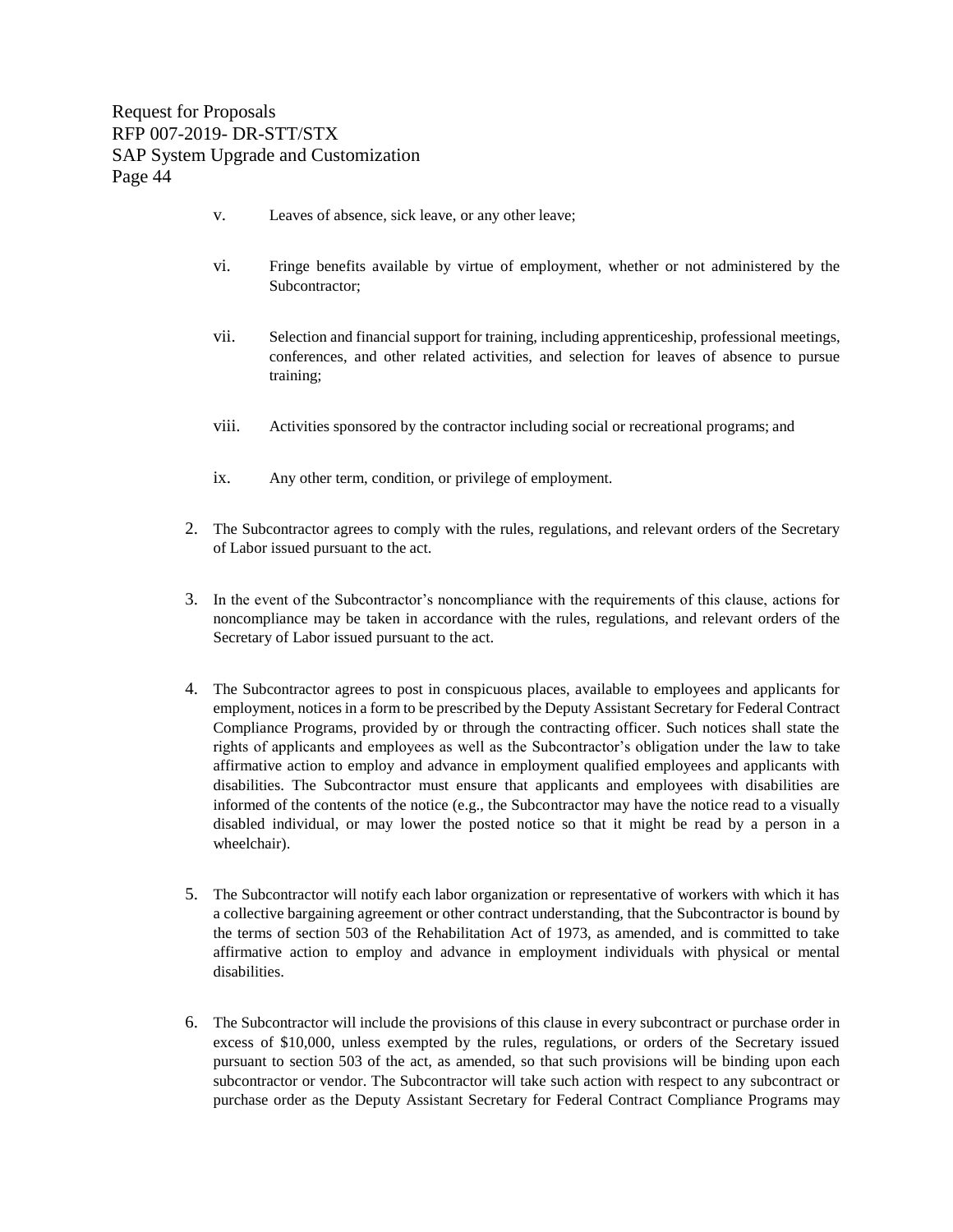v. Leaves of absence, sick leave, or any other leave;

vi. Fringe benefits available by virtue of employment, whether or not administered by the Subcontractor;

vii. Selection and financial support for training, including apprenticeship, professional meetings, conferences, and other related activities, and selection for leaves of absence to pursue training;

viii. Activities sponsored by the contractor including social or recreational programs; and

ix. Any other term, condition, or privilege of employment.

2. The Subcontractor agrees to comply with the rules, regulations, and relevant orders of the Secretary of Labor issued pursuant to the act.

3. In the event of the Subcontractor's noncompliance with the requirements of this clause, actions for noncompliance may be taken in accordance with the rules, regulations, and relevant orders of the Secretary of Labor issued pursuant to the act.

4. The Subcontractor agrees to post in conspicuous places, available to employees and applicants for employment, notices in a form to be prescribed by the Deputy Assistant Secretary for Federal Contract Compliance Programs, provided by or through the contracting officer. Such notices shall state the rights of applicants and employees as well as the Subcontractor's obligation under the law to take affirmative action to employ and advance in employment qualified employees and applicants with disabilities. The Subcontractor must ensure that applicants and employees with disabilities are informed of the contents of the notice (e.g., the Subcontractor may have the notice read to a visually disabled individual, or may lower the posted notice so that it might be read by a person in a wheelchair).

5. The Subcontractor will notify each labor organization or representative of workers with which it has a collective bargaining agreement or other contract understanding, that the Subcontractor is bound by the terms of section 503 of the Rehabilitation Act of 1973, as amended, and is committed to take affirmative action to employ and advance in employment individuals with physical or mental disabilities.

6. The Subcontractor will include the provisions of this clause in every subcontract or purchase order in excess of $10,000, unless exempted by the rules, regulations, or orders of the Secretary issued pursuant to section 503 of the act, as amended, so that such provisions will be binding upon each subcontractor or vendor. The Subcontractor will take such action with respect to any subcontract or purchase order as the Deputy Assistant Secretary for Federal Contract Compliance Programs may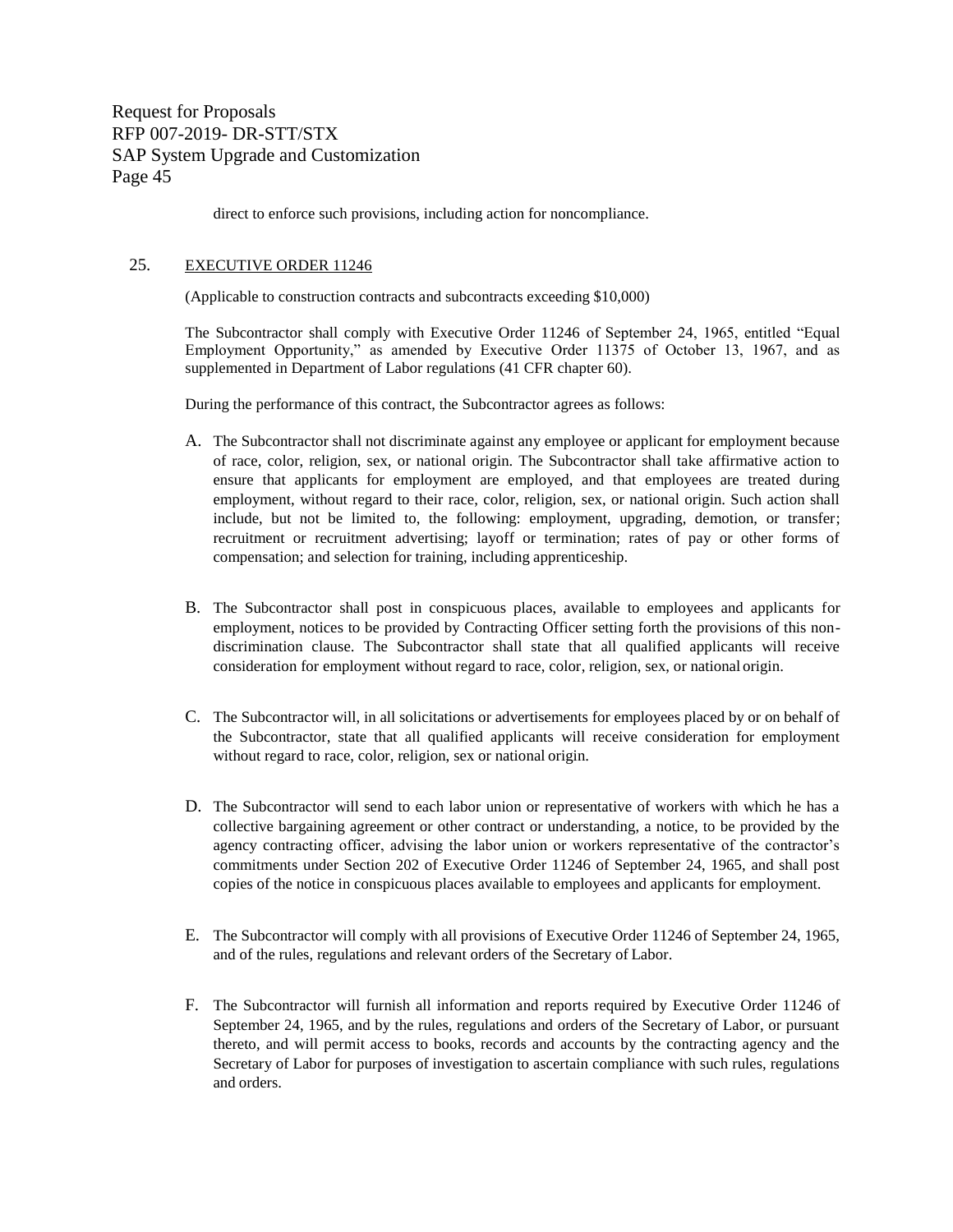direct to enforce such provisions, including action for noncompliance.

25. EXECUTIVE ORDER 11246

(Applicable to construction contracts and subcontracts exceeding $10,000)

The Subcontractor shall comply with Executive Order 11246 of September 24, 1965, entitled "Equal Employment Opportunity," as amended by Executive Order 11375 of October 13, 1967, and as supplemented in Department of Labor regulations (41 CFR chapter 60).

During the performance of this contract, the Subcontractor agrees as follows:

A. The Subcontractor shall not discriminate against any employee or applicant for employment because of race, color, religion, sex, or national origin. The Subcontractor shall take affirmative action to ensure that applicants for employment are employed, and that employees are treated during employment, without regard to their race, color, religion, sex, or national origin. Such action shall include, but not be limited to, the following: employment, upgrading, demotion, or transfer; recruitment or recruitment advertising; layoff or termination; rates of pay or other forms of compensation; and selection for training, including apprenticeship.

B. The Subcontractor shall post in conspicuous places, available to employees and applicants for employment, notices to be provided by Contracting Officer setting forth the provisions of this non-discrimination clause. The Subcontractor shall state that all qualified applicants will receive consideration for employment without regard to race, color, religion, sex, or national origin.

C. The Subcontractor will, in all solicitations or advertisements for employees placed by or on behalf of the Subcontractor, state that all qualified applicants will receive consideration for employment without regard to race, color, religion, sex or national origin.

D. The Subcontractor will send to each labor union or representative of workers with which he has a collective bargaining agreement or other contract or understanding, a notice, to be provided by the agency contracting officer, advising the labor union or workers representative of the contractor's commitments under Section 202 of Executive Order 11246 of September 24, 1965, and shall post copies of the notice in conspicuous places available to employees and applicants for employment.

E. The Subcontractor will comply with all provisions of Executive Order 11246 of September 24, 1965, and of the rules, regulations and relevant orders of the Secretary of Labor.

F. The Subcontractor will furnish all information and reports required by Executive Order 11246 of September 24, 1965, and by the rules, regulations and orders of the Secretary of Labor, or pursuant thereto, and will permit access to books, records and accounts by the contracting agency and the Secretary of Labor for purposes of investigation to ascertain compliance with such rules, regulations and orders.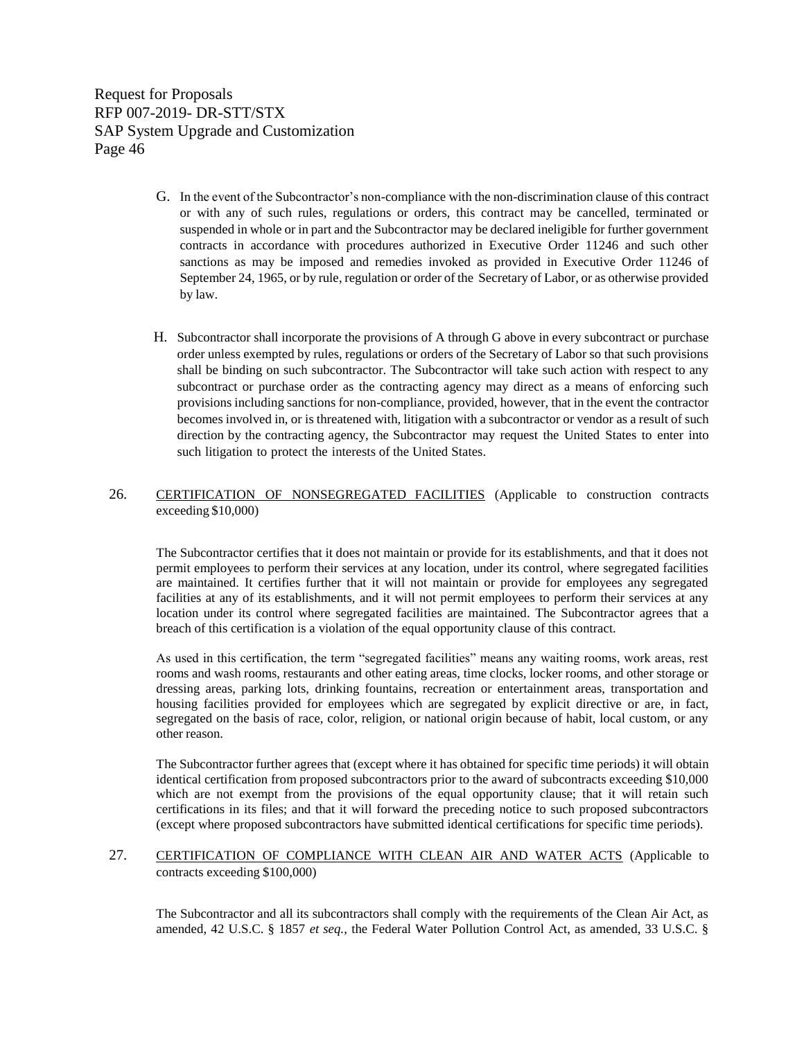G. In the event of the Subcontractor's non-compliance with the non-discrimination clause of this contract or with any of such rules, regulations or orders, this contract may be cancelled, terminated or suspended in whole or in part and the Subcontractor may be declared ineligible for further government contracts in accordance with procedures authorized in Executive Order 11246 and such other sanctions as may be imposed and remedies invoked as provided in Executive Order 11246 of September 24, 1965, or by rule, regulation or order of the Secretary of Labor, or as otherwise provided by law.

H. Subcontractor shall incorporate the provisions of A through G above in every subcontract or purchase order unless exempted by rules, regulations or orders of the Secretary of Labor so that such provisions shall be binding on such subcontractor. The Subcontractor will take such action with respect to any subcontract or purchase order as the contracting agency may direct as a means of enforcing such provisions including sanctions for non-compliance, provided, however, that in the event the contractor becomes involved in, or is threatened with, litigation with a subcontractor or vendor as a result of such direction by the contracting agency, the Subcontractor may request the United States to enter into such litigation to protect the interests of the United States.

26. CERTIFICATION OF NONSEGREGATED FACILITIES (Applicable to construction contracts exceeding $10,000)

The Subcontractor certifies that it does not maintain or provide for its establishments, and that it does not permit employees to perform their services at any location, under its control, where segregated facilities are maintained. It certifies further that it will not maintain or provide for employees any segregated facilities at any of its establishments, and it will not permit employees to perform their services at any location under its control where segregated facilities are maintained. The Subcontractor agrees that a breach of this certification is a violation of the equal opportunity clause of this contract.

As used in this certification, the term "segregated facilities" means any waiting rooms, work areas, rest rooms and wash rooms, restaurants and other eating areas, time clocks, locker rooms, and other storage or dressing areas, parking lots, drinking fountains, recreation or entertainment areas, transportation and housing facilities provided for employees which are segregated by explicit directive or are, in fact, segregated on the basis of race, color, religion, or national origin because of habit, local custom, or any other reason.

The Subcontractor further agrees that (except where it has obtained for specific time periods) it will obtain identical certification from proposed subcontractors prior to the award of subcontracts exceeding $10,000 which are not exempt from the provisions of the equal opportunity clause; that it will retain such certifications in its files; and that it will forward the preceding notice to such proposed subcontractors (except where proposed subcontractors have submitted identical certifications for specific time periods).

27. CERTIFICATION OF COMPLIANCE WITH CLEAN AIR AND WATER ACTS (Applicable to contracts exceeding $100,000)

The Subcontractor and all its subcontractors shall comply with the requirements of the Clean Air Act, as amended, 42 U.S.C. § 1857 *et seq.*, the Federal Water Pollution Control Act, as amended, 33 U.S.C. §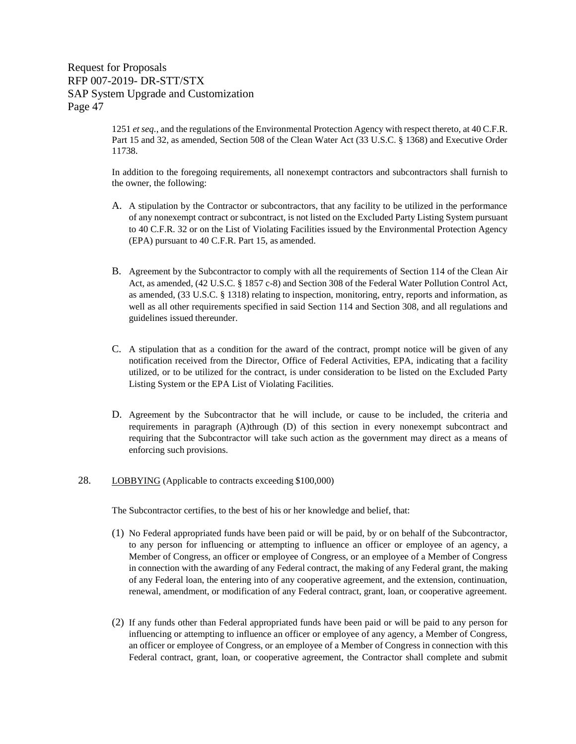1251 *et seq.*, and the regulations of the Environmental Protection Agency with respect thereto, at 40 C.F.R. Part 15 and 32, as amended, Section 508 of the Clean Water Act (33 U.S.C. § 1368) and Executive Order 11738.

In addition to the foregoing requirements, all nonexempt contractors and subcontractors shall furnish to the owner, the following:

A. A stipulation by the Contractor or subcontractors, that any facility to be utilized in the performance of any nonexempt contract or subcontract, is not listed on the Excluded Party Listing System pursuant to 40 C.F.R. 32 or on the List of Violating Facilities issued by the Environmental Protection Agency (EPA) pursuant to 40 C.F.R. Part 15, as amended.

B. Agreement by the Subcontractor to comply with all the requirements of Section 114 of the Clean Air Act, as amended, (42 U.S.C. § 1857 c-8) and Section 308 of the Federal Water Pollution Control Act, as amended, (33 U.S.C. § 1318) relating to inspection, monitoring, entry, reports and information, as well as all other requirements specified in said Section 114 and Section 308, and all regulations and guidelines issued thereunder.

C. A stipulation that as a condition for the award of the contract, prompt notice will be given of any notification received from the Director, Office of Federal Activities, EPA, indicating that a facility utilized, or to be utilized for the contract, is under consideration to be listed on the Excluded Party Listing System or the EPA List of Violating Facilities.

D. Agreement by the Subcontractor that he will include, or cause to be included, the criteria and requirements in paragraph (A)through (D) of this section in every nonexempt subcontract and requiring that the Subcontractor will take such action as the government may direct as a means of enforcing such provisions.

28. LOBBYING (Applicable to contracts exceeding $100,000)

The Subcontractor certifies, to the best of his or her knowledge and belief, that:

(1) No Federal appropriated funds have been paid or will be paid, by or on behalf of the Subcontractor, to any person for influencing or attempting to influence an officer or employee of an agency, a Member of Congress, an officer or employee of Congress, or an employee of a Member of Congress in connection with the awarding of any Federal contract, the making of any Federal grant, the making of any Federal loan, the entering into of any cooperative agreement, and the extension, continuation, renewal, amendment, or modification of any Federal contract, grant, loan, or cooperative agreement.

(2) If any funds other than Federal appropriated funds have been paid or will be paid to any person for influencing or attempting to influence an officer or employee of any agency, a Member of Congress, an officer or employee of Congress, or an employee of a Member of Congress in connection with this Federal contract, grant, loan, or cooperative agreement, the Contractor shall complete and submit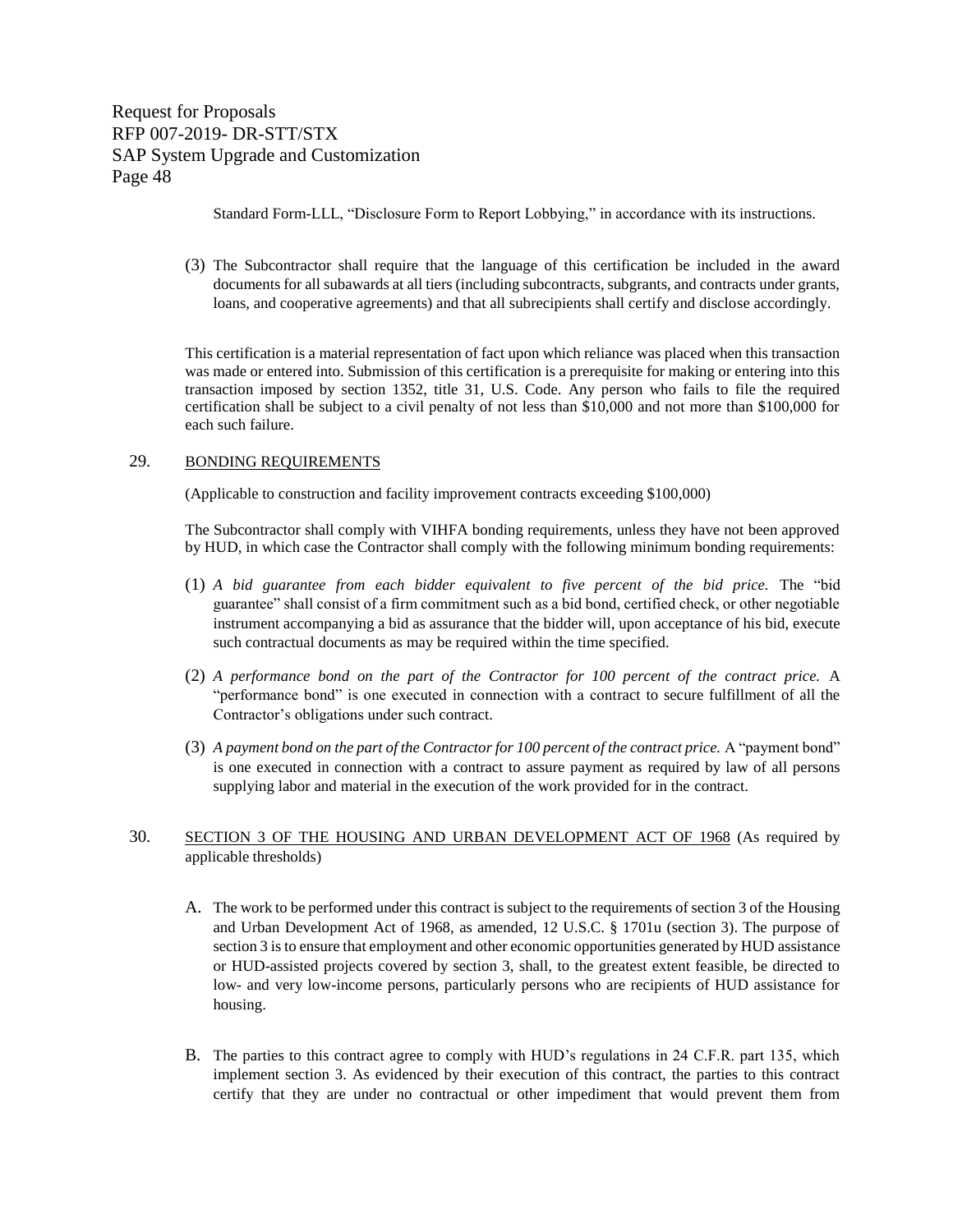Standard Form-LLL, "Disclosure Form to Report Lobbying," in accordance with its instructions.

(3) The Subcontractor shall require that the language of this certification be included in the award documents for all subawards at all tiers (including subcontracts, subgrants, and contracts under grants, loans, and cooperative agreements) and that all subrecipients shall certify and disclose accordingly.

This certification is a material representation of fact upon which reliance was placed when this transaction was made or entered into. Submission of this certification is a prerequisite for making or entering into this transaction imposed by section 1352, title 31, U.S. Code. Any person who fails to file the required certification shall be subject to a civil penalty of not less than $10,000 and not more than $100,000 for each such failure.

29. BONDING REQUIREMENTS

(Applicable to construction and facility improvement contracts exceeding $100,000)

The Subcontractor shall comply with VIHFA bonding requirements, unless they have not been approved by HUD, in which case the Contractor shall comply with the following minimum bonding requirements:

(1) *A bid guarantee from each bidder equivalent to five percent of the bid price.* The "bid guarantee" shall consist of a firm commitment such as a bid bond, certified check, or other negotiable instrument accompanying a bid as assurance that the bidder will, upon acceptance of his bid, execute such contractual documents as may be required within the time specified.

(2) *A performance bond on the part of the Contractor for 100 percent of the contract price.* A "performance bond" is one executed in connection with a contract to secure fulfillment of all the Contractor's obligations under such contract.

(3) *A payment bond on the part of the Contractor for 100 percent of the contract price.* A "payment bond" is one executed in connection with a contract to assure payment as required by law of all persons supplying labor and material in the execution of the work provided for in the contract.

30. SECTION 3 OF THE HOUSING AND URBAN DEVELOPMENT ACT OF 1968 (As required by applicable thresholds)

A. The work to be performed under this contract is subject to the requirements of section 3 of the Housing and Urban Development Act of 1968, as amended, 12 U.S.C. § 1701u (section 3). The purpose of section 3 is to ensure that employment and other economic opportunities generated by HUD assistance or HUD-assisted projects covered by section 3, shall, to the greatest extent feasible, be directed to low- and very low-income persons, particularly persons who are recipients of HUD assistance for housing.

B. The parties to this contract agree to comply with HUD's regulations in 24 C.F.R. part 135, which implement section 3. As evidenced by their execution of this contract, the parties to this contract certify that they are under no contractual or other impediment that would prevent them from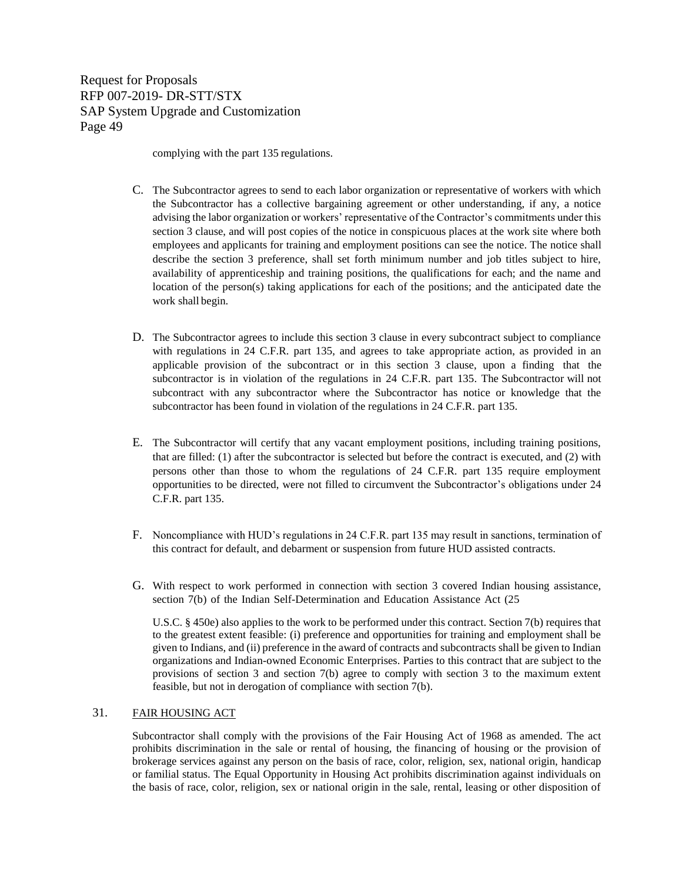complying with the part 135 regulations.

C. The Subcontractor agrees to send to each labor organization or representative of workers with which the Subcontractor has a collective bargaining agreement or other understanding, if any, a notice advising the labor organization or workers' representative of the Contractor's commitments under this section 3 clause, and will post copies of the notice in conspicuous places at the work site where both employees and applicants for training and employment positions can see the notice. The notice shall describe the section 3 preference, shall set forth minimum number and job titles subject to hire, availability of apprenticeship and training positions, the qualifications for each; and the name and location of the person(s) taking applications for each of the positions; and the anticipated date the work shall begin.

D. The Subcontractor agrees to include this section 3 clause in every subcontract subject to compliance with regulations in 24 C.F.R. part 135, and agrees to take appropriate action, as provided in an applicable provision of the subcontract or in this section 3 clause, upon a finding that the subcontractor is in violation of the regulations in 24 C.F.R. part 135. The Subcontractor will not subcontract with any subcontractor where the Subcontractor has notice or knowledge that the subcontractor has been found in violation of the regulations in 24 C.F.R. part 135.

E. The Subcontractor will certify that any vacant employment positions, including training positions, that are filled: (1) after the subcontractor is selected but before the contract is executed, and (2) with persons other than those to whom the regulations of 24 C.F.R. part 135 require employment opportunities to be directed, were not filled to circumvent the Subcontractor's obligations under 24 C.F.R. part 135.

F. Noncompliance with HUD's regulations in 24 C.F.R. part 135 may result in sanctions, termination of this contract for default, and debarment or suspension from future HUD assisted contracts.

G. With respect to work performed in connection with section 3 covered Indian housing assistance, section 7(b) of the Indian Self-Determination and Education Assistance Act (25

U.S.C. § 450e) also applies to the work to be performed under this contract. Section 7(b) requires that to the greatest extent feasible: (i) preference and opportunities for training and employment shall be given to Indians, and (ii) preference in the award of contracts and subcontracts shall be given to Indian organizations and Indian-owned Economic Enterprises. Parties to this contract that are subject to the provisions of section 3 and section 7(b) agree to comply with section 3 to the maximum extent feasible, but not in derogation of compliance with section 7(b).

31. FAIR HOUSING ACT

Subcontractor shall comply with the provisions of the Fair Housing Act of 1968 as amended. The act prohibits discrimination in the sale or rental of housing, the financing of housing or the provision of brokerage services against any person on the basis of race, color, religion, sex, national origin, handicap or familial status. The Equal Opportunity in Housing Act prohibits discrimination against individuals on the basis of race, color, religion, sex or national origin in the sale, rental, leasing or other disposition of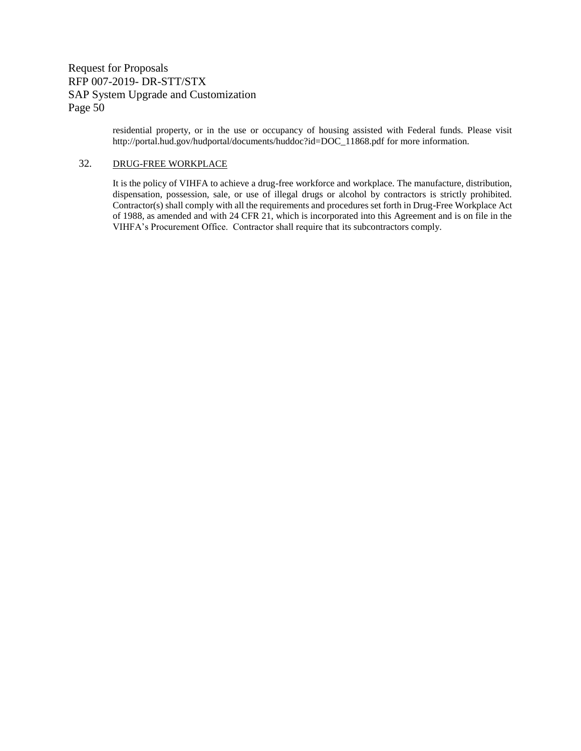residential property, or in the use or occupancy of housing assisted with Federal funds. Please visit http://portal.hud.gov/hudportal/documents/huddoc?id=DOC_11868.pdf for more information.

32. DRUG-FREE WORKPLACE

It is the policy of VIHFA to achieve a drug-free workforce and workplace. The manufacture, distribution, dispensation, possession, sale, or use of illegal drugs or alcohol by contractors is strictly prohibited. Contractor(s) shall comply with all the requirements and procedures set forth in Drug-Free Workplace Act of 1988, as amended and with 24 CFR 21, which is incorporated into this Agreement and is on file in the VIHFA's Procurement Office. Contractor shall require that its subcontractors comply.